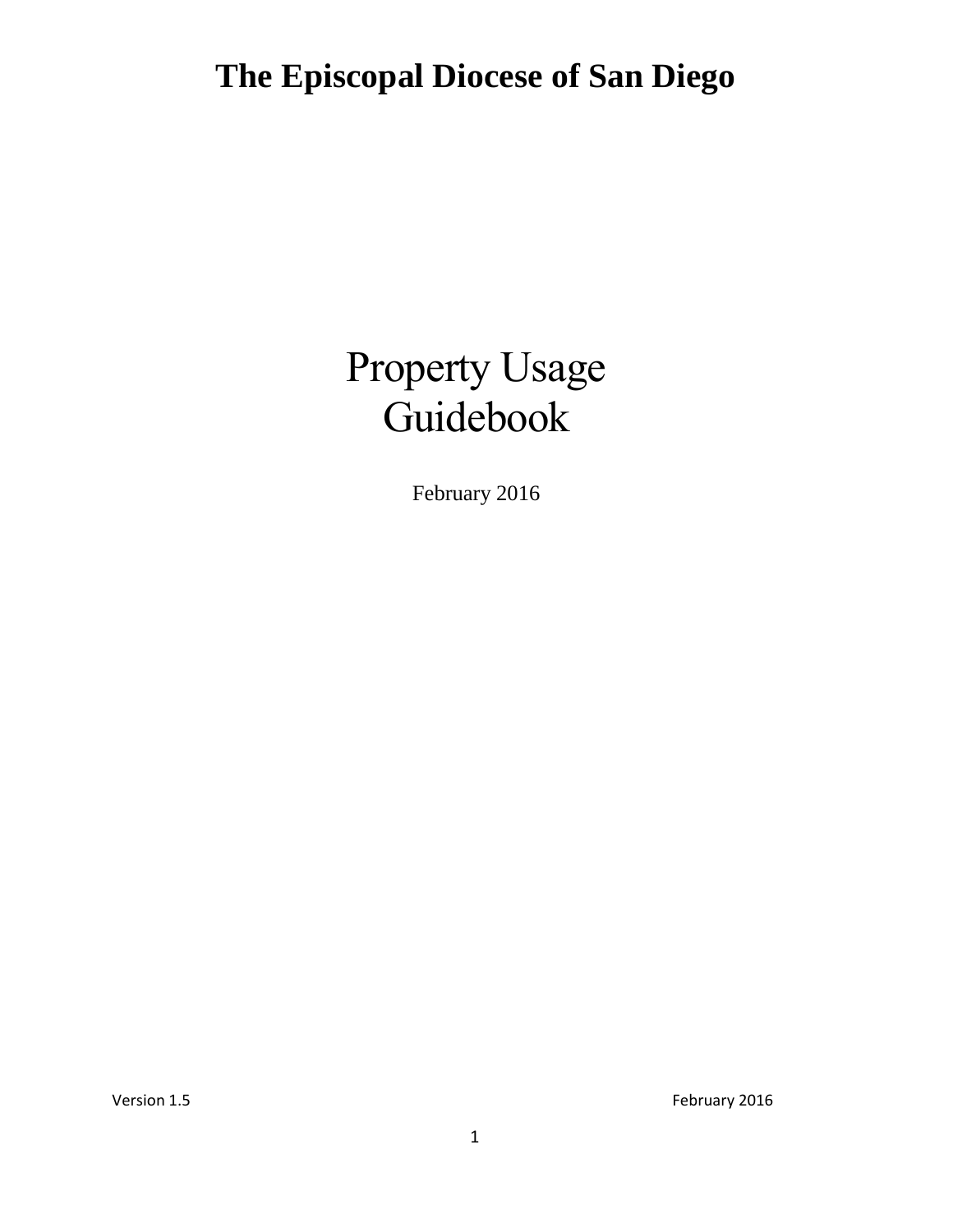# The Episcopal Diocese of San Diego

# Property Usage Guidebook

February 2016

Version 1.5 February 2016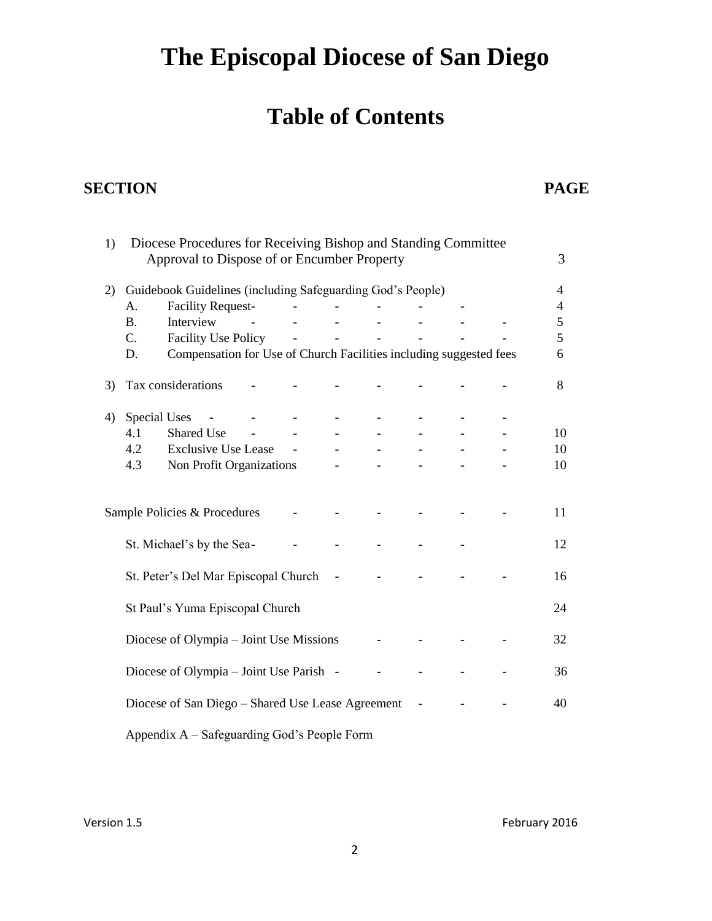# The Episcopal Diocese of San Diego

## Table of Contents

| SECTION | PAGE |
|---|---|
| 1) Diocese Procedures for Receiving Bishop and Standing Committee Approval to Dispose of or Encumber Property | 3 |
| 2) Guidebook Guidelines (including Safeguarding God's People) | 4 |
| A. Facility Request | 4 |
| B. Interview | 5 |
| C. Facility Use Policy | 5 |
| D. Compensation for Use of Church Facilities including suggested fees | 6 |
| 3) Tax considerations | 8 |
| 4) Special Uses | |
| 4.1 Shared Use | 10 |
| 4.2 Exclusive Use Lease | 10 |
| 4.3 Non Profit Organizations | 10 |
| Sample Policies & Procedures | 11 |
| St. Michael's by the Sea | 12 |
| St. Peter's Del Mar Episcopal Church | 16 |
| St Paul's Yuma Episcopal Church | 24 |
| Diocese of Olympia – Joint Use Missions | 32 |
| Diocese of Olympia – Joint Use Parish | 36 |
| Diocese of San Diego – Shared Use Lease Agreement | 40 |
| Appendix A – Safeguarding God's People Form | |

Version 1.5 February 2016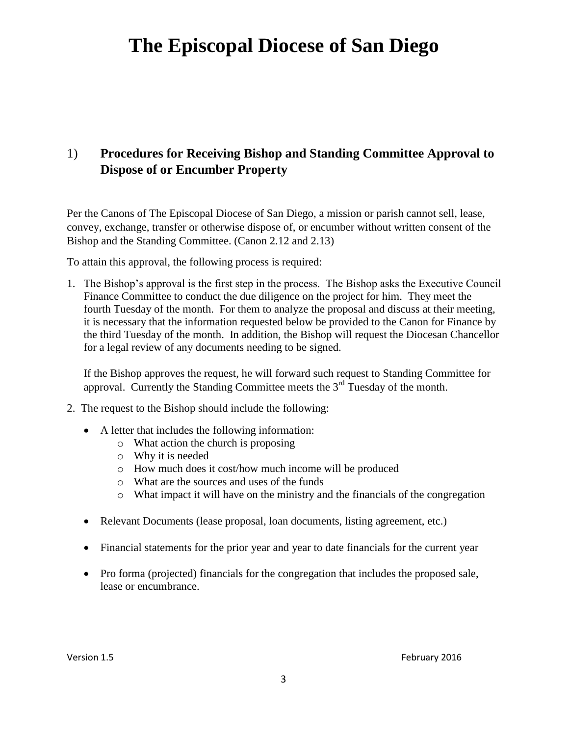# The Episcopal Diocese of San Diego

## 1) Procedures for Receiving Bishop and Standing Committee Approval to Dispose of or Encumber Property

Per the Canons of The Episcopal Diocese of San Diego, a mission or parish cannot sell, lease, convey, exchange, transfer or otherwise dispose of, or encumber without written consent of the Bishop and the Standing Committee. (Canon 2.12 and 2.13)

To attain this approval, the following process is required:

1. The Bishop's approval is the first step in the process. The Bishop asks the Executive Council Finance Committee to conduct the due diligence on the project for him. They meet the fourth Tuesday of the month. For them to analyze the proposal and discuss at their meeting, it is necessary that the information requested below be provided to the Canon for Finance by the third Tuesday of the month. In addition, the Bishop will request the Diocesan Chancellor for a legal review of any documents needing to be signed.

   If the Bishop approves the request, he will forward such request to Standing Committee for approval. Currently the Standing Committee meets the 3rd Tuesday of the month.

2. The request to the Bishop should include the following:

   - A letter that includes the following information:
     - What action the church is proposing
     - Why it is needed
     - How much does it cost/how much income will be produced
     - What are the sources and uses of the funds
     - What impact it will have on the ministry and the financials of the congregation
   - Relevant Documents (lease proposal, loan documents, listing agreement, etc.)
   - Financial statements for the prior year and year to date financials for the current year
   - Pro forma (projected) financials for the congregation that includes the proposed sale, lease or encumbrance.

Version 1.5 February 2016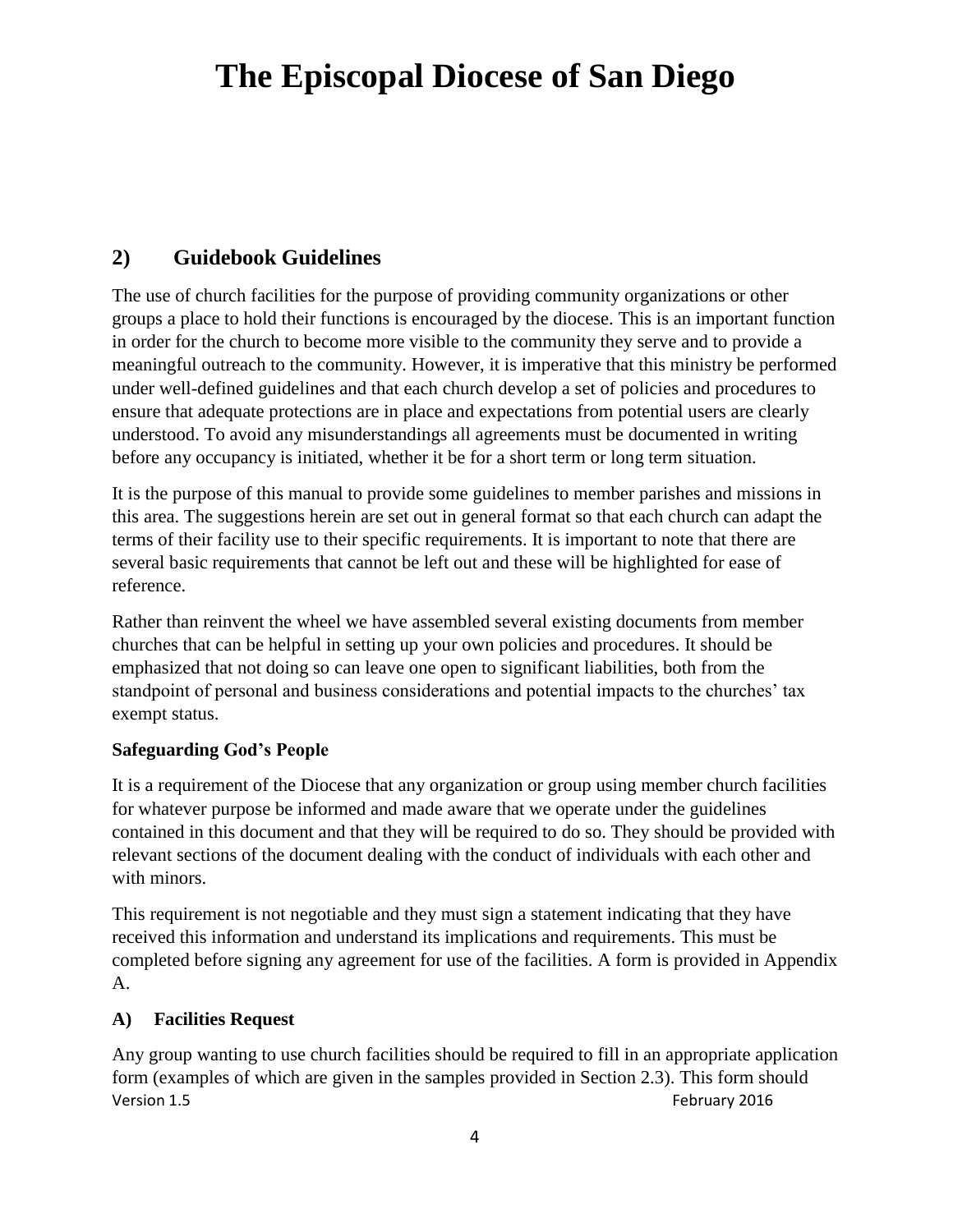## 2) Guidebook Guidelines

The use of church facilities for the purpose of providing community organizations or other groups a place to hold their functions is encouraged by the diocese. This is an important function in order for the church to become more visible to the community they serve and to provide a meaningful outreach to the community. However, it is imperative that this ministry be performed under well-defined guidelines and that each church develop a set of policies and procedures to ensure that adequate protections are in place and expectations from potential users are clearly understood. To avoid any misunderstandings all agreements must be documented in writing before any occupancy is initiated, whether it be for a short term or long term situation.

It is the purpose of this manual to provide some guidelines to member parishes and missions in this area. The suggestions herein are set out in general format so that each church can adapt the terms of their facility use to their specific requirements. It is important to note that there are several basic requirements that cannot be left out and these will be highlighted for ease of reference.

Rather than reinvent the wheel we have assembled several existing documents from member churches that can be helpful in setting up your own policies and procedures. It should be emphasized that not doing so can leave one open to significant liabilities, both from the standpoint of personal and business considerations and potential impacts to the churches' tax exempt status.

**Safeguarding God's People**

It is a requirement of the Diocese that any organization or group using member church facilities for whatever purpose be informed and made aware that we operate under the guidelines contained in this document and that they will be required to do so. They should be provided with relevant sections of the document dealing with the conduct of individuals with each other and with minors.

This requirement is not negotiable and they must sign a statement indicating that they have received this information and understand its implications and requirements. This must be completed before signing any agreement for use of the facilities. A form is provided in Appendix A.

### A) Facilities Request

Any group wanting to use church facilities should be required to fill in an appropriate application form (examples of which are given in the samples provided in Section 2.3). This form should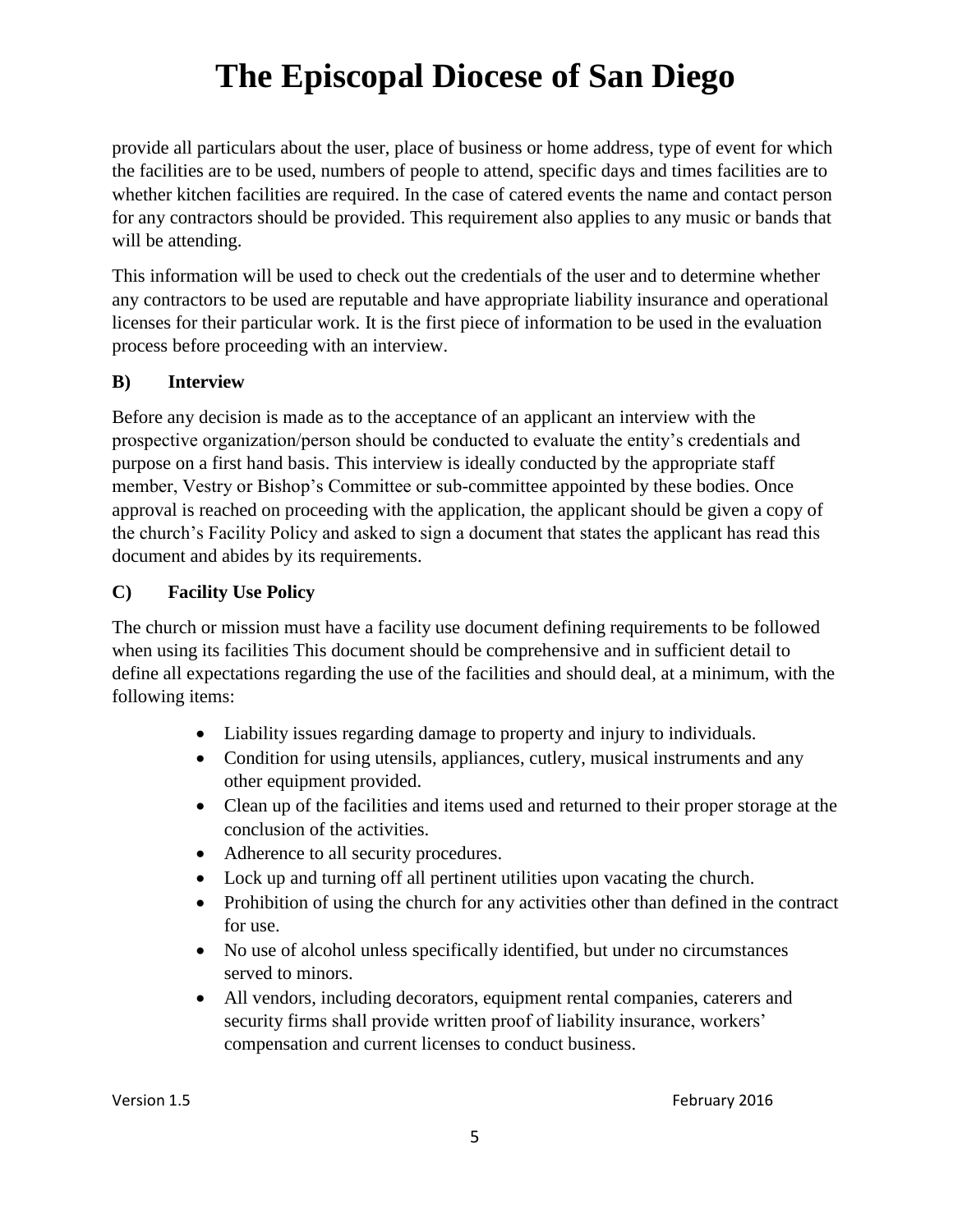provide all particulars about the user, place of business or home address, type of event for which the facilities are to be used, numbers of people to attend, specific days and times facilities are to whether kitchen facilities are required. In the case of catered events the name and contact person for any contractors should be provided. This requirement also applies to any music or bands that will be attending.

This information will be used to check out the credentials of the user and to determine whether any contractors to be used are reputable and have appropriate liability insurance and operational licenses for their particular work. It is the first piece of information to be used in the evaluation process before proceeding with an interview.

### B) Interview

Before any decision is made as to the acceptance of an applicant an interview with the prospective organization/person should be conducted to evaluate the entity's credentials and purpose on a first hand basis. This interview is ideally conducted by the appropriate staff member, Vestry or Bishop's Committee or sub-committee appointed by these bodies. Once approval is reached on proceeding with the application, the applicant should be given a copy of the church's Facility Policy and asked to sign a document that states the applicant has read this document and abides by its requirements.

### C) Facility Use Policy

The church or mission must have a facility use document defining requirements to be followed when using its facilities This document should be comprehensive and in sufficient detail to define all expectations regarding the use of the facilities and should deal, at a minimum, with the following items:

- Liability issues regarding damage to property and injury to individuals.
- Condition for using utensils, appliances, cutlery, musical instruments and any other equipment provided.
- Clean up of the facilities and items used and returned to their proper storage at the conclusion of the activities.
- Adherence to all security procedures.
- Lock up and turning off all pertinent utilities upon vacating the church.
- Prohibition of using the church for any activities other than defined in the contract for use.
- No use of alcohol unless specifically identified, but under no circumstances served to minors.
- All vendors, including decorators, equipment rental companies, caterers and security firms shall provide written proof of liability insurance, workers' compensation and current licenses to conduct business.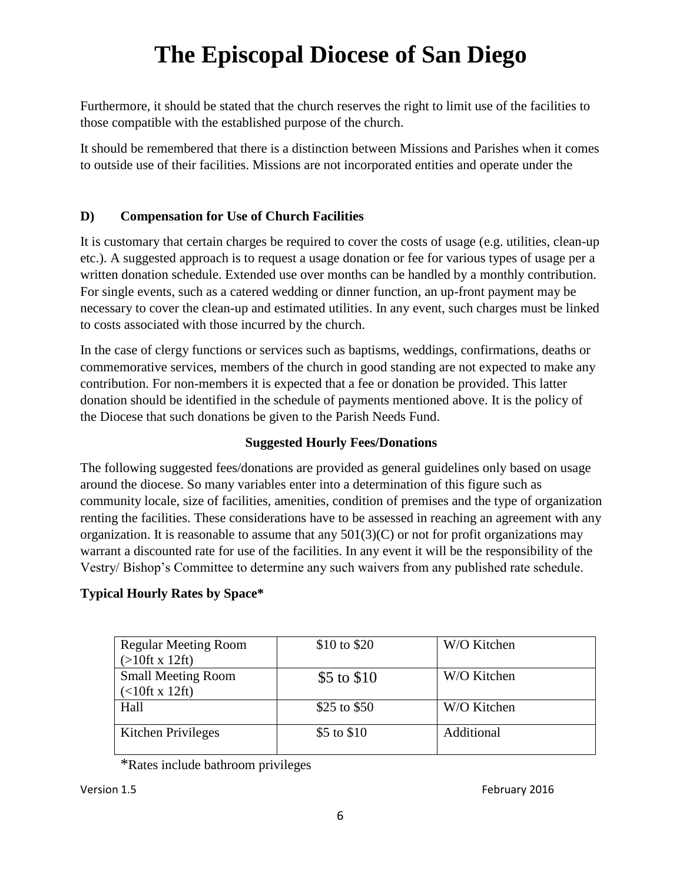# The Episcopal Diocese of San Diego

Furthermore, it should be stated that the church reserves the right to limit use of the facilities to those compatible with the established purpose of the church.

It should be remembered that there is a distinction between Missions and Parishes when it comes to outside use of their facilities. Missions are not incorporated entities and operate under the

### D) Compensation for Use of Church Facilities

It is customary that certain charges be required to cover the costs of usage (e.g. utilities, clean-up etc.). A suggested approach is to request a usage donation or fee for various types of usage per a written donation schedule. Extended use over months can be handled by a monthly contribution. For single events, such as a catered wedding or dinner function, an up-front payment may be necessary to cover the clean-up and estimated utilities. In any event, such charges must be linked to costs associated with those incurred by the church.

In the case of clergy functions or services such as baptisms, weddings, confirmations, deaths or commemorative services, members of the church in good standing are not expected to make any contribution. For non-members it is expected that a fee or donation be provided. This latter donation should be identified in the schedule of payments mentioned above. It is the policy of the Diocese that such donations be given to the Parish Needs Fund.

**Suggested Hourly Fees/Donations**

The following suggested fees/donations are provided as general guidelines only based on usage around the diocese. So many variables enter into a determination of this figure such as community locale, size of facilities, amenities, condition of premises and the type of organization renting the facilities. These considerations have to be assessed in reaching an agreement with any organization. It is reasonable to assume that any 501(3)(C) or not for profit organizations may warrant a discounted rate for use of the facilities. In any event it will be the responsibility of the Vestry/ Bishop's Committee to determine any such waivers from any published rate schedule.

**Typical Hourly Rates by Space***

| Space | Rate | Note |
|---|---|---|
| Regular Meeting Room (>10ft x 12ft) | \$10 to \$20 | W/O Kitchen |
| Small Meeting Room (<10ft x 12ft) | \$5 to \$10 | W/O Kitchen |
| Hall | \$25 to \$50 | W/O Kitchen |
| Kitchen Privileges | \$5 to \$10 | Additional |

*Rates include bathroom privileges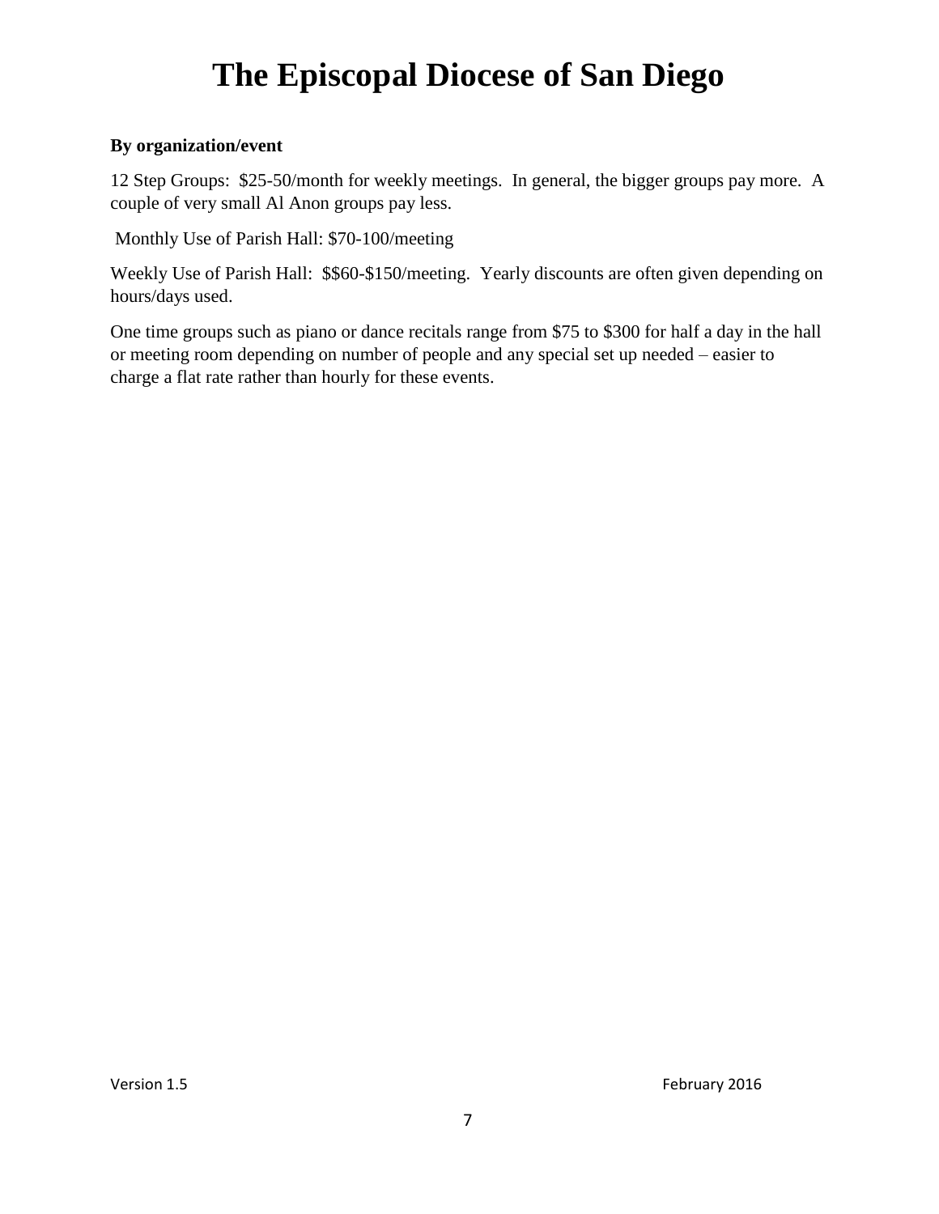# The Episcopal Diocese of San Diego

**By organization/event**

12 Step Groups: $25-50/month for weekly meetings. In general, the bigger groups pay more. A couple of very small Al Anon groups pay less.

Monthly Use of Parish Hall: $70-100/meeting

Weekly Use of Parish Hall: $$60-$150/meeting. Yearly discounts are often given depending on hours/days used.

One time groups such as piano or dance recitals range from $75 to $300 for half a day in the hall or meeting room depending on number of people and any special set up needed – easier to charge a flat rate rather than hourly for these events.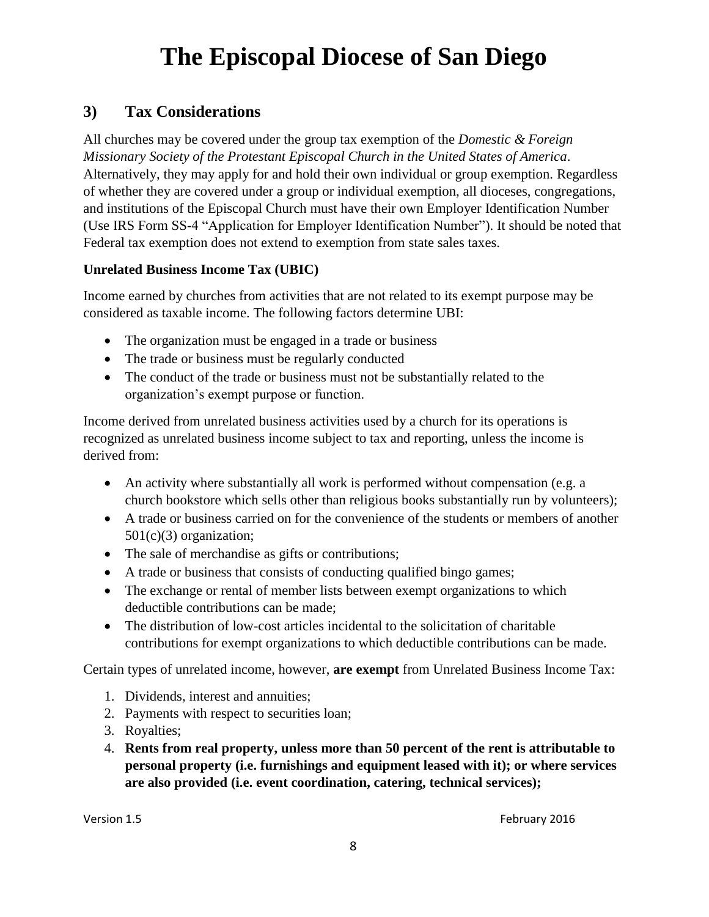# The Episcopal Diocese of San Diego

## 3) Tax Considerations

All churches may be covered under the group tax exemption of the *Domestic & Foreign Missionary Society of the Protestant Episcopal Church in the United States of America*. Alternatively, they may apply for and hold their own individual or group exemption. Regardless of whether they are covered under a group or individual exemption, all dioceses, congregations, and institutions of the Episcopal Church must have their own Employer Identification Number (Use IRS Form SS-4 "Application for Employer Identification Number"). It should be noted that Federal tax exemption does not extend to exemption from state sales taxes.

**Unrelated Business Income Tax (UBIC)**

Income earned by churches from activities that are not related to its exempt purpose may be considered as taxable income. The following factors determine UBI:

- The organization must be engaged in a trade or business
- The trade or business must be regularly conducted
- The conduct of the trade or business must not be substantially related to the organization's exempt purpose or function.

Income derived from unrelated business activities used by a church for its operations is recognized as unrelated business income subject to tax and reporting, unless the income is derived from:

- An activity where substantially all work is performed without compensation (e.g. a church bookstore which sells other than religious books substantially run by volunteers);
- A trade or business carried on for the convenience of the students or members of another 501(c)(3) organization;
- The sale of merchandise as gifts or contributions;
- A trade or business that consists of conducting qualified bingo games;
- The exchange or rental of member lists between exempt organizations to which deductible contributions can be made;
- The distribution of low-cost articles incidental to the solicitation of charitable contributions for exempt organizations to which deductible contributions can be made.

Certain types of unrelated income, however, **are exempt** from Unrelated Business Income Tax:

1. Dividends, interest and annuities;
2. Payments with respect to securities loan;
3. Royalties;
4. **Rents from real property, unless more than 50 percent of the rent is attributable to personal property (i.e. furnishings and equipment leased with it); or where services are also provided (i.e. event coordination, catering, technical services);**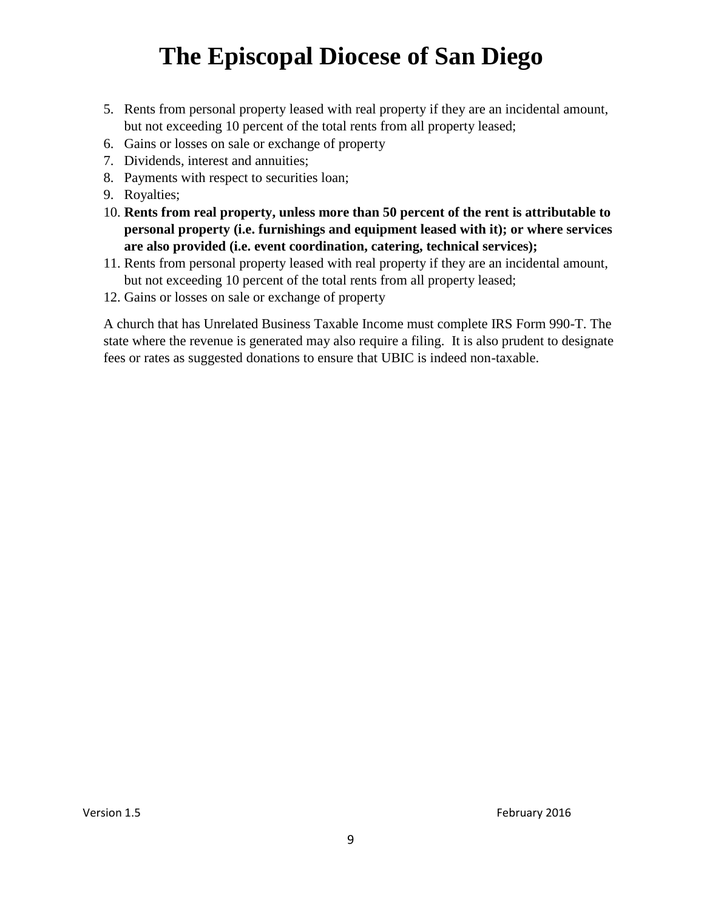5. Rents from personal property leased with real property if they are an incidental amount, but not exceeding 10 percent of the total rents from all property leased;
6. Gains or losses on sale or exchange of property
7. Dividends, interest and annuities;
8. Payments with respect to securities loan;
9. Royalties;
10. **Rents from real property, unless more than 50 percent of the rent is attributable to personal property (i.e. furnishings and equipment leased with it); or where services are also provided (i.e. event coordination, catering, technical services);**
11. Rents from personal property leased with real property if they are an incidental amount, but not exceeding 10 percent of the total rents from all property leased;
12. Gains or losses on sale or exchange of property

A church that has Unrelated Business Taxable Income must complete IRS Form 990-T. The state where the revenue is generated may also require a filing. It is also prudent to designate fees or rates as suggested donations to ensure that UBIC is indeed non-taxable.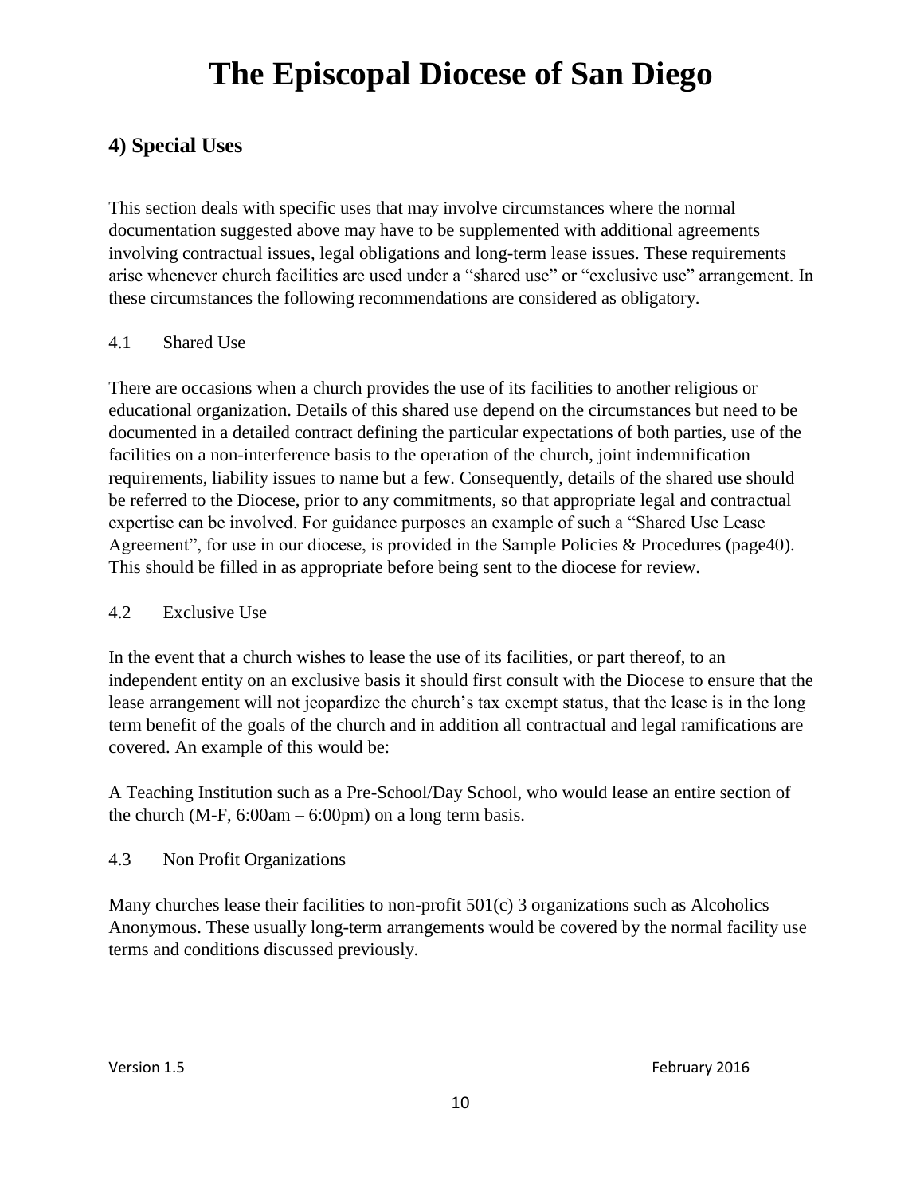# The Episcopal Diocese of San Diego

## 4) Special Uses

This section deals with specific uses that may involve circumstances where the normal documentation suggested above may have to be supplemented with additional agreements involving contractual issues, legal obligations and long-term lease issues. These requirements arise whenever church facilities are used under a "shared use" or "exclusive use" arrangement. In these circumstances the following recommendations are considered as obligatory.

### 4.1 Shared Use

There are occasions when a church provides the use of its facilities to another religious or educational organization. Details of this shared use depend on the circumstances but need to be documented in a detailed contract defining the particular expectations of both parties, use of the facilities on a non-interference basis to the operation of the church, joint indemnification requirements, liability issues to name but a few. Consequently, details of the shared use should be referred to the Diocese, prior to any commitments, so that appropriate legal and contractual expertise can be involved. For guidance purposes an example of such a "Shared Use Lease Agreement", for use in our diocese, is provided in the Sample Policies & Procedures (page40). This should be filled in as appropriate before being sent to the diocese for review.

### 4.2 Exclusive Use

In the event that a church wishes to lease the use of its facilities, or part thereof, to an independent entity on an exclusive basis it should first consult with the Diocese to ensure that the lease arrangement will not jeopardize the church's tax exempt status, that the lease is in the long term benefit of the goals of the church and in addition all contractual and legal ramifications are covered. An example of this would be:

A Teaching Institution such as a Pre-School/Day School, who would lease an entire section of the church (M-F, 6:00am – 6:00pm) on a long term basis.

### 4.3 Non Profit Organizations

Many churches lease their facilities to non-profit 501(c) 3 organizations such as Alcoholics Anonymous. These usually long-term arrangements would be covered by the normal facility use terms and conditions discussed previously.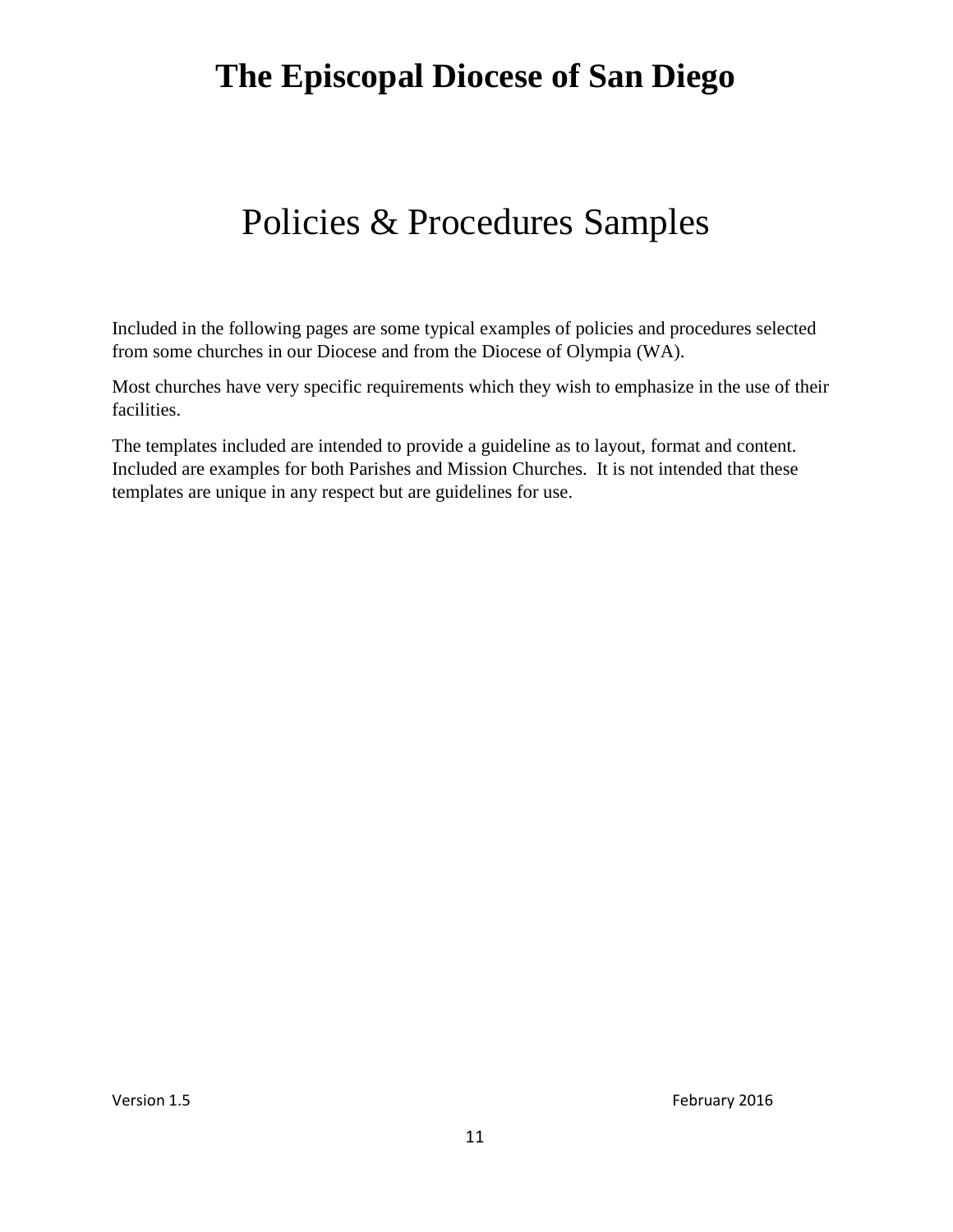# The Episcopal Diocese of San Diego

## Policies & Procedures Samples

Included in the following pages are some typical examples of policies and procedures selected from some churches in our Diocese and from the Diocese of Olympia (WA).

Most churches have very specific requirements which they wish to emphasize in the use of their facilities.

The templates included are intended to provide a guideline as to layout, format and content. Included are examples for both Parishes and Mission Churches. It is not intended that these templates are unique in any respect but are guidelines for use.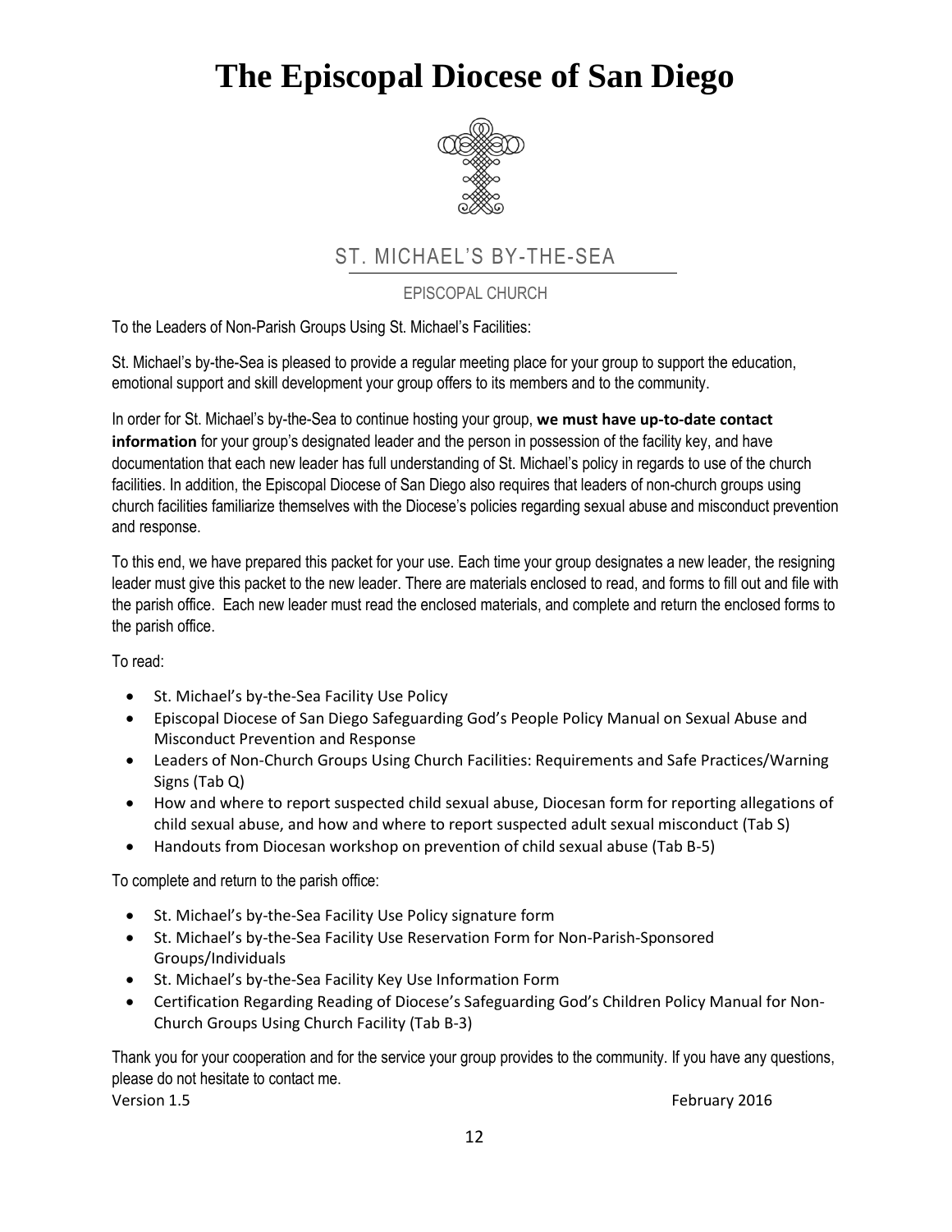# The Episcopal Diocese of San Diego

## ST. MICHAEL'S BY-THE-SEA

EPISCOPAL CHURCH

To the Leaders of Non-Parish Groups Using St. Michael's Facilities:

St. Michael's by-the-Sea is pleased to provide a regular meeting place for your group to support the education, emotional support and skill development your group offers to its members and to the community.

In order for St. Michael's by-the-Sea to continue hosting your group, **we must have up-to-date contact information** for your group's designated leader and the person in possession of the facility key, and have documentation that each new leader has full understanding of St. Michael's policy in regards to use of the church facilities. In addition, the Episcopal Diocese of San Diego also requires that leaders of non-church groups using church facilities familiarize themselves with the Diocese's policies regarding sexual abuse and misconduct prevention and response.

To this end, we have prepared this packet for your use. Each time your group designates a new leader, the resigning leader must give this packet to the new leader. There are materials enclosed to read, and forms to fill out and file with the parish office. Each new leader must read the enclosed materials, and complete and return the enclosed forms to the parish office.

To read:

- St. Michael's by-the-Sea Facility Use Policy
- Episcopal Diocese of San Diego Safeguarding God's People Policy Manual on Sexual Abuse and Misconduct Prevention and Response
- Leaders of Non-Church Groups Using Church Facilities: Requirements and Safe Practices/Warning Signs (Tab Q)
- How and where to report suspected child sexual abuse, Diocesan form for reporting allegations of child sexual abuse, and how and where to report suspected adult sexual misconduct (Tab S)
- Handouts from Diocesan workshop on prevention of child sexual abuse (Tab B-5)

To complete and return to the parish office:

- St. Michael's by-the-Sea Facility Use Policy signature form
- St. Michael's by-the-Sea Facility Use Reservation Form for Non-Parish-Sponsored Groups/Individuals
- St. Michael's by-the-Sea Facility Key Use Information Form
- Certification Regarding Reading of Diocese's Safeguarding God's Children Policy Manual for Non-Church Groups Using Church Facility (Tab B-3)

Thank you for your cooperation and for the service your group provides to the community. If you have any questions, please do not hesitate to contact me.

Version 1.5 February 2016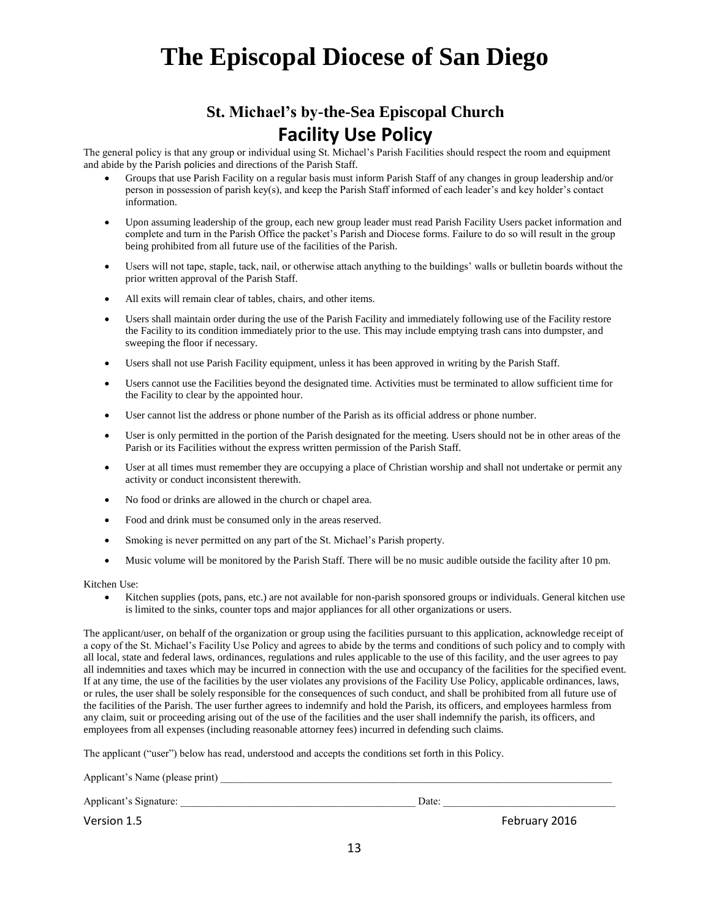# The Episcopal Diocese of San Diego

### St. Michael's by-the-Sea Episcopal Church

## Facility Use Policy

The general policy is that any group or individual using St. Michael's Parish Facilities should respect the room and equipment and abide by the Parish policies and directions of the Parish Staff.

- Groups that use Parish Facility on a regular basis must inform Parish Staff of any changes in group leadership and/or person in possession of parish key(s), and keep the Parish Staff informed of each leader's and key holder's contact information.
- Upon assuming leadership of the group, each new group leader must read Parish Facility Users packet information and complete and turn in the Parish Office the packet's Parish and Diocese forms. Failure to do so will result in the group being prohibited from all future use of the facilities of the Parish.
- Users will not tape, staple, tack, nail, or otherwise attach anything to the buildings' walls or bulletin boards without the prior written approval of the Parish Staff.
- All exits will remain clear of tables, chairs, and other items.
- Users shall maintain order during the use of the Parish Facility and immediately following use of the Facility restore the Facility to its condition immediately prior to the use. This may include emptying trash cans into dumpster, and sweeping the floor if necessary.
- Users shall not use Parish Facility equipment, unless it has been approved in writing by the Parish Staff.
- Users cannot use the Facilities beyond the designated time. Activities must be terminated to allow sufficient time for the Facility to clear by the appointed hour.
- User cannot list the address or phone number of the Parish as its official address or phone number.
- User is only permitted in the portion of the Parish designated for the meeting. Users should not be in other areas of the Parish or its Facilities without the express written permission of the Parish Staff.
- User at all times must remember they are occupying a place of Christian worship and shall not undertake or permit any activity or conduct inconsistent therewith.
- No food or drinks are allowed in the church or chapel area.
- Food and drink must be consumed only in the areas reserved.
- Smoking is never permitted on any part of the St. Michael's Parish property.
- Music volume will be monitored by the Parish Staff. There will be no music audible outside the facility after 10 pm.

Kitchen Use:

- Kitchen supplies (pots, pans, etc.) are not available for non-parish sponsored groups or individuals. General kitchen use is limited to the sinks, counter tops and major appliances for all other organizations or users.

The applicant/user, on behalf of the organization or group using the facilities pursuant to this application, acknowledge receipt of a copy of the St. Michael's Facility Use Policy and agrees to abide by the terms and conditions of such policy and to comply with all local, state and federal laws, ordinances, regulations and rules applicable to the use of this facility, and the user agrees to pay all indemnities and taxes which may be incurred in connection with the use and occupancy of the facilities for the specified event. If at any time, the use of the facilities by the user violates any provisions of the Facility Use Policy, applicable ordinances, laws, or rules, the user shall be solely responsible for the consequences of such conduct, and shall be prohibited from all future use of the facilities of the Parish. The user further agrees to indemnify and hold the Parish, its officers, and employees harmless from any claim, suit or proceeding arising out of the use of the facilities and the user shall indemnify the parish, its officers, and employees from all expenses (including reasonable attorney fees) incurred in defending such claims.

The applicant ("user") below has read, understood and accepts the conditions set forth in this Policy.

Applicant's Name (please print) ______________________________________________

Applicant's Signature: ______________________________ Date: ____________________

Version 1.5 February 2016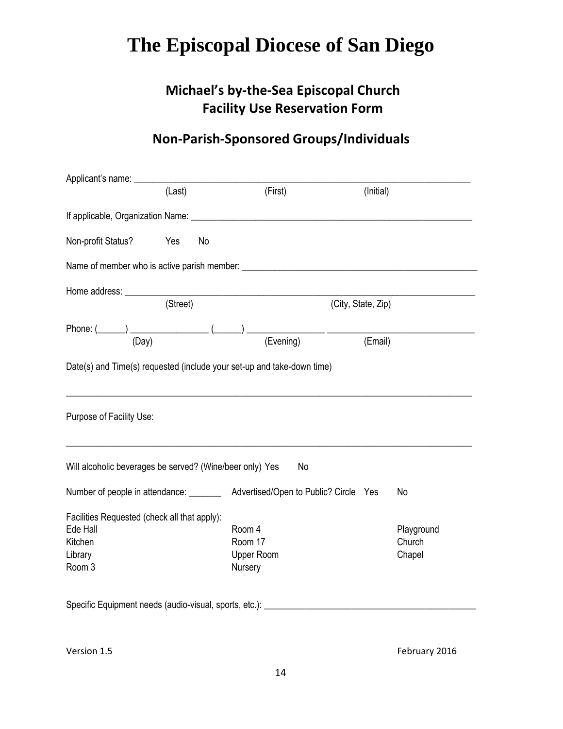# The Episcopal Diocese of San Diego

## Michael's by-the-Sea Episcopal Church
## Facility Use Reservation Form

## Non-Parish-Sponsored Groups/Individuals

Applicant's name: ___________________________________________________________________________
(Last) (First) (Initial)

If applicable, Organization Name: _________________________________________________________________

Non-profit Status? Yes No

Name of member who is active parish member: _____________________________________________________

Home address: _______________________________________________________________________________
(Street) (City, State, Zip)

Phone: (______) ________________ (______) ________________ _______________________________
(Day) (Evening) (Email)

Date(s) and Time(s) requested (include your set-up and take-down time)

_____________________________________________________________________________________________

Purpose of Facility Use:

_____________________________________________________________________________________________

Will alcoholic beverages be served? (Wine/beer only) Yes No

Number of people in attendance: _______ Advertised/Open to Public? Circle Yes No

Facilities Requested (check all that apply):

| | | |
|---|---|---|
| Ede Hall | Room 4 | Playground |
| Kitchen | Room 17 | Church |
| Library | Upper Room | Chapel |
| Room 3 | Nursery | |

Specific Equipment needs (audio-visual, sports, etc.): _____________________________________________

Version 1.5 February 2016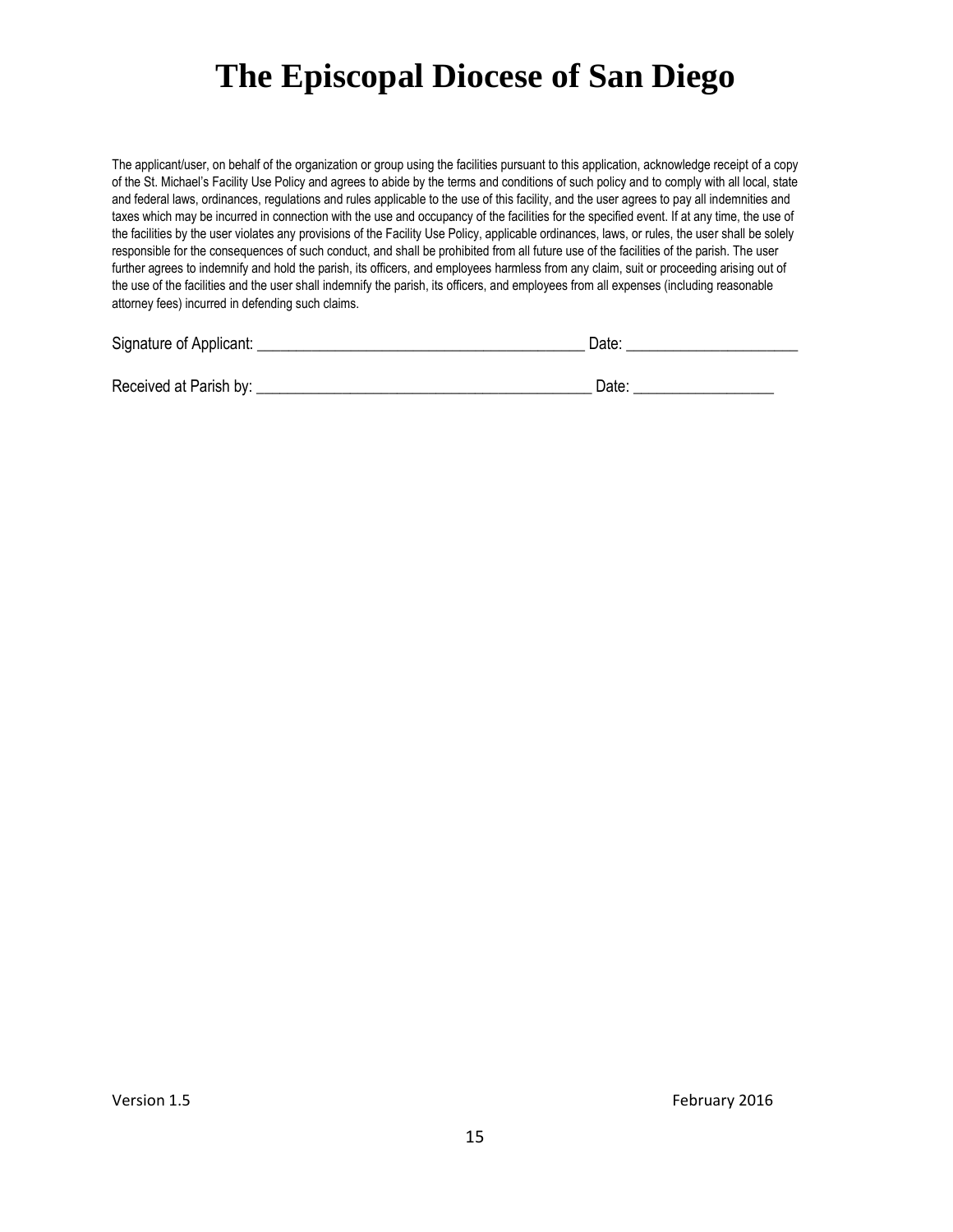# The Episcopal Diocese of San Diego

The applicant/user, on behalf of the organization or group using the facilities pursuant to this application, acknowledge receipt of a copy of the St. Michael's Facility Use Policy and agrees to abide by the terms and conditions of such policy and to comply with all local, state and federal laws, ordinances, regulations and rules applicable to the use of this facility, and the user agrees to pay all indemnities and taxes which may be incurred in connection with the use and occupancy of the facilities for the specified event. If at any time, the use of the facilities by the user violates any provisions of the Facility Use Policy, applicable ordinances, laws, or rules, the user shall be solely responsible for the consequences of such conduct, and shall be prohibited from all future use of the facilities of the parish. The user further agrees to indemnify and hold the parish, its officers, and employees harmless from any claim, suit or proceeding arising out of the use of the facilities and the user shall indemnify the parish, its officers, and employees from all expenses (including reasonable attorney fees) incurred in defending such claims.

Signature of Applicant: __________________________________________ Date: ______________________

Received at Parish by: ____________________________________________ Date: __________________

Version 1.5 February 2016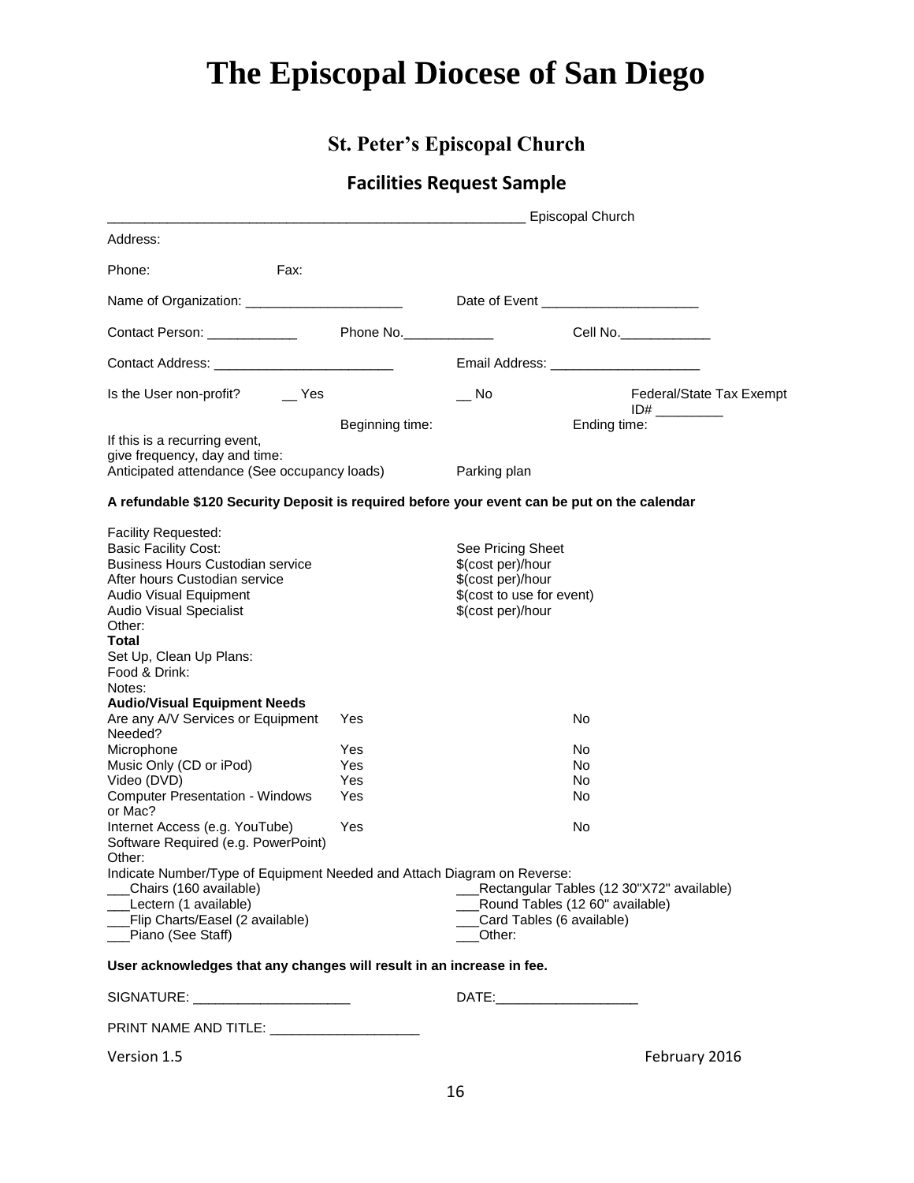# The Episcopal Diocese of San Diego

## St. Peter's Episcopal Church

### Facilities Request Sample

_______________________________________________________ Episcopal Church

Address:

Phone: Fax:

Name of Organization: _____________________ Date of Event _____________________

Contact Person: ____________ Phone No.____________ Cell No.____________

Contact Address: ________________________ Email Address: ____________________

Is the User non-profit? __ Yes __ No Federal/State Tax Exempt ID# _________

Beginning time: Ending time:

If this is a recurring event, give frequency, day and time:

Anticipated attendance (See occupancy loads) Parking plan

**A refundable $120 Security Deposit is required before your event can be put on the calendar**

| | |
|---|---|
| Facility Requested: | |
| Basic Facility Cost: | See Pricing Sheet |
| Business Hours Custodian service | $(cost per)/hour |
| After hours Custodian service | $(cost per)/hour |
| Audio Visual Equipment | $(cost to use for event) |
| Audio Visual Specialist | $(cost per)/hour |
| Other: | |
| **Total** | |

Set Up, Clean Up Plans:

Food & Drink:

Notes:

**Audio/Visual Equipment Needs**

| | | |
|---|---|---|
| Are any A/V Services or Equipment Needed? | Yes | No |
| Microphone | Yes | No |
| Music Only (CD or iPod) | Yes | No |
| Video (DVD) | Yes | No |
| Computer Presentation - Windows or Mac? | Yes | No |
| Internet Access (e.g. YouTube) | Yes | No |
| Software Required (e.g. PowerPoint) | | |
| Other: | | |

Indicate Number/Type of Equipment Needed and Attach Diagram on Reverse:

___Chairs (160 available)
___Lectern (1 available)
___Flip Charts/Easel (2 available)
___Piano (See Staff)
___Rectangular Tables (12 30"X72" available)
___Round Tables (12 60" available)
___Card Tables (6 available)
___Other:

**User acknowledges that any changes will result in an increase in fee.**

SIGNATURE: _____________________ DATE:___________________

PRINT NAME AND TITLE: ____________________

Version 1.5 February 2016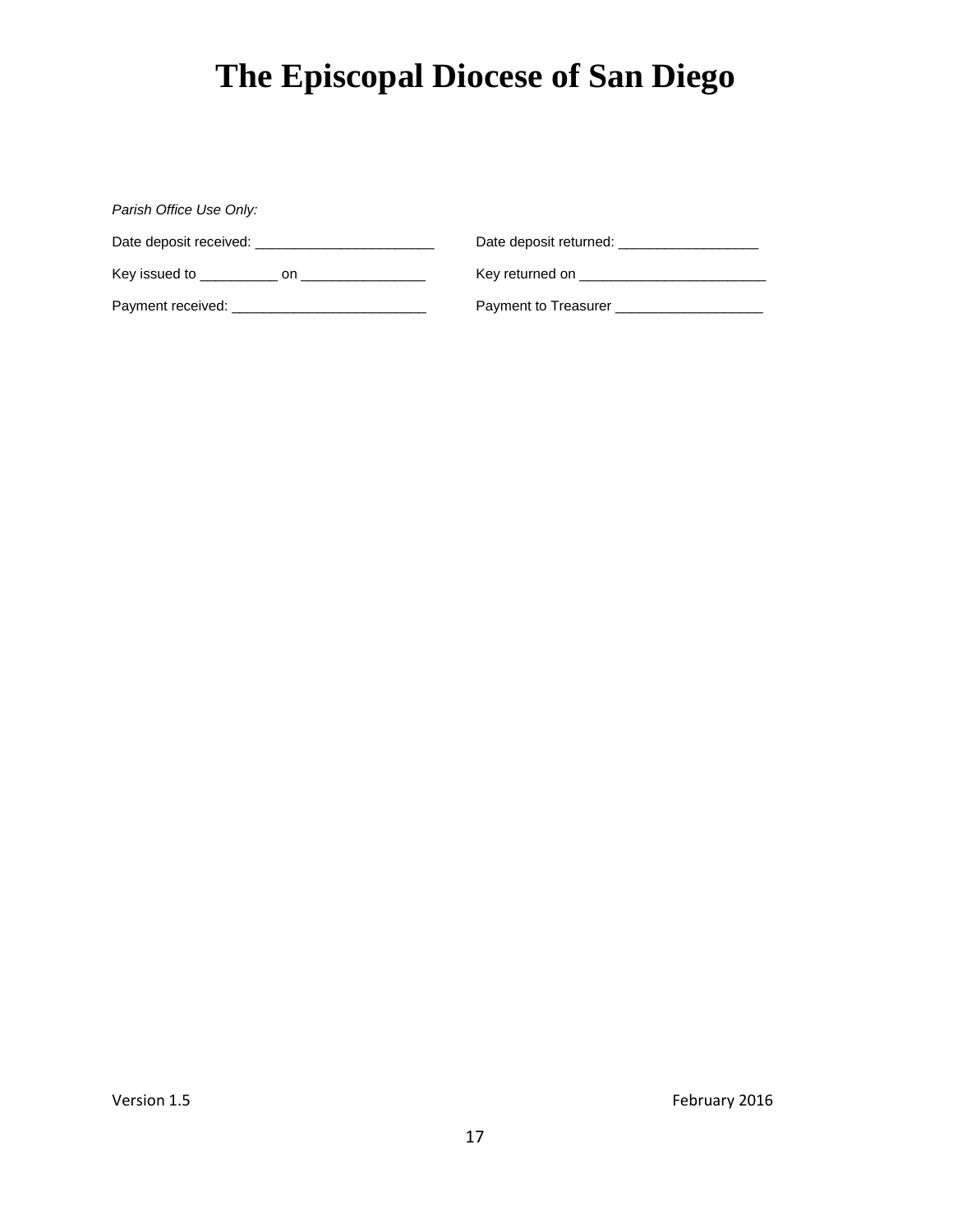# The Episcopal Diocese of San Diego

*Parish Office Use Only:*

Date deposit received: _______________________ Date deposit returned: __________________

Key issued to __________ on ________________ Key returned on ________________________

Payment received: _________________________ Payment to Treasurer ___________________

Version 1.5 February 2016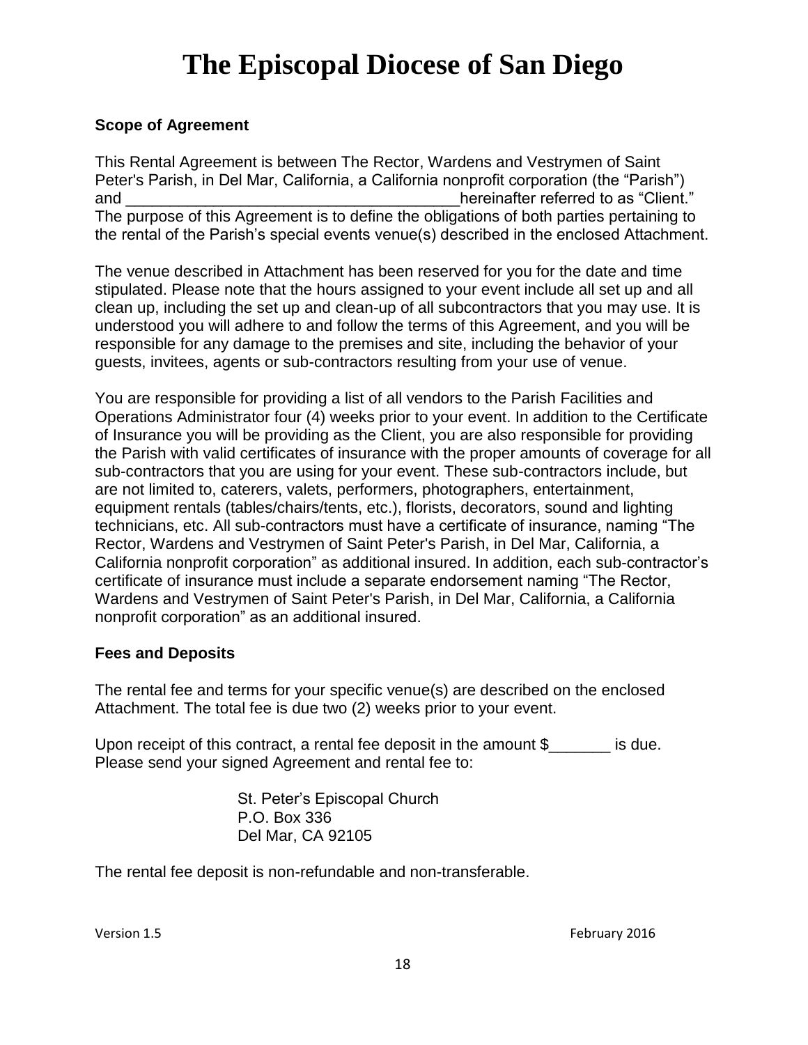# The Episcopal Diocese of San Diego

### Scope of Agreement

This Rental Agreement is between The Rector, Wardens and Vestrymen of Saint Peter's Parish, in Del Mar, California, a California nonprofit corporation (the "Parish") and \_\_\_\_\_\_\_\_\_\_\_\_\_\_\_\_\_\_\_\_\_\_\_\_\_\_\_\_\_\_\_\_\_\_\_\_\_\_hereinafter referred to as "Client." The purpose of this Agreement is to define the obligations of both parties pertaining to the rental of the Parish's special events venue(s) described in the enclosed Attachment.

The venue described in Attachment has been reserved for you for the date and time stipulated. Please note that the hours assigned to your event include all set up and all clean up, including the set up and clean-up of all subcontractors that you may use. It is understood you will adhere to and follow the terms of this Agreement, and you will be responsible for any damage to the premises and site, including the behavior of your guests, invitees, agents or sub-contractors resulting from your use of venue.

You are responsible for providing a list of all vendors to the Parish Facilities and Operations Administrator four (4) weeks prior to your event. In addition to the Certificate of Insurance you will be providing as the Client, you are also responsible for providing the Parish with valid certificates of insurance with the proper amounts of coverage for all sub-contractors that you are using for your event. These sub-contractors include, but are not limited to, caterers, valets, performers, photographers, entertainment, equipment rentals (tables/chairs/tents, etc.), florists, decorators, sound and lighting technicians, etc. All sub-contractors must have a certificate of insurance, naming "The Rector, Wardens and Vestrymen of Saint Peter's Parish, in Del Mar, California, a California nonprofit corporation" as additional insured. In addition, each sub-contractor's certificate of insurance must include a separate endorsement naming "The Rector, Wardens and Vestrymen of Saint Peter's Parish, in Del Mar, California, a California nonprofit corporation" as an additional insured.

### Fees and Deposits

The rental fee and terms for your specific venue(s) are described on the enclosed Attachment. The total fee is due two (2) weeks prior to your event.

Upon receipt of this contract, a rental fee deposit in the amount $\_\_\_\_\_\_\_ is due. Please send your signed Agreement and rental fee to:

St. Peter's Episcopal Church  
P.O. Box 336  
Del Mar, CA 92105

The rental fee deposit is non-refundable and non-transferable.

Version 1.5 February 2016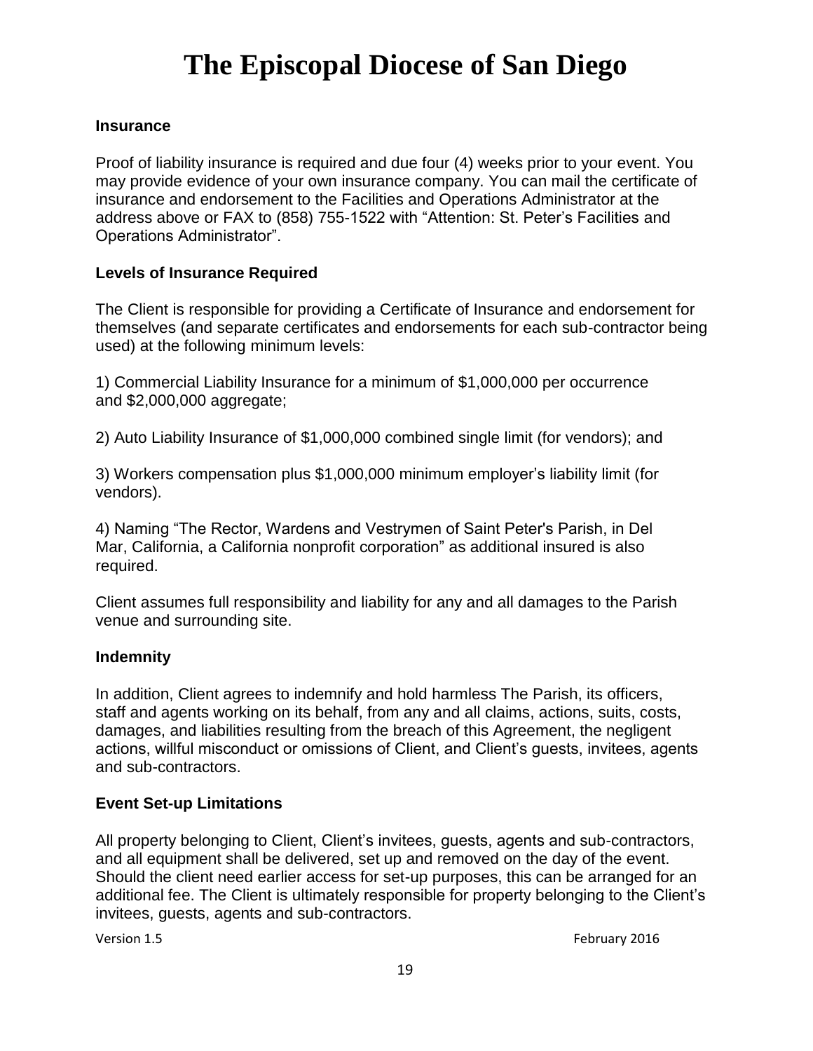# The Episcopal Diocese of San Diego

**Insurance**

Proof of liability insurance is required and due four (4) weeks prior to your event. You may provide evidence of your own insurance company. You can mail the certificate of insurance and endorsement to the Facilities and Operations Administrator at the address above or FAX to (858) 755-1522 with "Attention: St. Peter's Facilities and Operations Administrator".

**Levels of Insurance Required**

The Client is responsible for providing a Certificate of Insurance and endorsement for themselves (and separate certificates and endorsements for each sub-contractor being used) at the following minimum levels:

1) Commercial Liability Insurance for a minimum of $1,000,000 per occurrence and $2,000,000 aggregate;

2) Auto Liability Insurance of $1,000,000 combined single limit (for vendors); and

3) Workers compensation plus $1,000,000 minimum employer's liability limit (for vendors).

4) Naming "The Rector, Wardens and Vestrymen of Saint Peter's Parish, in Del Mar, California, a California nonprofit corporation" as additional insured is also required.

Client assumes full responsibility and liability for any and all damages to the Parish venue and surrounding site.

**Indemnity**

In addition, Client agrees to indemnify and hold harmless The Parish, its officers, staff and agents working on its behalf, from any and all claims, actions, suits, costs, damages, and liabilities resulting from the breach of this Agreement, the negligent actions, willful misconduct or omissions of Client, and Client's guests, invitees, agents and sub-contractors.

**Event Set-up Limitations**

All property belonging to Client, Client's invitees, guests, agents and sub-contractors, and all equipment shall be delivered, set up and removed on the day of the event. Should the client need earlier access for set-up purposes, this can be arranged for an additional fee. The Client is ultimately responsible for property belonging to the Client's invitees, guests, agents and sub-contractors.

Version 1.5 February 2016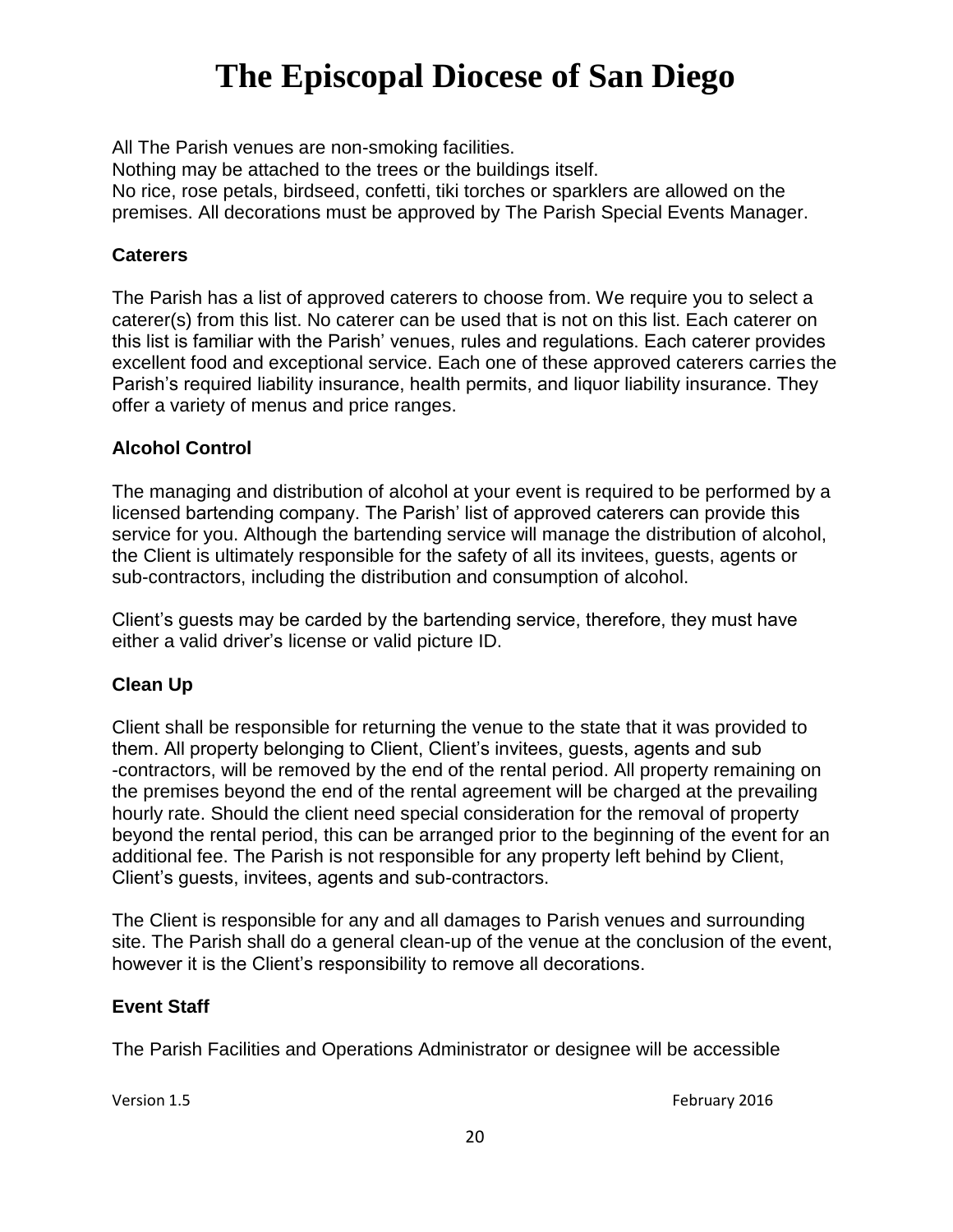All The Parish venues are non-smoking facilities.
Nothing may be attached to the trees or the buildings itself.
No rice, rose petals, birdseed, confetti, tiki torches or sparklers are allowed on the premises. All decorations must be approved by The Parish Special Events Manager.

**Caterers**

The Parish has a list of approved caterers to choose from. We require you to select a caterer(s) from this list. No caterer can be used that is not on this list. Each caterer on this list is familiar with the Parish' venues, rules and regulations. Each caterer provides excellent food and exceptional service. Each one of these approved caterers carries the Parish's required liability insurance, health permits, and liquor liability insurance. They offer a variety of menus and price ranges.

**Alcohol Control**

The managing and distribution of alcohol at your event is required to be performed by a licensed bartending company. The Parish' list of approved caterers can provide this service for you. Although the bartending service will manage the distribution of alcohol, the Client is ultimately responsible for the safety of all its invitees, guests, agents or sub-contractors, including the distribution and consumption of alcohol.

Client's guests may be carded by the bartending service, therefore, they must have either a valid driver's license or valid picture ID.

**Clean Up**

Client shall be responsible for returning the venue to the state that it was provided to them. All property belonging to Client, Client's invitees, guests, agents and sub -contractors, will be removed by the end of the rental period. All property remaining on the premises beyond the end of the rental agreement will be charged at the prevailing hourly rate. Should the client need special consideration for the removal of property beyond the rental period, this can be arranged prior to the beginning of the event for an additional fee. The Parish is not responsible for any property left behind by Client, Client's guests, invitees, agents and sub-contractors.

The Client is responsible for any and all damages to Parish venues and surrounding site. The Parish shall do a general clean-up of the venue at the conclusion of the event, however it is the Client's responsibility to remove all decorations.

**Event Staff**

The Parish Facilities and Operations Administrator or designee will be accessible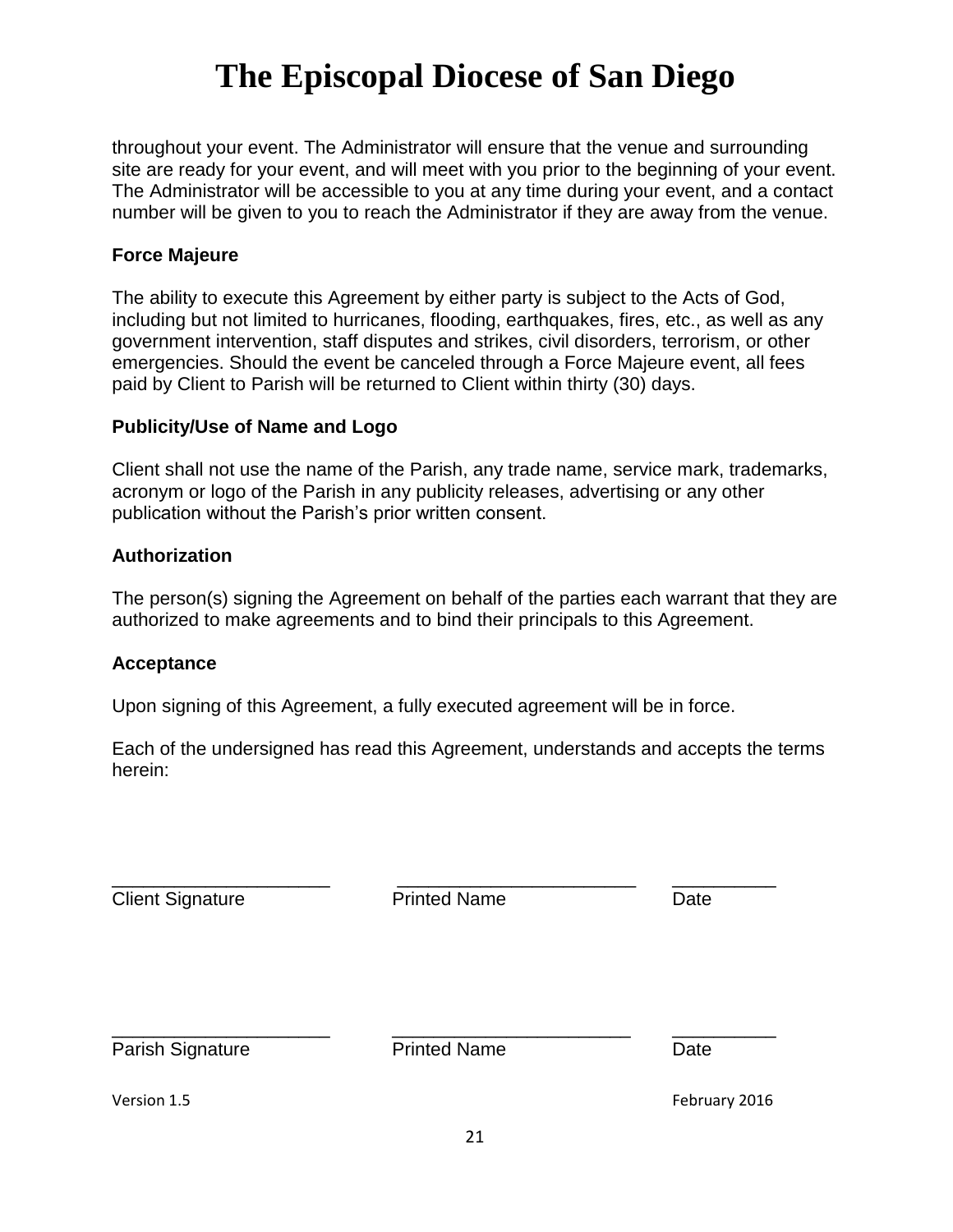throughout your event. The Administrator will ensure that the venue and surrounding site are ready for your event, and will meet with you prior to the beginning of your event. The Administrator will be accessible to you at any time during your event, and a contact number will be given to you to reach the Administrator if they are away from the venue.

**Force Majeure**

The ability to execute this Agreement by either party is subject to the Acts of God, including but not limited to hurricanes, flooding, earthquakes, fires, etc., as well as any government intervention, staff disputes and strikes, civil disorders, terrorism, or other emergencies. Should the event be canceled through a Force Majeure event, all fees paid by Client to Parish will be returned to Client within thirty (30) days.

**Publicity/Use of Name and Logo**

Client shall not use the name of the Parish, any trade name, service mark, trademarks, acronym or logo of the Parish in any publicity releases, advertising or any other publication without the Parish's prior written consent.

**Authorization**

The person(s) signing the Agreement on behalf of the parties each warrant that they are authorized to make agreements and to bind their principals to this Agreement.

**Acceptance**

Upon signing of this Agreement, a fully executed agreement will be in force.

Each of the undersigned has read this Agreement, understands and accepts the terms herein:

_____________________ _______________________ __________
Client Signature Printed Name Date

_____________________ _______________________ __________
Parish Signature Printed Name Date

Version 1.5 February 2016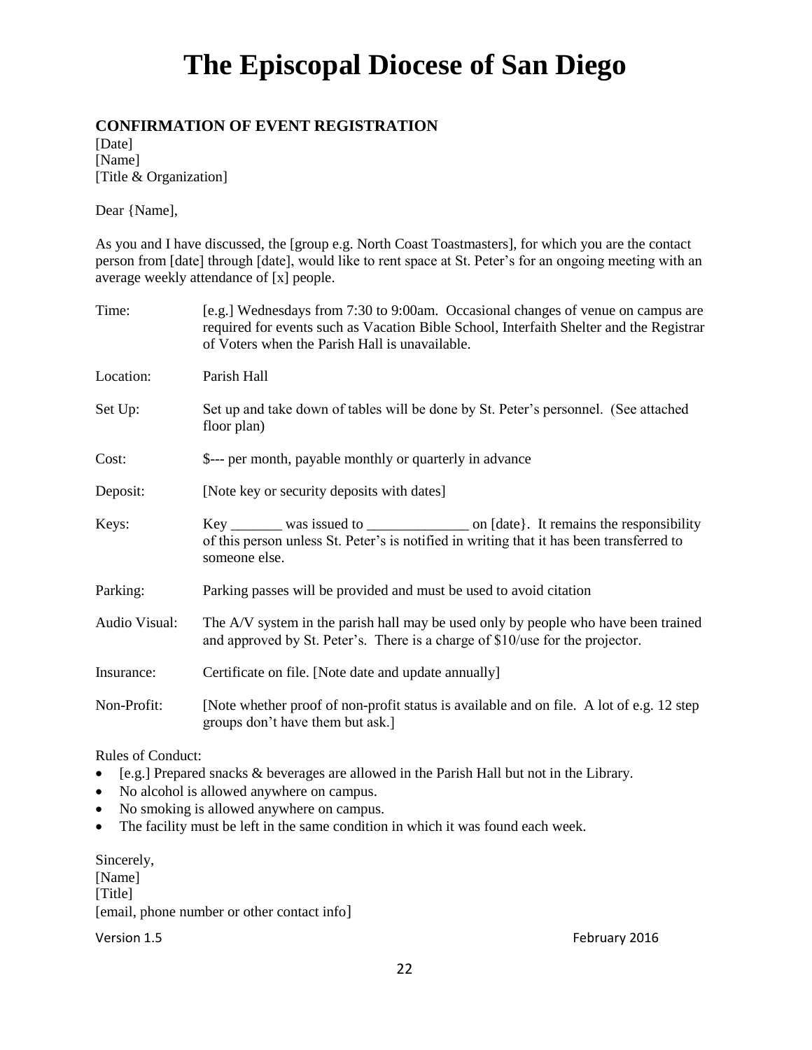# The Episcopal Diocese of San Diego

### CONFIRMATION OF EVENT REGISTRATION

[Date]
[Name]
[Title & Organization]

Dear {Name],

As you and I have discussed, the [group e.g. North Coast Toastmasters], for which you are the contact person from [date] through [date], would like to rent space at St. Peter's for an ongoing meeting with an average weekly attendance of [x] people.

| | |
|---|---|
| Time: | [e.g.] Wednesdays from 7:30 to 9:00am. Occasional changes of venue on campus are required for events such as Vacation Bible School, Interfaith Shelter and the Registrar of Voters when the Parish Hall is unavailable. |
| Location: | Parish Hall |
| Set Up: | Set up and take down of tables will be done by St. Peter's personnel. (See attached floor plan) |
| Cost: | $--- per month, payable monthly or quarterly in advance |
| Deposit: | [Note key or security deposits with dates] |
| Keys: | Key _______ was issued to ______________ on [date}. It remains the responsibility of this person unless St. Peter's is notified in writing that it has been transferred to someone else. |
| Parking: | Parking passes will be provided and must be used to avoid citation |
| Audio Visual: | The A/V system in the parish hall may be used only by people who have been trained and approved by St. Peter's. There is a charge of $10/use for the projector. |
| Insurance: | Certificate on file. [Note date and update annually] |
| Non-Profit: | [Note whether proof of non-profit status is available and on file. A lot of e.g. 12 step groups don't have them but ask.] |

Rules of Conduct:

- [e.g.] Prepared snacks & beverages are allowed in the Parish Hall but not in the Library.
- No alcohol is allowed anywhere on campus.
- No smoking is allowed anywhere on campus.
- The facility must be left in the same condition in which it was found each week.

Sincerely,
[Name]
[Title]
[email, phone number or other contact info]

Version 1.5 February 2016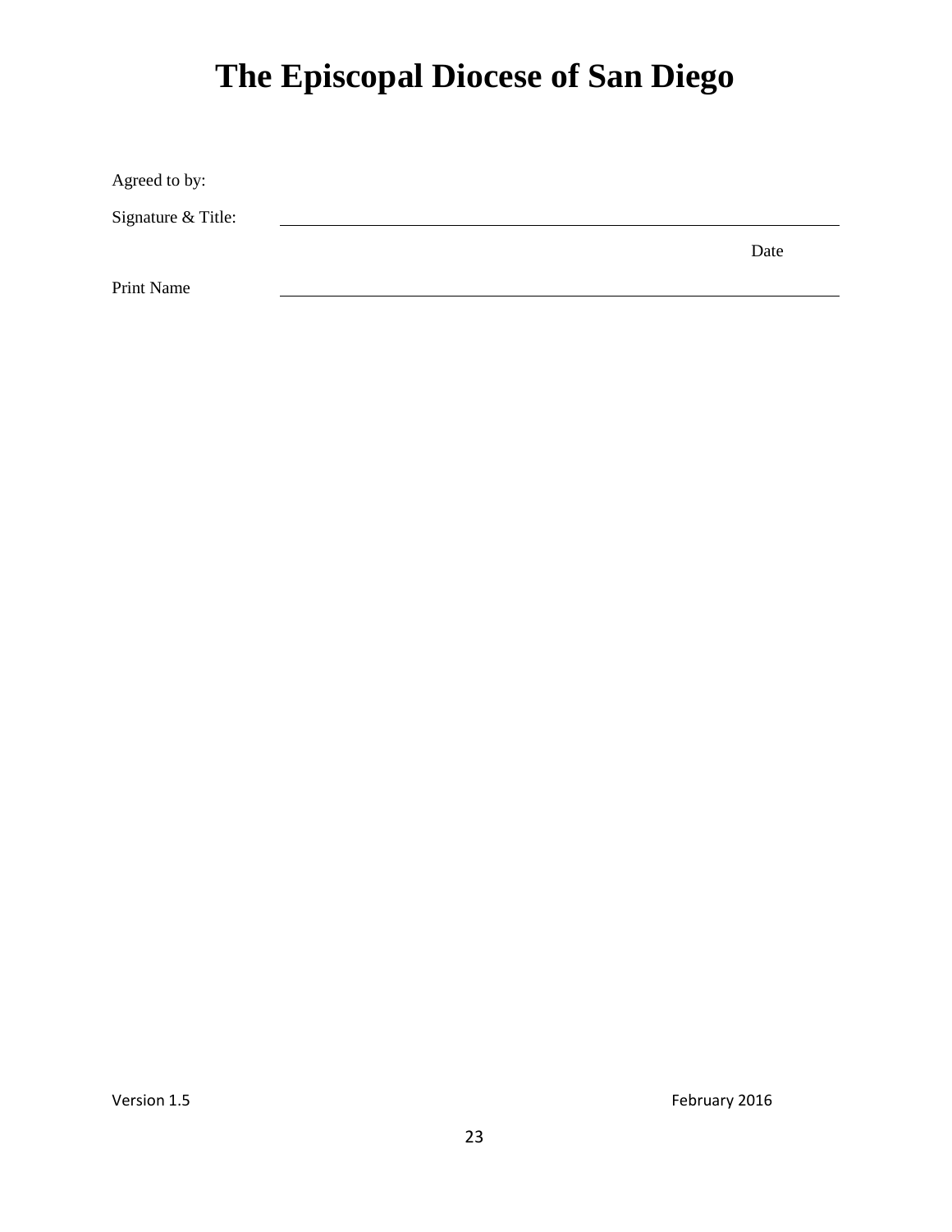# The Episcopal Diocese of San Diego

Agreed to by:

Signature & Title: \_\_\_\_\_\_\_\_\_\_\_\_\_\_\_\_\_\_\_\_\_\_\_\_\_\_\_\_\_\_\_\_\_\_\_\_\_\_\_\_\_\_\_\_\_\_\_\_

Date

Print Name \_\_\_\_\_\_\_\_\_\_\_\_\_\_\_\_\_\_\_\_\_\_\_\_\_\_\_\_\_\_\_\_\_\_\_\_\_\_\_\_\_\_\_\_\_\_\_\_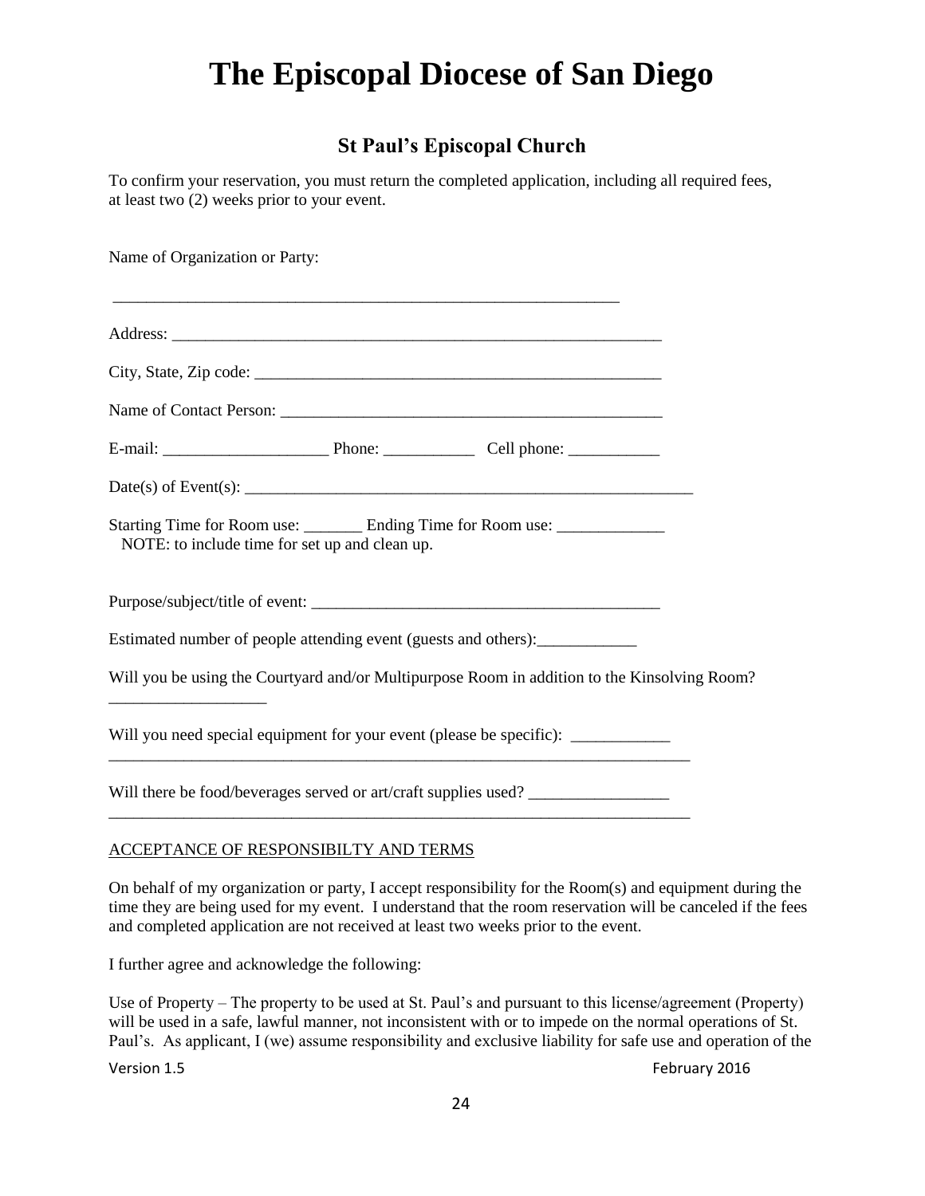# The Episcopal Diocese of San Diego

## St Paul's Episcopal Church

To confirm your reservation, you must return the completed application, including all required fees, at least two (2) weeks prior to your event.

Name of Organization or Party:

_______________________________________________________________

Address: _____________________________________________________________

City, State, Zip code: __________________________________________________

Name of Contact Person: _______________________________________________

E-mail: ____________________ Phone: ___________ Cell phone: ___________

Date(s) of Event(s): _______________________________________________________

Starting Time for Room use: _______ Ending Time for Room use: _____________
NOTE: to include time for set up and clean up.

Purpose/subject/title of event: ___________________________________________

Estimated number of people attending event (guests and others):____________

Will you be using the Courtyard and/or Multipurpose Room in addition to the Kinsolving Room?
__________________

Will you need special equipment for your event (please be specific): ____________
_________________________________________________________________________

Will there be food/beverages served or art/craft supplies used? _________________
_________________________________________________________________________

<u>ACCEPTANCE OF RESPONSIBILTY AND TERMS</u>

On behalf of my organization or party, I accept responsibility for the Room(s) and equipment during the time they are being used for my event. I understand that the room reservation will be canceled if the fees and completed application are not received at least two weeks prior to the event.

I further agree and acknowledge the following:

Use of Property – The property to be used at St. Paul's and pursuant to this license/agreement (Property) will be used in a safe, lawful manner, not inconsistent with or to impede on the normal operations of St. Paul's. As applicant, I (we) assume responsibility and exclusive liability for safe use and operation of the

Version 1.5 February 2016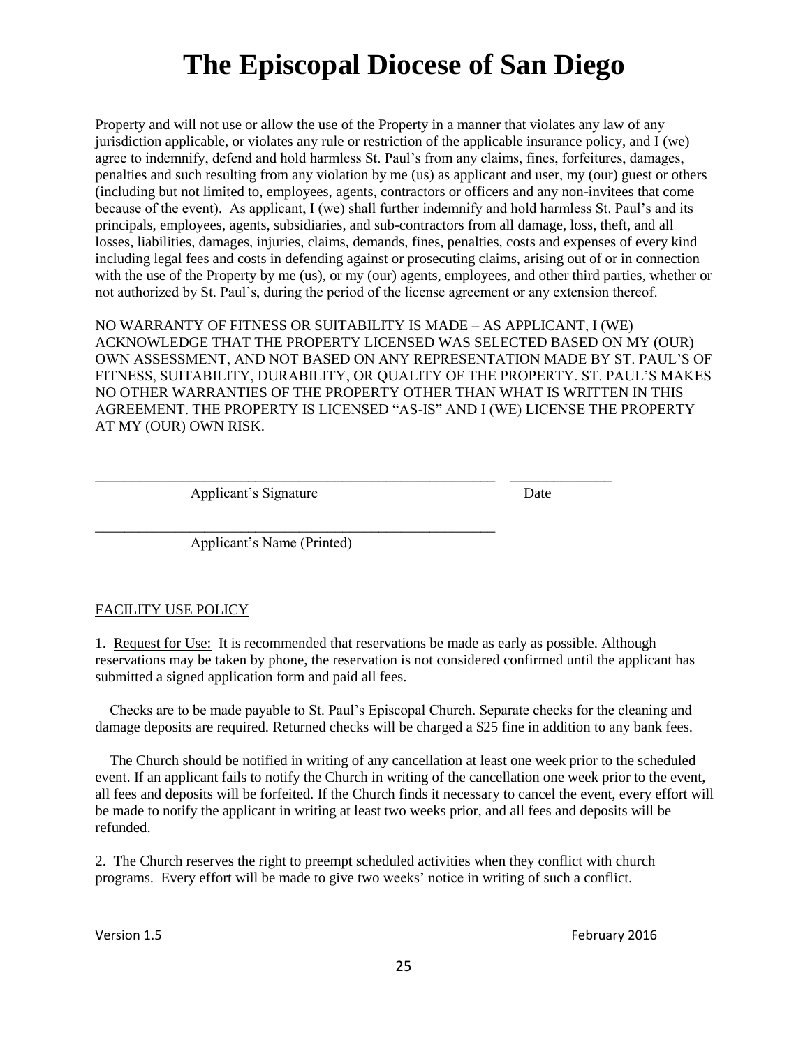# The Episcopal Diocese of San Diego

Property and will not use or allow the use of the Property in a manner that violates any law of any jurisdiction applicable, or violates any rule or restriction of the applicable insurance policy, and I (we) agree to indemnify, defend and hold harmless St. Paul's from any claims, fines, forfeitures, damages, penalties and such resulting from any violation by me (us) as applicant and user, my (our) guest or others (including but not limited to, employees, agents, contractors or officers and any non-invitees that come because of the event). As applicant, I (we) shall further indemnify and hold harmless St. Paul's and its principals, employees, agents, subsidiaries, and sub-contractors from all damage, loss, theft, and all losses, liabilities, damages, injuries, claims, demands, fines, penalties, costs and expenses of every kind including legal fees and costs in defending against or prosecuting claims, arising out of or in connection with the use of the Property by me (us), or my (our) agents, employees, and other third parties, whether or not authorized by St. Paul's, during the period of the license agreement or any extension thereof.

NO WARRANTY OF FITNESS OR SUITABILITY IS MADE – AS APPLICANT, I (WE) ACKNOWLEDGE THAT THE PROPERTY LICENSED WAS SELECTED BASED ON MY (OUR) OWN ASSESSMENT, AND NOT BASED ON ANY REPRESENTATION MADE BY ST. PAUL'S OF FITNESS, SUITABILITY, DURABILITY, OR QUALITY OF THE PROPERTY. ST. PAUL'S MAKES NO OTHER WARRANTIES OF THE PROPERTY OTHER THAN WHAT IS WRITTEN IN THIS AGREEMENT. THE PROPERTY IS LICENSED "AS-IS" AND I (WE) LICENSE THE PROPERTY AT MY (OUR) OWN RISK.

\_\_\_\_\_\_\_\_\_\_\_\_\_\_\_\_\_\_\_\_\_\_\_\_\_\_\_\_\_\_\_\_\_\_\_\_\_\_\_\_\_\_\_\_\_\_\_\_ \_\_\_\_\_\_\_\_\_\_\_\_\_\_
Applicant's Signature Date

\_\_\_\_\_\_\_\_\_\_\_\_\_\_\_\_\_\_\_\_\_\_\_\_\_\_\_\_\_\_\_\_\_\_\_\_\_\_\_\_\_\_\_\_\_\_\_\_
Applicant's Name (Printed)

<u>FACILITY USE POLICY</u>

1. <u>Request for Use:</u> It is recommended that reservations be made as early as possible. Although reservations may be taken by phone, the reservation is not considered confirmed until the applicant has submitted a signed application form and paid all fees.

Checks are to be made payable to St. Paul's Episcopal Church. Separate checks for the cleaning and damage deposits are required. Returned checks will be charged a $25 fine in addition to any bank fees.

The Church should be notified in writing of any cancellation at least one week prior to the scheduled event. If an applicant fails to notify the Church in writing of the cancellation one week prior to the event, all fees and deposits will be forfeited. If the Church finds it necessary to cancel the event, every effort will be made to notify the applicant in writing at least two weeks prior, and all fees and deposits will be refunded.

2. The Church reserves the right to preempt scheduled activities when they conflict with church programs. Every effort will be made to give two weeks' notice in writing of such a conflict.

Version 1.5 February 2016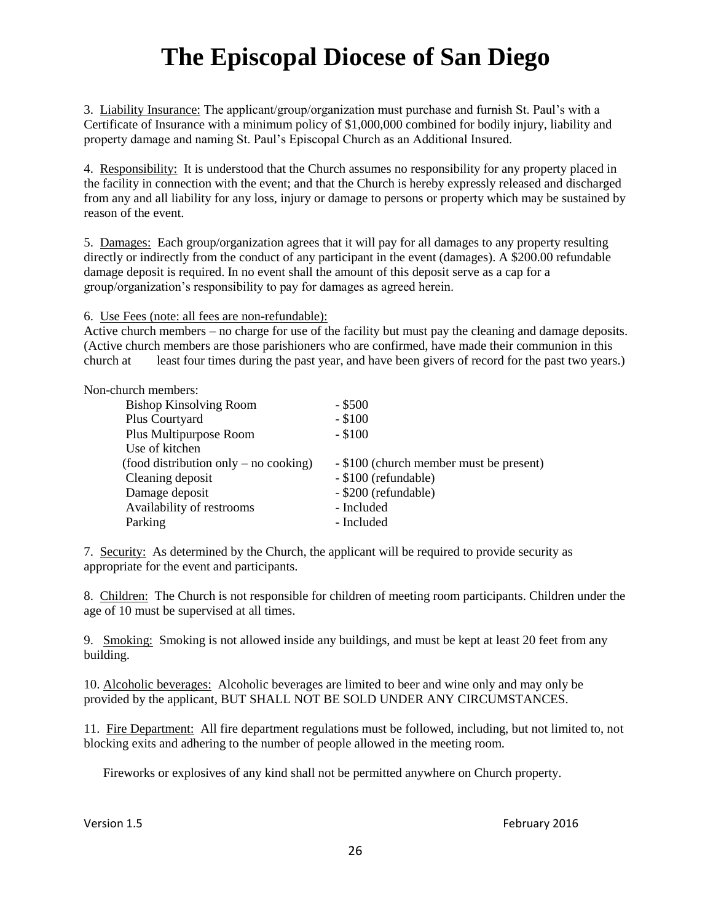# The Episcopal Diocese of San Diego

3. <u>Liability Insurance:</u> The applicant/group/organization must purchase and furnish St. Paul's with a Certificate of Insurance with a minimum policy of $1,000,000 combined for bodily injury, liability and property damage and naming St. Paul's Episcopal Church as an Additional Insured.

4. <u>Responsibility:</u> It is understood that the Church assumes no responsibility for any property placed in the facility in connection with the event; and that the Church is hereby expressly released and discharged from any and all liability for any loss, injury or damage to persons or property which may be sustained by reason of the event.

5. <u>Damages:</u> Each group/organization agrees that it will pay for all damages to any property resulting directly or indirectly from the conduct of any participant in the event (damages). A $200.00 refundable damage deposit is required. In no event shall the amount of this deposit serve as a cap for a group/organization's responsibility to pay for damages as agreed herein.

6. <u>Use Fees (note: all fees are non-refundable):</u>
Active church members – no charge for use of the facility but must pay the cleaning and damage deposits. (Active church members are those parishioners who are confirmed, have made their communion in this church at least four times during the past year, and have been givers of record for the past two years.)

Non-church members:

| | |
|---|---|
| Bishop Kinsolving Room | - $500 |
| Plus Courtyard | - $100 |
| Plus Multipurpose Room | - $100 |
| Use of kitchen (food distribution only – no cooking) | - $100 (church member must be present) |
| Cleaning deposit | - $100 (refundable) |
| Damage deposit | - $200 (refundable) |
| Availability of restrooms | - Included |
| Parking | - Included |

7. <u>Security:</u> As determined by the Church, the applicant will be required to provide security as appropriate for the event and participants.

8. <u>Children:</u> The Church is not responsible for children of meeting room participants. Children under the age of 10 must be supervised at all times.

9. <u>Smoking:</u> Smoking is not allowed inside any buildings, and must be kept at least 20 feet from any building.

10. <u>Alcoholic beverages:</u> Alcoholic beverages are limited to beer and wine only and may only be provided by the applicant, BUT SHALL NOT BE SOLD UNDER ANY CIRCUMSTANCES.

11. <u>Fire Department:</u> All fire department regulations must be followed, including, but not limited to, not blocking exits and adhering to the number of people allowed in the meeting room.

Fireworks or explosives of any kind shall not be permitted anywhere on Church property.

Version 1.5 February 2016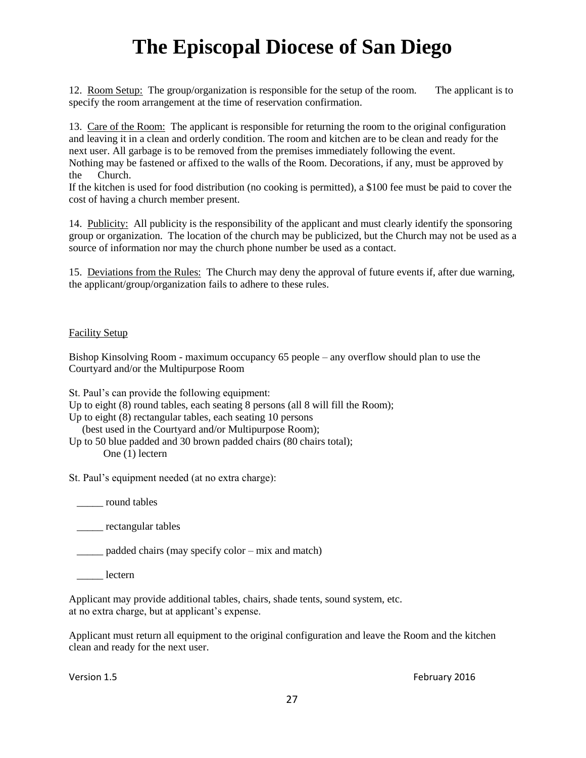# The Episcopal Diocese of San Diego

12. <u>Room Setup:</u> The group/organization is responsible for the setup of the room. The applicant is to specify the room arrangement at the time of reservation confirmation.

13. <u>Care of the Room:</u> The applicant is responsible for returning the room to the original configuration and leaving it in a clean and orderly condition. The room and kitchen are to be clean and ready for the next user. All garbage is to be removed from the premises immediately following the event.
Nothing may be fastened or affixed to the walls of the Room. Decorations, if any, must be approved by the Church.
If the kitchen is used for food distribution (no cooking is permitted), a $100 fee must be paid to cover the cost of having a church member present.

14. <u>Publicity:</u> All publicity is the responsibility of the applicant and must clearly identify the sponsoring group or organization. The location of the church may be publicized, but the Church may not be used as a source of information nor may the church phone number be used as a contact.

15. <u>Deviations from the Rules:</u> The Church may deny the approval of future events if, after due warning, the applicant/group/organization fails to adhere to these rules.

<u>Facility Setup</u>

Bishop Kinsolving Room - maximum occupancy 65 people – any overflow should plan to use the Courtyard and/or the Multipurpose Room

St. Paul's can provide the following equipment:
Up to eight (8) round tables, each seating 8 persons (all 8 will fill the Room);
Up to eight (8) rectangular tables, each seating 10 persons
(best used in the Courtyard and/or Multipurpose Room);
Up to 50 blue padded and 30 brown padded chairs (80 chairs total);
One (1) lectern

St. Paul's equipment needed (at no extra charge):

_____ round tables

_____ rectangular tables

_____ padded chairs (may specify color – mix and match)

_____ lectern

Applicant may provide additional tables, chairs, shade tents, sound system, etc.
at no extra charge, but at applicant's expense.

Applicant must return all equipment to the original configuration and leave the Room and the kitchen clean and ready for the next user.

Version 1.5 February 2016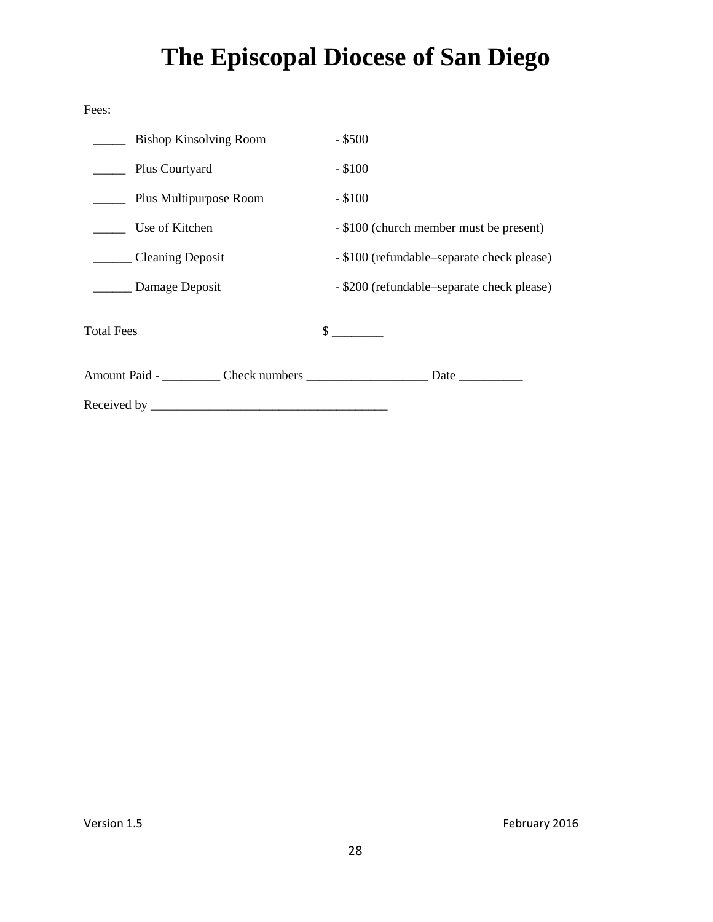# The Episcopal Diocese of San Diego

Fees:

_____ Bishop Kinsolving Room - $500

_____ Plus Courtyard - $100

_____ Plus Multipurpose Room - $100

_____ Use of Kitchen - $100 (church member must be present)

______ Cleaning Deposit - $100 (refundable–separate check please)

______ Damage Deposit - $200 (refundable–separate check please)

Total Fees $ ________

Amount Paid - _________ Check numbers ___________________ Date __________

Received by _____________________________________

Version 1.5 February 2016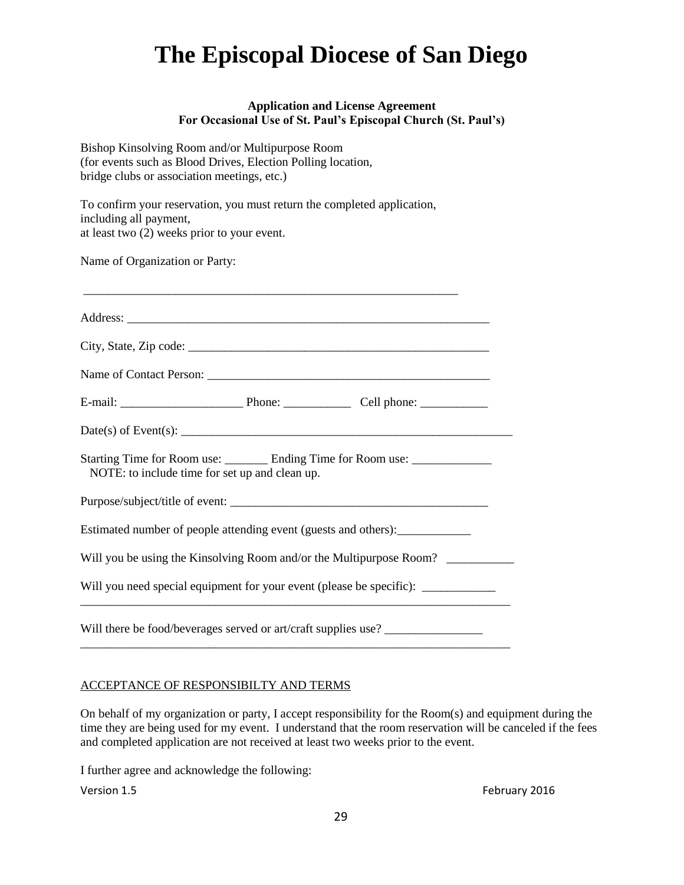# The Episcopal Diocese of San Diego

**Application and License Agreement**
**For Occasional Use of St. Paul's Episcopal Church (St. Paul's)**

Bishop Kinsolving Room and/or Multipurpose Room
(for events such as Blood Drives, Election Polling location,
bridge clubs or association meetings, etc.)

To confirm your reservation, you must return the completed application,
including all payment,
at least two (2) weeks prior to your event.

Name of Organization or Party:

_______________________________________________________________

Address: _______________________________________________________________

City, State, Zip code: ____________________________________________________

Name of Contact Person: _________________________________________________

E-mail: ____________________ Phone: ___________ Cell phone: ___________

Date(s) of Event(s): ________________________________________________________

Starting Time for Room use: _______ Ending Time for Room use: _____________
NOTE: to include time for set up and clean up.

Purpose/subject/title of event: ___________________________________________

Estimated number of people attending event (guests and others):____________

Will you be using the Kinsolving Room and/or the Multipurpose Room? ___________

Will you need special equipment for your event (please be specific): ____________
_________________________________________________________________________

Will there be food/beverages served or art/craft supplies use? ________________
_________________________________________________________________________

ACCEPTANCE OF RESPONSIBILTY AND TERMS

On behalf of my organization or party, I accept responsibility for the Room(s) and equipment during the time they are being used for my event. I understand that the room reservation will be canceled if the fees and completed application are not received at least two weeks prior to the event.

I further agree and acknowledge the following: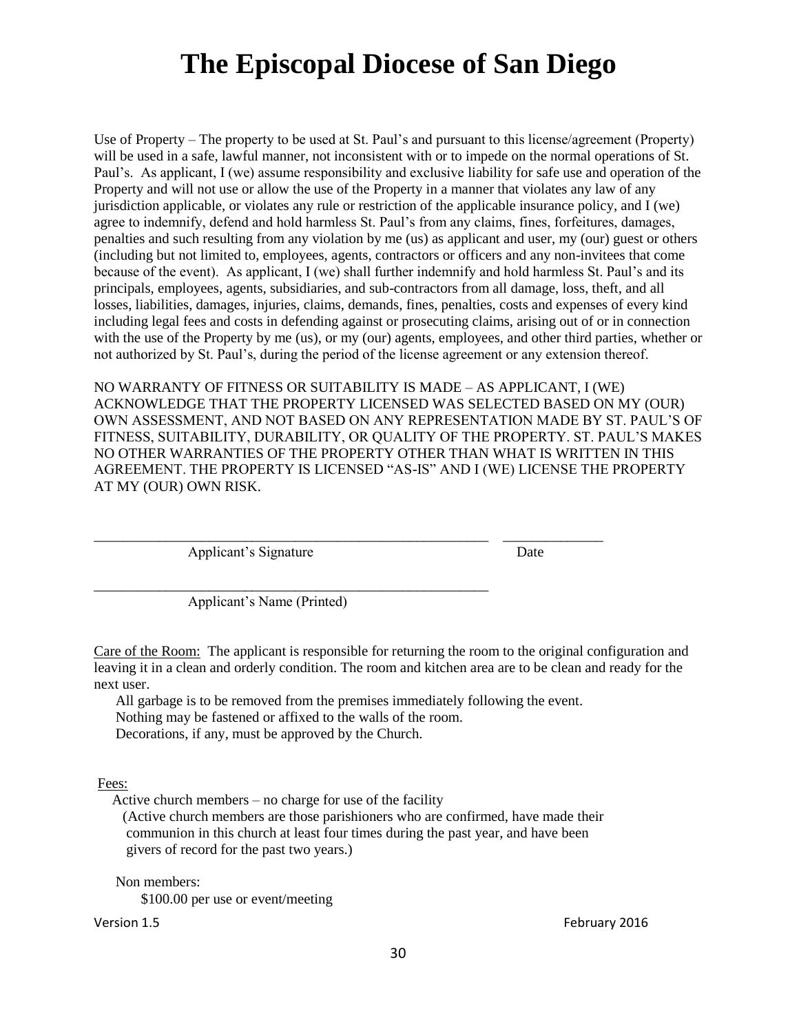# The Episcopal Diocese of San Diego

Use of Property – The property to be used at St. Paul's and pursuant to this license/agreement (Property) will be used in a safe, lawful manner, not inconsistent with or to impede on the normal operations of St. Paul's. As applicant, I (we) assume responsibility and exclusive liability for safe use and operation of the Property and will not use or allow the use of the Property in a manner that violates any law of any jurisdiction applicable, or violates any rule or restriction of the applicable insurance policy, and I (we) agree to indemnify, defend and hold harmless St. Paul's from any claims, fines, forfeitures, damages, penalties and such resulting from any violation by me (us) as applicant and user, my (our) guest or others (including but not limited to, employees, agents, contractors or officers and any non-invitees that come because of the event). As applicant, I (we) shall further indemnify and hold harmless St. Paul's and its principals, employees, agents, subsidiaries, and sub-contractors from all damage, loss, theft, and all losses, liabilities, damages, injuries, claims, demands, fines, penalties, costs and expenses of every kind including legal fees and costs in defending against or prosecuting claims, arising out of or in connection with the use of the Property by me (us), or my (our) agents, employees, and other third parties, whether or not authorized by St. Paul's, during the period of the license agreement or any extension thereof.

NO WARRANTY OF FITNESS OR SUITABILITY IS MADE – AS APPLICANT, I (WE) ACKNOWLEDGE THAT THE PROPERTY LICENSED WAS SELECTED BASED ON MY (OUR) OWN ASSESSMENT, AND NOT BASED ON ANY REPRESENTATION MADE BY ST. PAUL'S OF FITNESS, SUITABILITY, DURABILITY, OR QUALITY OF THE PROPERTY. ST. PAUL'S MAKES NO OTHER WARRANTIES OF THE PROPERTY OTHER THAN WHAT IS WRITTEN IN THIS AGREEMENT. THE PROPERTY IS LICENSED "AS-IS" AND I (WE) LICENSE THE PROPERTY AT MY (OUR) OWN RISK.

_______________________________________________________ ______________
Applicant's Signature Date

_______________________________________________________
Applicant's Name (Printed)

Care of the Room: The applicant is responsible for returning the room to the original configuration and leaving it in a clean and orderly condition. The room and kitchen area are to be clean and ready for the next user.

All garbage is to be removed from the premises immediately following the event.
Nothing may be fastened or affixed to the walls of the room.
Decorations, if any, must be approved by the Church.

Fees:

Active church members – no charge for use of the facility
(Active church members are those parishioners who are confirmed, have made their communion in this church at least four times during the past year, and have been givers of record for the past two years.)

Non members:
$100.00 per use or event/meeting

Version 1.5 February 2016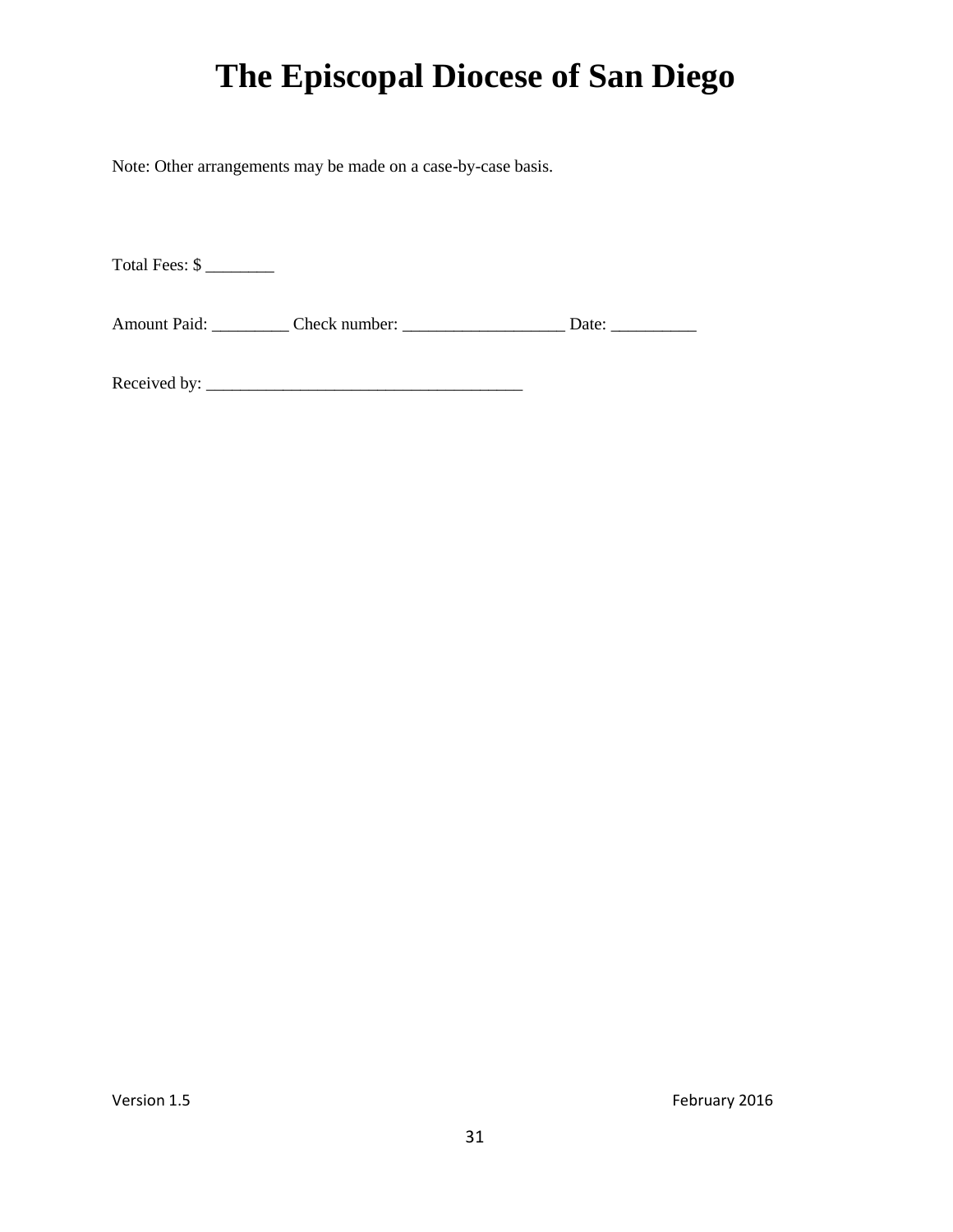Note: Other arrangements may be made on a case-by-case basis.

Total Fees: $ ________

Amount Paid: _________ Check number: ___________________ Date: __________

Received by: ______________________________________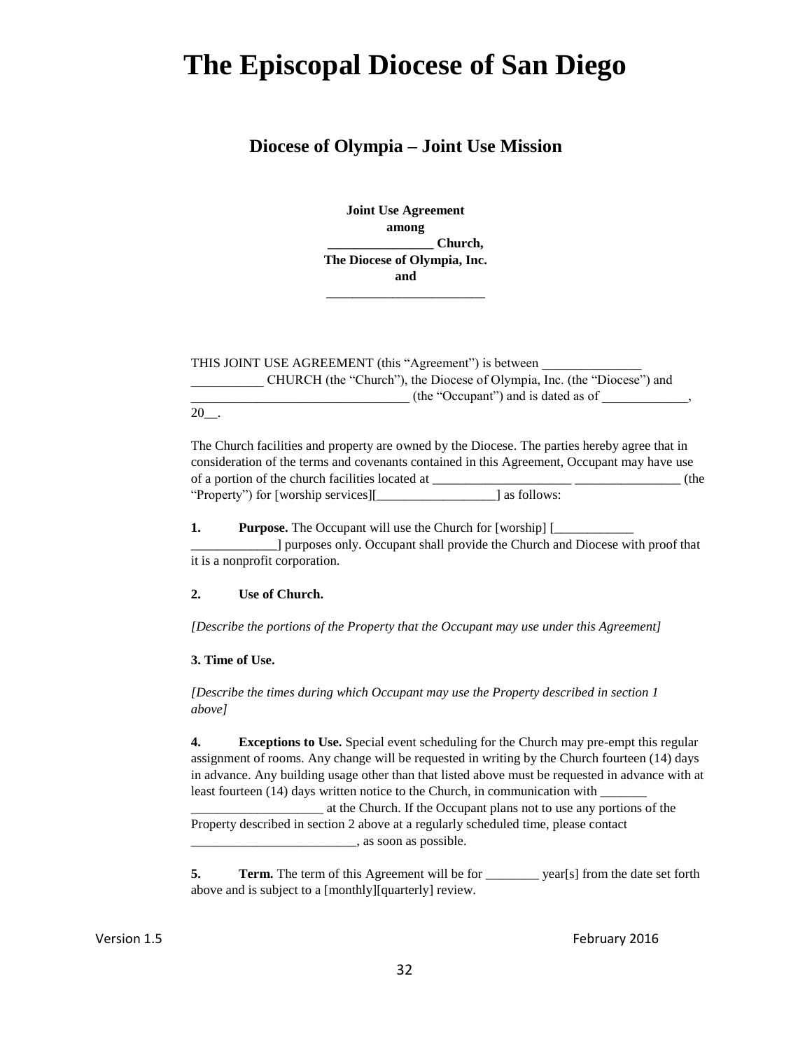# The Episcopal Diocese of San Diego

## Diocese of Olympia – Joint Use Mission

**Joint Use Agreement**
**among**
**________________ Church,**
**The Diocese of Olympia, Inc.**
**and**
________________________

THIS JOINT USE AGREEMENT (this "Agreement") is between _______________ ___________ CHURCH (the "Church"), the Diocese of Olympia, Inc. (the "Diocese") and _________________________________ (the "Occupant") and is dated as of _____________, 20__.

The Church facilities and property are owned by the Diocese. The parties hereby agree that in consideration of the terms and covenants contained in this Agreement, Occupant may have use of a portion of the church facilities located at _____________________ ________________ (the "Property") for [worship services][__________________] as follows:

**1. Purpose.** The Occupant will use the Church for [worship] [____________ _____________] purposes only. Occupant shall provide the Church and Diocese with proof that it is a nonprofit corporation.

**2. Use of Church.**

*[Describe the portions of the Property that the Occupant may use under this Agreement]*

**3. Time of Use.**

*[Describe the times during which Occupant may use the Property described in section 1 above]*

**4. Exceptions to Use.** Special event scheduling for the Church may pre-empt this regular assignment of rooms. Any change will be requested in writing by the Church fourteen (14) days in advance. Any building usage other than that listed above must be requested in advance with at least fourteen (14) days written notice to the Church, in communication with _______ ____________________ at the Church. If the Occupant plans not to use any portions of the Property described in section 2 above at a regularly scheduled time, please contact _________________________, as soon as possible.

**5. Term.** The term of this Agreement will be for ________ year[s] from the date set forth above and is subject to a [monthly][quarterly] review.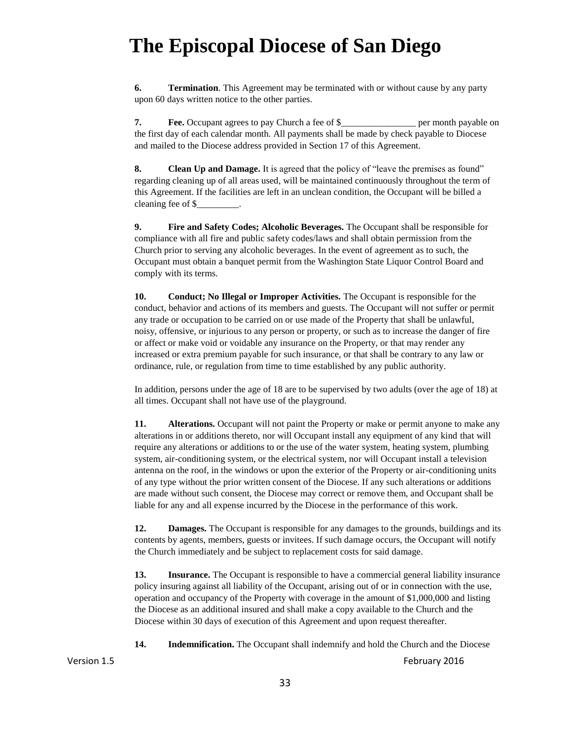**6. Termination**. This Agreement may be terminated with or without cause by any party upon 60 days written notice to the other parties.

**7. Fee.** Occupant agrees to pay Church a fee of $________________ per month payable on the first day of each calendar month. All payments shall be made by check payable to Diocese and mailed to the Diocese address provided in Section 17 of this Agreement.

**8. Clean Up and Damage.** It is agreed that the policy of "leave the premises as found" regarding cleaning up of all areas used, will be maintained continuously throughout the term of this Agreement. If the facilities are left in an unclean condition, the Occupant will be billed a cleaning fee of $_________.

**9. Fire and Safety Codes; Alcoholic Beverages.** The Occupant shall be responsible for compliance with all fire and public safety codes/laws and shall obtain permission from the Church prior to serving any alcoholic beverages. In the event of agreement as to such, the Occupant must obtain a banquet permit from the Washington State Liquor Control Board and comply with its terms.

**10. Conduct; No Illegal or Improper Activities.** The Occupant is responsible for the conduct, behavior and actions of its members and guests. The Occupant will not suffer or permit any trade or occupation to be carried on or use made of the Property that shall be unlawful, noisy, offensive, or injurious to any person or property, or such as to increase the danger of fire or affect or make void or voidable any insurance on the Property, or that may render any increased or extra premium payable for such insurance, or that shall be contrary to any law or ordinance, rule, or regulation from time to time established by any public authority.

In addition, persons under the age of 18 are to be supervised by two adults (over the age of 18) at all times. Occupant shall not have use of the playground.

**11. Alterations.** Occupant will not paint the Property or make or permit anyone to make any alterations in or additions thereto, nor will Occupant install any equipment of any kind that will require any alterations or additions to or the use of the water system, heating system, plumbing system, air-conditioning system, or the electrical system, nor will Occupant install a television antenna on the roof, in the windows or upon the exterior of the Property or air-conditioning units of any type without the prior written consent of the Diocese. If any such alterations or additions are made without such consent, the Diocese may correct or remove them, and Occupant shall be liable for any and all expense incurred by the Diocese in the performance of this work.

**12. Damages.** The Occupant is responsible for any damages to the grounds, buildings and its contents by agents, members, guests or invitees. If such damage occurs, the Occupant will notify the Church immediately and be subject to replacement costs for said damage.

**13. Insurance.** The Occupant is responsible to have a commercial general liability insurance policy insuring against all liability of the Occupant, arising out of or in connection with the use, operation and occupancy of the Property with coverage in the amount of $1,000,000 and listing the Diocese as an additional insured and shall make a copy available to the Church and the Diocese within 30 days of execution of this Agreement and upon request thereafter.

**14. Indemnification.** The Occupant shall indemnify and hold the Church and the Diocese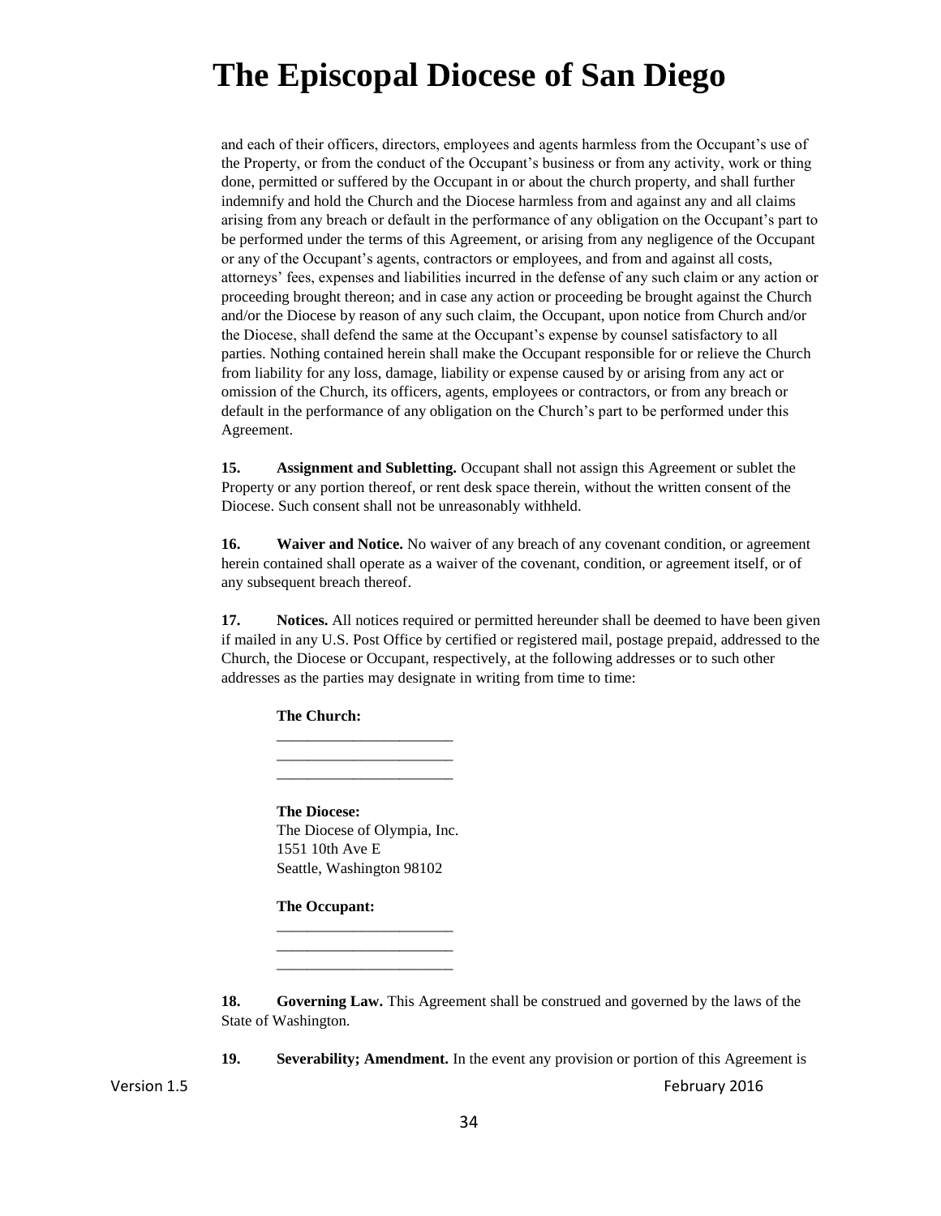and each of their officers, directors, employees and agents harmless from the Occupant's use of the Property, or from the conduct of the Occupant's business or from any activity, work or thing done, permitted or suffered by the Occupant in or about the church property, and shall further indemnify and hold the Church and the Diocese harmless from and against any and all claims arising from any breach or default in the performance of any obligation on the Occupant's part to be performed under the terms of this Agreement, or arising from any negligence of the Occupant or any of the Occupant's agents, contractors or employees, and from and against all costs, attorneys' fees, expenses and liabilities incurred in the defense of any such claim or any action or proceeding brought thereon; and in case any action or proceeding be brought against the Church and/or the Diocese by reason of any such claim, the Occupant, upon notice from Church and/or the Diocese, shall defend the same at the Occupant's expense by counsel satisfactory to all parties. Nothing contained herein shall make the Occupant responsible for or relieve the Church from liability for any loss, damage, liability or expense caused by or arising from any act or omission of the Church, its officers, agents, employees or contractors, or from any breach or default in the performance of any obligation on the Church's part to be performed under this Agreement.

**15. Assignment and Subletting.** Occupant shall not assign this Agreement or sublet the Property or any portion thereof, or rent desk space therein, without the written consent of the Diocese. Such consent shall not be unreasonably withheld.

**16. Waiver and Notice.** No waiver of any breach of any covenant condition, or agreement herein contained shall operate as a waiver of the covenant, condition, or agreement itself, or of any subsequent breach thereof.

**17. Notices.** All notices required or permitted hereunder shall be deemed to have been given if mailed in any U.S. Post Office by certified or registered mail, postage prepaid, addressed to the Church, the Diocese or Occupant, respectively, at the following addresses or to such other addresses as the parties may designate in writing from time to time:

**The Church:**
______________________
______________________
______________________

**The Diocese:**
The Diocese of Olympia, Inc.
1551 10th Ave E
Seattle, Washington 98102

**The Occupant:**
______________________
______________________
______________________

**18. Governing Law.** This Agreement shall be construed and governed by the laws of the State of Washington.

**19. Severability; Amendment.** In the event any provision or portion of this Agreement is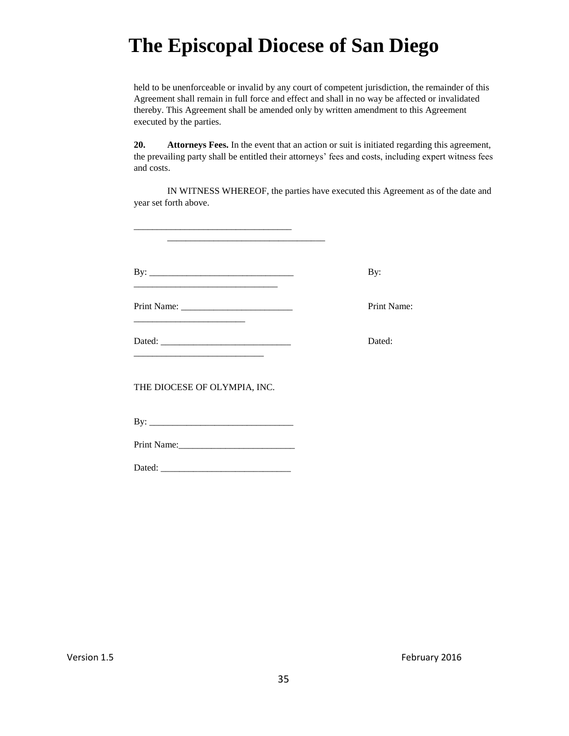held to be unenforceable or invalid by any court of competent jurisdiction, the remainder of this Agreement shall remain in full force and effect and shall in no way be affected or invalidated thereby. This Agreement shall be amended only by written amendment to this Agreement executed by the parties.

**20. Attorneys Fees.** In the event that an action or suit is initiated regarding this agreement, the prevailing party shall be entitled their attorneys' fees and costs, including expert witness fees and costs.

IN WITNESS WHEREOF, the parties have executed this Agreement as of the date and year set forth above.

__________________________________

__________________________________

By: _______________________________ By: _______________________________

Print Name: ________________________ Print Name: ________________________

Dated: ____________________________ Dated: ____________________________

THE DIOCESE OF OLYMPIA, INC.

By: _______________________________

Print Name:_________________________

Dated: ____________________________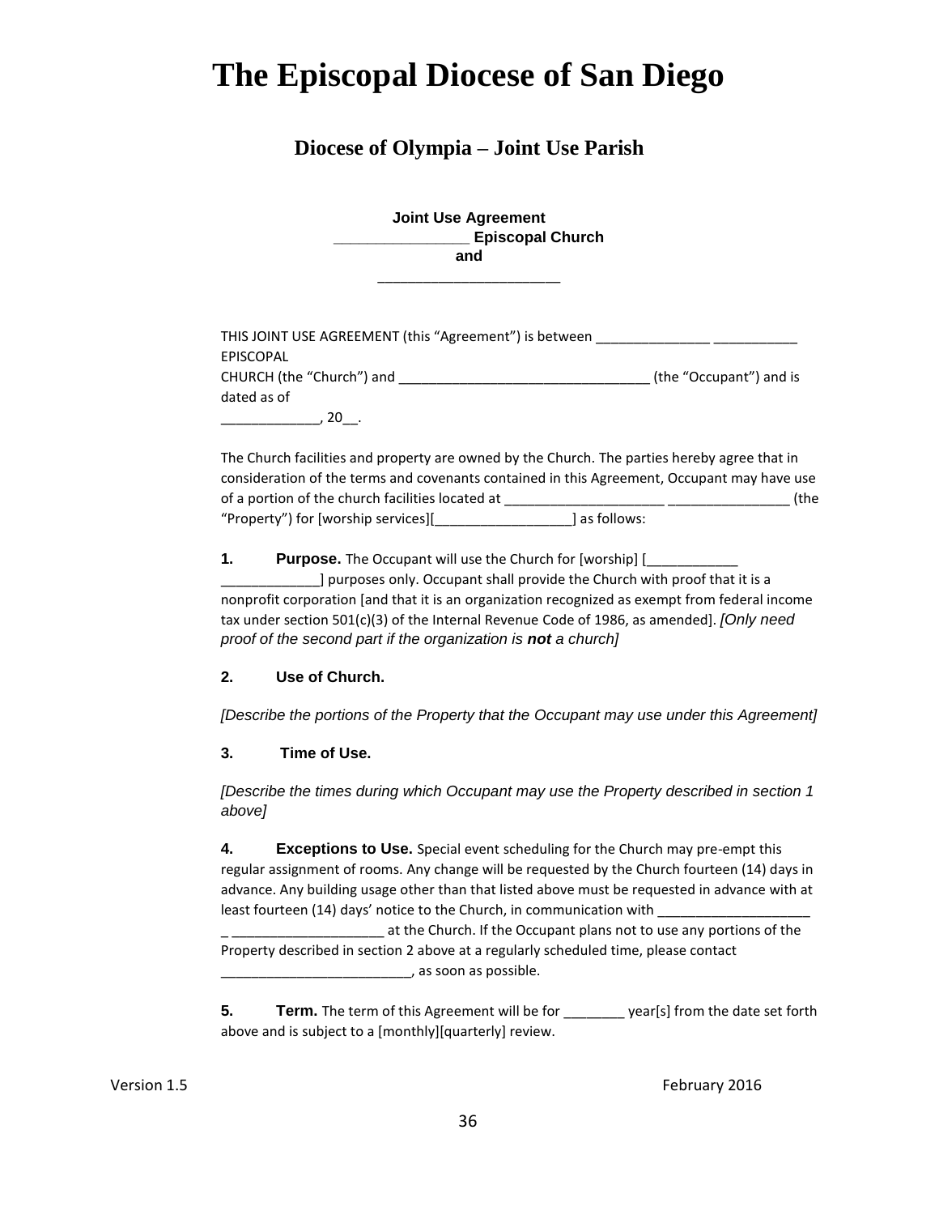# The Episcopal Diocese of San Diego

## Diocese of Olympia – Joint Use Parish

**Joint Use Agreement**
**________________ Episcopal Church**
**and**
**______________________**

THIS JOINT USE AGREEMENT (this "Agreement") is between _______________ ___________ EPISCOPAL CHURCH (the "Church") and _________________________________ (the "Occupant") and is dated as of _____________, 20__.

The Church facilities and property are owned by the Church. The parties hereby agree that in consideration of the terms and covenants contained in this Agreement, Occupant may have use of a portion of the church facilities located at ______________________ ________________ (the "Property") for [worship services][__________________] as follows:

**1. Purpose.** The Occupant will use the Church for [worship] [____________ _____________] purposes only. Occupant shall provide the Church with proof that it is a nonprofit corporation [and that it is an organization recognized as exempt from federal income tax under section 501(c)(3) of the Internal Revenue Code of 1986, as amended]. *[Only need proof of the second part if the organization is **not** a church]*

**2. Use of Church.**

*[Describe the portions of the Property that the Occupant may use under this Agreement]*

**3. Time of Use.**

*[Describe the times during which Occupant may use the Property described in section 1 above]*

**4. Exceptions to Use.** Special event scheduling for the Church may pre-empt this regular assignment of rooms. Any change will be requested by the Church fourteen (14) days in advance. Any building usage other than that listed above must be requested in advance with at least fourteen (14) days' notice to the Church, in communication with ____________________ _ ____________________ at the Church. If the Occupant plans not to use any portions of the Property described in section 2 above at a regularly scheduled time, please contact _________________________, as soon as possible.

**5. Term.** The term of this Agreement will be for ________ year[s] from the date set forth above and is subject to a [monthly][quarterly] review.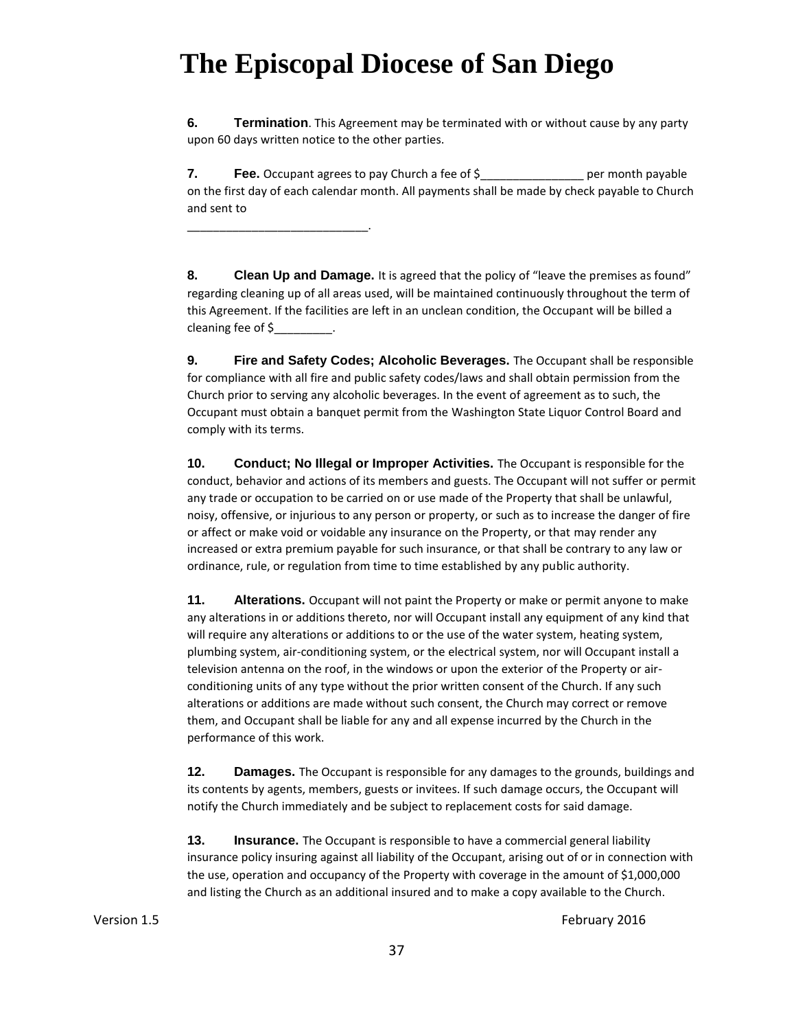**6. Termination**. This Agreement may be terminated with or without cause by any party upon 60 days written notice to the other parties.

**7. Fee.** Occupant agrees to pay Church a fee of $________________ per month payable on the first day of each calendar month. All payments shall be made by check payable to Church and sent to

___________________________.

**8. Clean Up and Damage.** It is agreed that the policy of "leave the premises as found" regarding cleaning up of all areas used, will be maintained continuously throughout the term of this Agreement. If the facilities are left in an unclean condition, the Occupant will be billed a cleaning fee of $_________.

**9. Fire and Safety Codes; Alcoholic Beverages.** The Occupant shall be responsible for compliance with all fire and public safety codes/laws and shall obtain permission from the Church prior to serving any alcoholic beverages. In the event of agreement as to such, the Occupant must obtain a banquet permit from the Washington State Liquor Control Board and comply with its terms.

**10. Conduct; No Illegal or Improper Activities.** The Occupant is responsible for the conduct, behavior and actions of its members and guests. The Occupant will not suffer or permit any trade or occupation to be carried on or use made of the Property that shall be unlawful, noisy, offensive, or injurious to any person or property, or such as to increase the danger of fire or affect or make void or voidable any insurance on the Property, or that may render any increased or extra premium payable for such insurance, or that shall be contrary to any law or ordinance, rule, or regulation from time to time established by any public authority.

**11. Alterations.** Occupant will not paint the Property or make or permit anyone to make any alterations in or additions thereto, nor will Occupant install any equipment of any kind that will require any alterations or additions to or the use of the water system, heating system, plumbing system, air-conditioning system, or the electrical system, nor will Occupant install a television antenna on the roof, in the windows or upon the exterior of the Property or air-conditioning units of any type without the prior written consent of the Church. If any such alterations or additions are made without such consent, the Church may correct or remove them, and Occupant shall be liable for any and all expense incurred by the Church in the performance of this work.

**12. Damages.** The Occupant is responsible for any damages to the grounds, buildings and its contents by agents, members, guests or invitees. If such damage occurs, the Occupant will notify the Church immediately and be subject to replacement costs for said damage.

**13. Insurance.** The Occupant is responsible to have a commercial general liability insurance policy insuring against all liability of the Occupant, arising out of or in connection with the use, operation and occupancy of the Property with coverage in the amount of $1,000,000 and listing the Church as an additional insured and to make a copy available to the Church.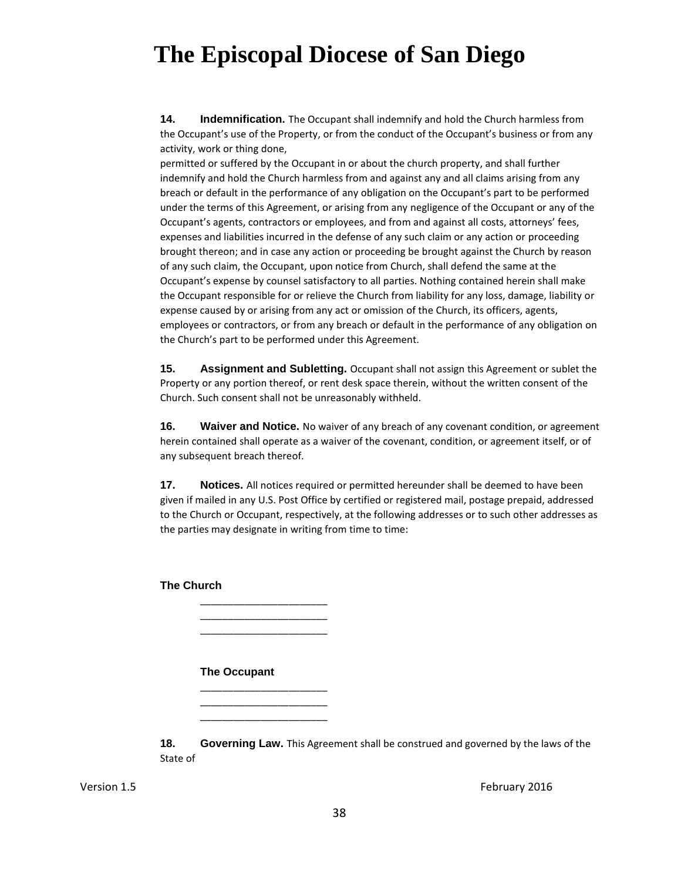# The Episcopal Diocese of San Diego

**14. Indemnification.** The Occupant shall indemnify and hold the Church harmless from the Occupant's use of the Property, or from the conduct of the Occupant's business or from any activity, work or thing done,
permitted or suffered by the Occupant in or about the church property, and shall further indemnify and hold the Church harmless from and against any and all claims arising from any breach or default in the performance of any obligation on the Occupant's part to be performed under the terms of this Agreement, or arising from any negligence of the Occupant or any of the Occupant's agents, contractors or employees, and from and against all costs, attorneys' fees, expenses and liabilities incurred in the defense of any such claim or any action or proceeding brought thereon; and in case any action or proceeding be brought against the Church by reason of any such claim, the Occupant, upon notice from Church, shall defend the same at the Occupant's expense by counsel satisfactory to all parties. Nothing contained herein shall make the Occupant responsible for or relieve the Church from liability for any loss, damage, liability or expense caused by or arising from any act or omission of the Church, its officers, agents, employees or contractors, or from any breach or default in the performance of any obligation on the Church's part to be performed under this Agreement.

**15. Assignment and Subletting.** Occupant shall not assign this Agreement or sublet the Property or any portion thereof, or rent desk space therein, without the written consent of the Church. Such consent shall not be unreasonably withheld.

**16. Waiver and Notice.** No waiver of any breach of any covenant condition, or agreement herein contained shall operate as a waiver of the covenant, condition, or agreement itself, or of any subsequent breach thereof.

**17. Notices.** All notices required or permitted hereunder shall be deemed to have been given if mailed in any U.S. Post Office by certified or registered mail, postage prepaid, addressed to the Church or Occupant, respectively, at the following addresses or to such other addresses as the parties may designate in writing from time to time:

**The Church**

______________________
______________________
______________________

**The Occupant**

______________________
______________________
______________________

**18. Governing Law.** This Agreement shall be construed and governed by the laws of the State of

Version 1.5 February 2016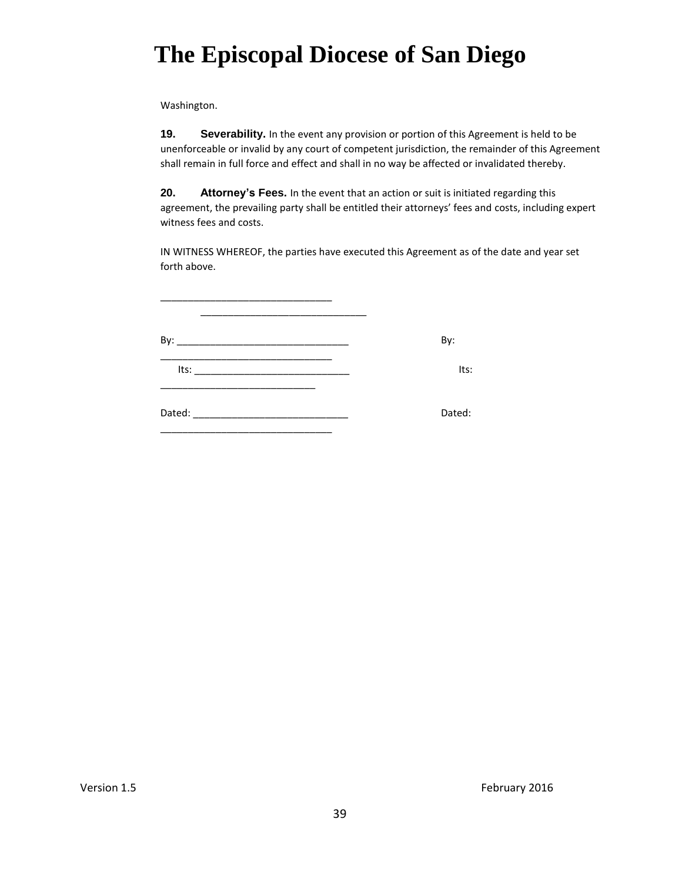Washington.

**19. Severability.** In the event any provision or portion of this Agreement is held to be unenforceable or invalid by any court of competent jurisdiction, the remainder of this Agreement shall remain in full force and effect and shall in no way be affected or invalidated thereby.

**20. Attorney's Fees.** In the event that an action or suit is initiated regarding this agreement, the prevailing party shall be entitled their attorneys' fees and costs, including expert witness fees and costs.

IN WITNESS WHEREOF, the parties have executed this Agreement as of the date and year set forth above.

_______________________________ _______________________________

By: _______________________________ By: _______________________________

Its: ____________________________ Its: ____________________________

Dated: ____________________________ Dated: _______________________________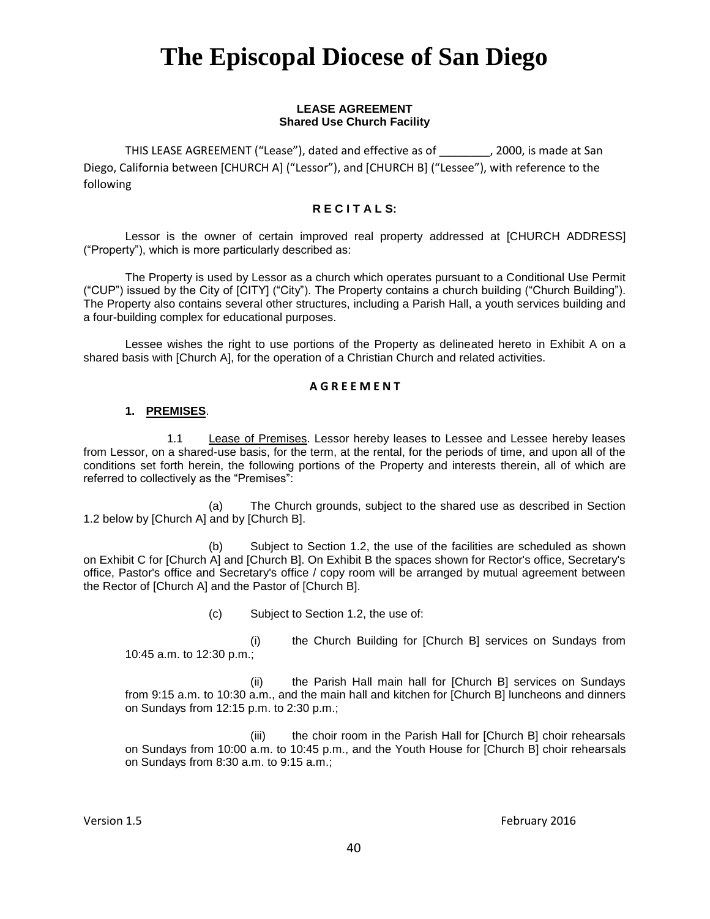# The Episcopal Diocese of San Diego

**LEASE AGREEMENT**
**Shared Use Church Facility**

THIS LEASE AGREEMENT ("Lease"), dated and effective as of ________, 2000, is made at San Diego, California between [CHURCH A] ("Lessor"), and [CHURCH B] ("Lessee"), with reference to the following

**R E C I T A L S:**

Lessor is the owner of certain improved real property addressed at [CHURCH ADDRESS] ("Property"), which is more particularly described as:

The Property is used by Lessor as a church which operates pursuant to a Conditional Use Permit ("CUP") issued by the City of [CITY] ("City"). The Property contains a church building ("Church Building"). The Property also contains several other structures, including a Parish Hall, a youth services building and a four-building complex for educational purposes.

Lessee wishes the right to use portions of the Property as delineated hereto in Exhibit A on a shared basis with [Church A], for the operation of a Christian Church and related activities.

**A G R E E M E N T**

**1. <u>PREMISES</u>**.

1.1 <u>Lease of Premises</u>. Lessor hereby leases to Lessee and Lessee hereby leases from Lessor, on a shared-use basis, for the term, at the rental, for the periods of time, and upon all of the conditions set forth herein, the following portions of the Property and interests therein, all of which are referred to collectively as the "Premises":

(a) The Church grounds, subject to the shared use as described in Section 1.2 below by [Church A] and by [Church B].

(b) Subject to Section 1.2, the use of the facilities are scheduled as shown on Exhibit C for [Church A] and [Church B]. On Exhibit B the spaces shown for Rector's office, Secretary's office, Pastor's office and Secretary's office / copy room will be arranged by mutual agreement between the Rector of [Church A] and the Pastor of [Church B].

(c) Subject to Section 1.2, the use of:

(i) the Church Building for [Church B] services on Sundays from 10:45 a.m. to 12:30 p.m.;

(ii) the Parish Hall main hall for [Church B] services on Sundays from 9:15 a.m. to 10:30 a.m., and the main hall and kitchen for [Church B] luncheons and dinners on Sundays from 12:15 p.m. to 2:30 p.m.;

(iii) the choir room in the Parish Hall for [Church B] choir rehearsals on Sundays from 10:00 a.m. to 10:45 p.m., and the Youth House for [Church B] choir rehearsals on Sundays from 8:30 a.m. to 9:15 a.m.;

Version 1.5 February 2016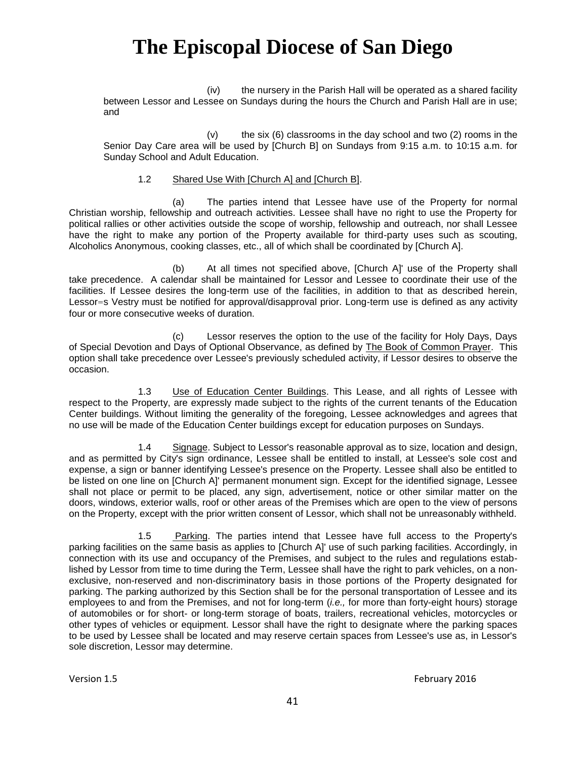(iv) the nursery in the Parish Hall will be operated as a shared facility between Lessor and Lessee on Sundays during the hours the Church and Parish Hall are in use; and

(v) the six (6) classrooms in the day school and two (2) rooms in the Senior Day Care area will be used by [Church B] on Sundays from 9:15 a.m. to 10:15 a.m. for Sunday School and Adult Education.

1.2 Shared Use With [Church A] and [Church B].

(a) The parties intend that Lessee have use of the Property for normal Christian worship, fellowship and outreach activities. Lessee shall have no right to use the Property for political rallies or other activities outside the scope of worship, fellowship and outreach, nor shall Lessee have the right to make any portion of the Property available for third-party uses such as scouting, Alcoholics Anonymous, cooking classes, etc., all of which shall be coordinated by [Church A].

(b) At all times not specified above, [Church A]' use of the Property shall take precedence. A calendar shall be maintained for Lessor and Lessee to coordinate their use of the facilities. If Lessee desires the long-term use of the facilities, in addition to that as described herein, Lessor=s Vestry must be notified for approval/disapproval prior. Long-term use is defined as any activity four or more consecutive weeks of duration.

(c) Lessor reserves the option to the use of the facility for Holy Days, Days of Special Devotion and Days of Optional Observance, as defined by The Book of Common Prayer. This option shall take precedence over Lessee's previously scheduled activity, if Lessor desires to observe the occasion.

1.3 Use of Education Center Buildings. This Lease, and all rights of Lessee with respect to the Property, are expressly made subject to the rights of the current tenants of the Education Center buildings. Without limiting the generality of the foregoing, Lessee acknowledges and agrees that no use will be made of the Education Center buildings except for education purposes on Sundays.

1.4 Signage. Subject to Lessor's reasonable approval as to size, location and design, and as permitted by City's sign ordinance, Lessee shall be entitled to install, at Lessee's sole cost and expense, a sign or banner identifying Lessee's presence on the Property. Lessee shall also be entitled to be listed on one line on [Church A]' permanent monument sign. Except for the identified signage, Lessee shall not place or permit to be placed, any sign, advertisement, notice or other similar matter on the doors, windows, exterior walls, roof or other areas of the Premises which are open to the view of persons on the Property, except with the prior written consent of Lessor, which shall not be unreasonably withheld.

1.5 Parking. The parties intend that Lessee have full access to the Property's parking facilities on the same basis as applies to [Church A]' use of such parking facilities. Accordingly, in connection with its use and occupancy of the Premises, and subject to the rules and regulations established by Lessor from time to time during the Term, Lessee shall have the right to park vehicles, on a non-exclusive, non-reserved and non-discriminatory basis in those portions of the Property designated for parking. The parking authorized by this Section shall be for the personal transportation of Lessee and its employees to and from the Premises, and not for long-term (*i.e.,* for more than forty-eight hours) storage of automobiles or for short- or long-term storage of boats, trailers, recreational vehicles, motorcycles or other types of vehicles or equipment. Lessor shall have the right to designate where the parking spaces to be used by Lessee shall be located and may reserve certain spaces from Lessee's use as, in Lessor's sole discretion, Lessor may determine.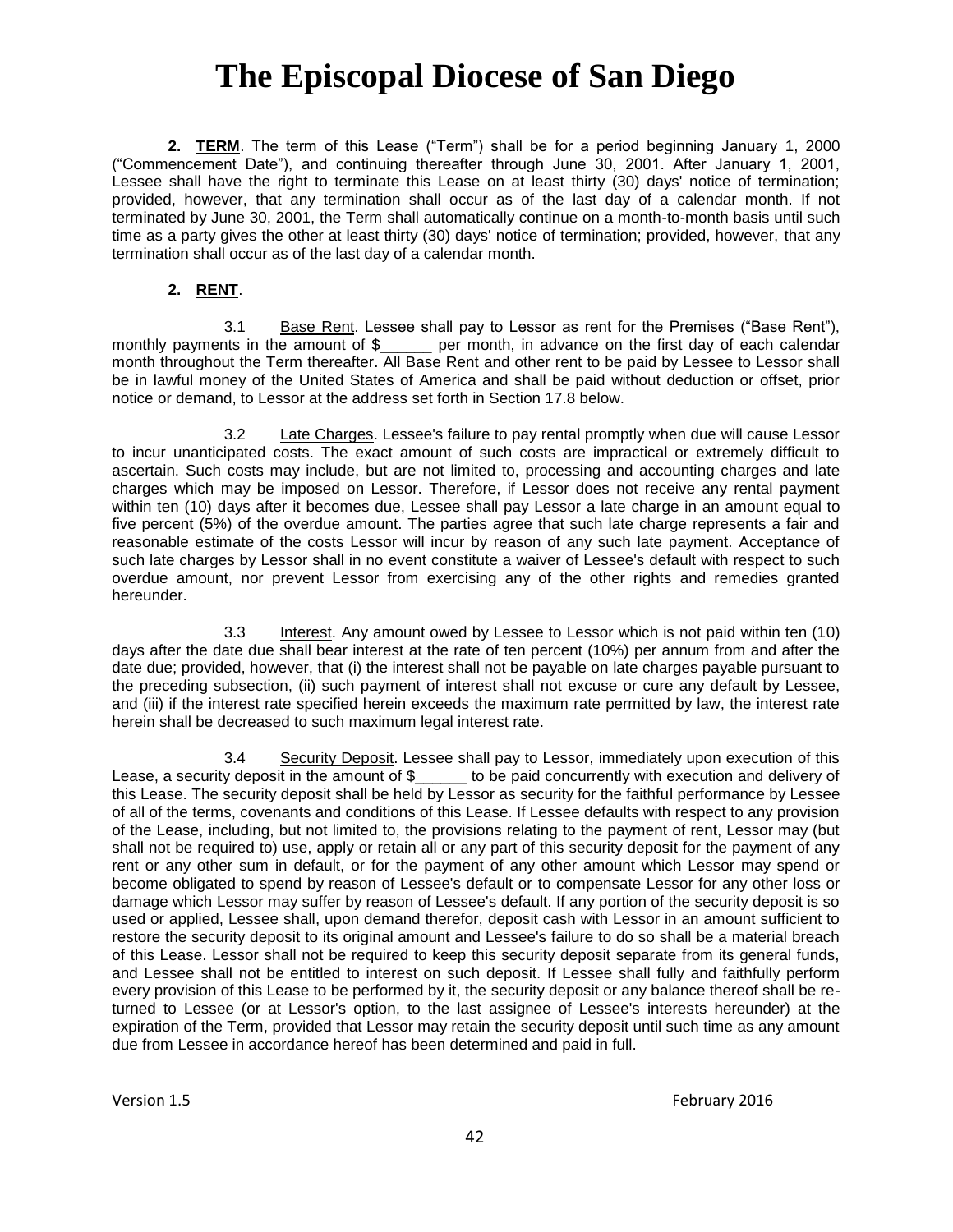**2. <u>TERM</u>**. The term of this Lease ("Term") shall be for a period beginning January 1, 2000 ("Commencement Date"), and continuing thereafter through June 30, 2001. After January 1, 2001, Lessee shall have the right to terminate this Lease on at least thirty (30) days' notice of termination; provided, however, that any termination shall occur as of the last day of a calendar month. If not terminated by June 30, 2001, the Term shall automatically continue on a month-to-month basis until such time as a party gives the other at least thirty (30) days' notice of termination; provided, however, that any termination shall occur as of the last day of a calendar month.

**2. <u>RENT</u>**.

3.1 <u>Base Rent</u>. Lessee shall pay to Lessor as rent for the Premises ("Base Rent"), monthly payments in the amount of $______ per month, in advance on the first day of each calendar month throughout the Term thereafter. All Base Rent and other rent to be paid by Lessee to Lessor shall be in lawful money of the United States of America and shall be paid without deduction or offset, prior notice or demand, to Lessor at the address set forth in Section 17.8 below.

3.2 <u>Late Charges</u>. Lessee's failure to pay rental promptly when due will cause Lessor to incur unanticipated costs. The exact amount of such costs are impractical or extremely difficult to ascertain. Such costs may include, but are not limited to, processing and accounting charges and late charges which may be imposed on Lessor. Therefore, if Lessor does not receive any rental payment within ten (10) days after it becomes due, Lessee shall pay Lessor a late charge in an amount equal to five percent (5%) of the overdue amount. The parties agree that such late charge represents a fair and reasonable estimate of the costs Lessor will incur by reason of any such late payment. Acceptance of such late charges by Lessor shall in no event constitute a waiver of Lessee's default with respect to such overdue amount, nor prevent Lessor from exercising any of the other rights and remedies granted hereunder.

3.3 <u>Interest</u>. Any amount owed by Lessee to Lessor which is not paid within ten (10) days after the date due shall bear interest at the rate of ten percent (10%) per annum from and after the date due; provided, however, that (i) the interest shall not be payable on late charges payable pursuant to the preceding subsection, (ii) such payment of interest shall not excuse or cure any default by Lessee, and (iii) if the interest rate specified herein exceeds the maximum rate permitted by law, the interest rate herein shall be decreased to such maximum legal interest rate.

3.4 <u>Security Deposit</u>. Lessee shall pay to Lessor, immediately upon execution of this Lease, a security deposit in the amount of $______ to be paid concurrently with execution and delivery of this Lease. The security deposit shall be held by Lessor as security for the faithful performance by Lessee of all of the terms, covenants and conditions of this Lease. If Lessee defaults with respect to any provision of the Lease, including, but not limited to, the provisions relating to the payment of rent, Lessor may (but shall not be required to) use, apply or retain all or any part of this security deposit for the payment of any rent or any other sum in default, or for the payment of any other amount which Lessor may spend or become obligated to spend by reason of Lessee's default or to compensate Lessor for any other loss or damage which Lessor may suffer by reason of Lessee's default. If any portion of the security deposit is so used or applied, Lessee shall, upon demand therefor, deposit cash with Lessor in an amount sufficient to restore the security deposit to its original amount and Lessee's failure to do so shall be a material breach of this Lease. Lessor shall not be required to keep this security deposit separate from its general funds, and Lessee shall not be entitled to interest on such deposit. If Lessee shall fully and faithfully perform every provision of this Lease to be performed by it, the security deposit or any balance thereof shall be returned to Lessee (or at Lessor's option, to the last assignee of Lessee's interests hereunder) at the expiration of the Term, provided that Lessor may retain the security deposit until such time as any amount due from Lessee in accordance hereof has been determined and paid in full.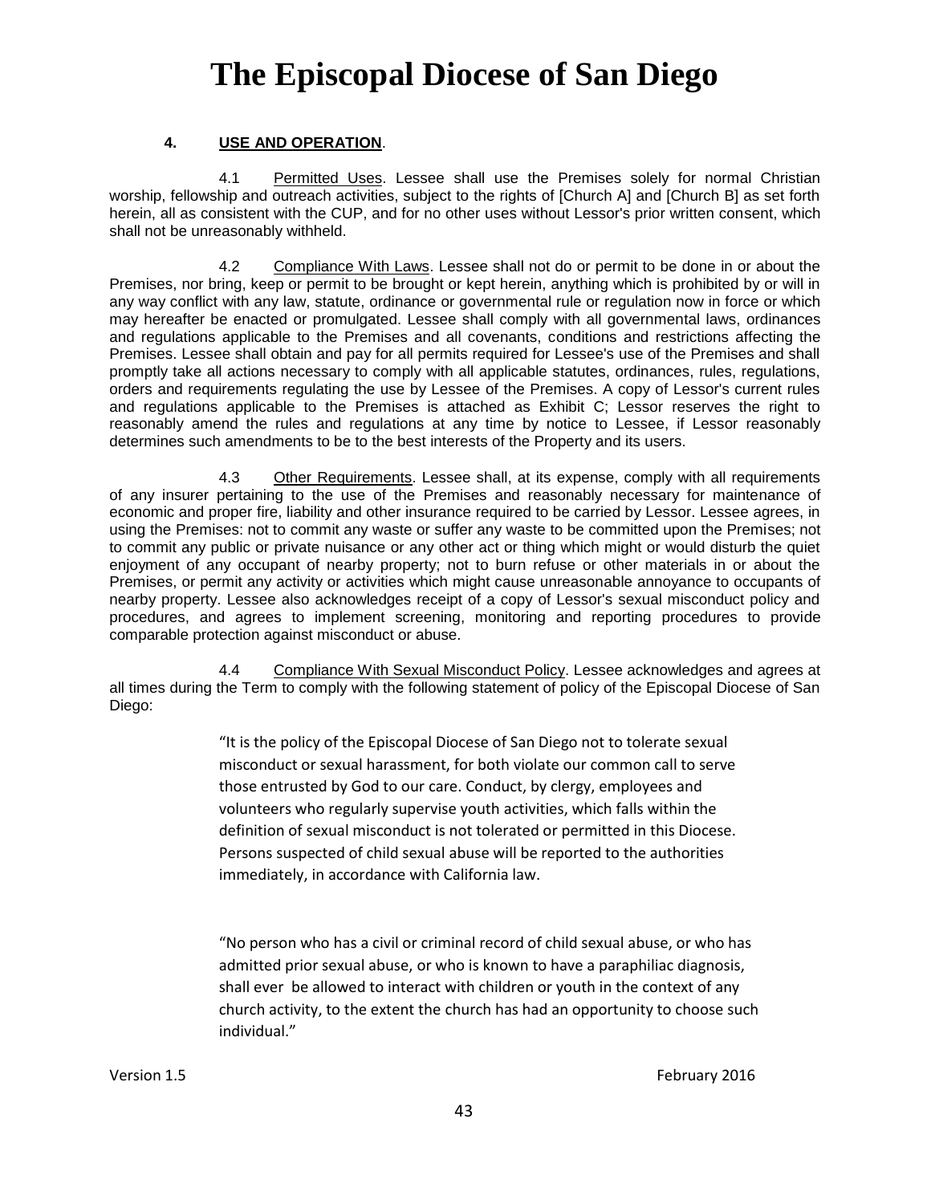**4. USE AND OPERATION**.

4.1 Permitted Uses. Lessee shall use the Premises solely for normal Christian worship, fellowship and outreach activities, subject to the rights of [Church A] and [Church B] as set forth herein, all as consistent with the CUP, and for no other uses without Lessor's prior written consent, which shall not be unreasonably withheld.

4.2 Compliance With Laws. Lessee shall not do or permit to be done in or about the Premises, nor bring, keep or permit to be brought or kept herein, anything which is prohibited by or will in any way conflict with any law, statute, ordinance or governmental rule or regulation now in force or which may hereafter be enacted or promulgated. Lessee shall comply with all governmental laws, ordinances and regulations applicable to the Premises and all covenants, conditions and restrictions affecting the Premises. Lessee shall obtain and pay for all permits required for Lessee's use of the Premises and shall promptly take all actions necessary to comply with all applicable statutes, ordinances, rules, regulations, orders and requirements regulating the use by Lessee of the Premises. A copy of Lessor's current rules and regulations applicable to the Premises is attached as Exhibit C; Lessor reserves the right to reasonably amend the rules and regulations at any time by notice to Lessee, if Lessor reasonably determines such amendments to be to the best interests of the Property and its users.

4.3 Other Requirements. Lessee shall, at its expense, comply with all requirements of any insurer pertaining to the use of the Premises and reasonably necessary for maintenance of economic and proper fire, liability and other insurance required to be carried by Lessor. Lessee agrees, in using the Premises: not to commit any waste or suffer any waste to be committed upon the Premises; not to commit any public or private nuisance or any other act or thing which might or would disturb the quiet enjoyment of any occupant of nearby property; not to burn refuse or other materials in or about the Premises, or permit any activity or activities which might cause unreasonable annoyance to occupants of nearby property. Lessee also acknowledges receipt of a copy of Lessor's sexual misconduct policy and procedures, and agrees to implement screening, monitoring and reporting procedures to provide comparable protection against misconduct or abuse.

4.4 Compliance With Sexual Misconduct Policy. Lessee acknowledges and agrees at all times during the Term to comply with the following statement of policy of the Episcopal Diocese of San Diego:

> "It is the policy of the Episcopal Diocese of San Diego not to tolerate sexual misconduct or sexual harassment, for both violate our common call to serve those entrusted by God to our care. Conduct, by clergy, employees and volunteers who regularly supervise youth activities, which falls within the definition of sexual misconduct is not tolerated or permitted in this Diocese. Persons suspected of child sexual abuse will be reported to the authorities immediately, in accordance with California law.
>
> "No person who has a civil or criminal record of child sexual abuse, or who has admitted prior sexual abuse, or who is known to have a paraphiliac diagnosis, shall ever be allowed to interact with children or youth in the context of any church activity, to the extent the church has had an opportunity to choose such individual."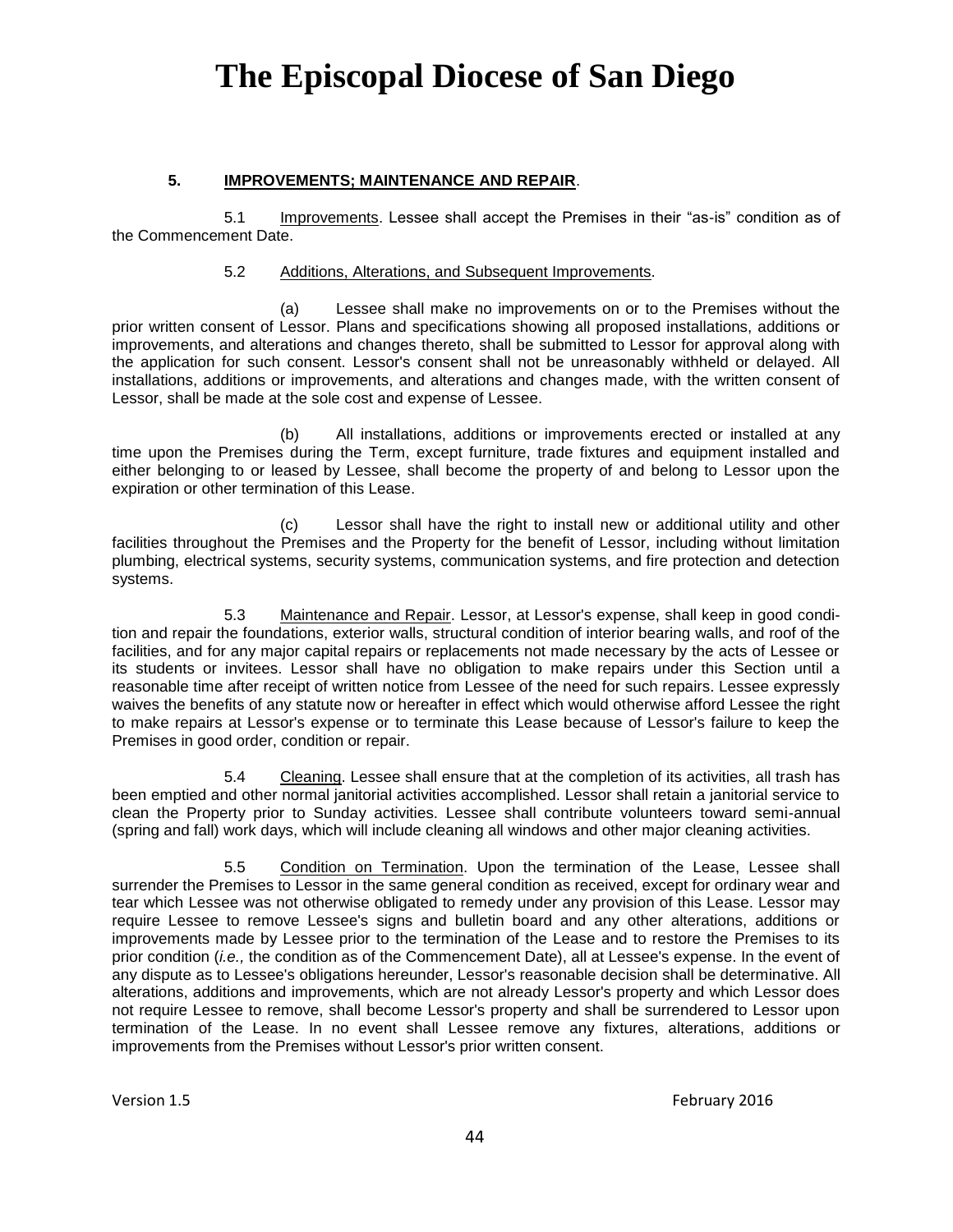**5. <u>IMPROVEMENTS; MAINTENANCE AND REPAIR</u>.**

5.1 <u>Improvements</u>. Lessee shall accept the Premises in their "as-is" condition as of the Commencement Date.

5.2 <u>Additions, Alterations, and Subsequent Improvements</u>.

(a) Lessee shall make no improvements on or to the Premises without the prior written consent of Lessor. Plans and specifications showing all proposed installations, additions or improvements, and alterations and changes thereto, shall be submitted to Lessor for approval along with the application for such consent. Lessor's consent shall not be unreasonably withheld or delayed. All installations, additions or improvements, and alterations and changes made, with the written consent of Lessor, shall be made at the sole cost and expense of Lessee.

(b) All installations, additions or improvements erected or installed at any time upon the Premises during the Term, except furniture, trade fixtures and equipment installed and either belonging to or leased by Lessee, shall become the property of and belong to Lessor upon the expiration or other termination of this Lease.

(c) Lessor shall have the right to install new or additional utility and other facilities throughout the Premises and the Property for the benefit of Lessor, including without limitation plumbing, electrical systems, security systems, communication systems, and fire protection and detection systems.

5.3 <u>Maintenance and Repair</u>. Lessor, at Lessor's expense, shall keep in good condition and repair the foundations, exterior walls, structural condition of interior bearing walls, and roof of the facilities, and for any major capital repairs or replacements not made necessary by the acts of Lessee or its students or invitees. Lessor shall have no obligation to make repairs under this Section until a reasonable time after receipt of written notice from Lessee of the need for such repairs. Lessee expressly waives the benefits of any statute now or hereafter in effect which would otherwise afford Lessee the right to make repairs at Lessor's expense or to terminate this Lease because of Lessor's failure to keep the Premises in good order, condition or repair.

5.4 <u>Cleaning</u>. Lessee shall ensure that at the completion of its activities, all trash has been emptied and other normal janitorial activities accomplished. Lessor shall retain a janitorial service to clean the Property prior to Sunday activities. Lessee shall contribute volunteers toward semi-annual (spring and fall) work days, which will include cleaning all windows and other major cleaning activities.

5.5 <u>Condition on Termination</u>. Upon the termination of the Lease, Lessee shall surrender the Premises to Lessor in the same general condition as received, except for ordinary wear and tear which Lessee was not otherwise obligated to remedy under any provision of this Lease. Lessor may require Lessee to remove Lessee's signs and bulletin board and any other alterations, additions or improvements made by Lessee prior to the termination of the Lease and to restore the Premises to its prior condition (*i.e.,* the condition as of the Commencement Date), all at Lessee's expense. In the event of any dispute as to Lessee's obligations hereunder, Lessor's reasonable decision shall be determinative. All alterations, additions and improvements, which are not already Lessor's property and which Lessor does not require Lessee to remove, shall become Lessor's property and shall be surrendered to Lessor upon termination of the Lease. In no event shall Lessee remove any fixtures, alterations, additions or improvements from the Premises without Lessor's prior written consent.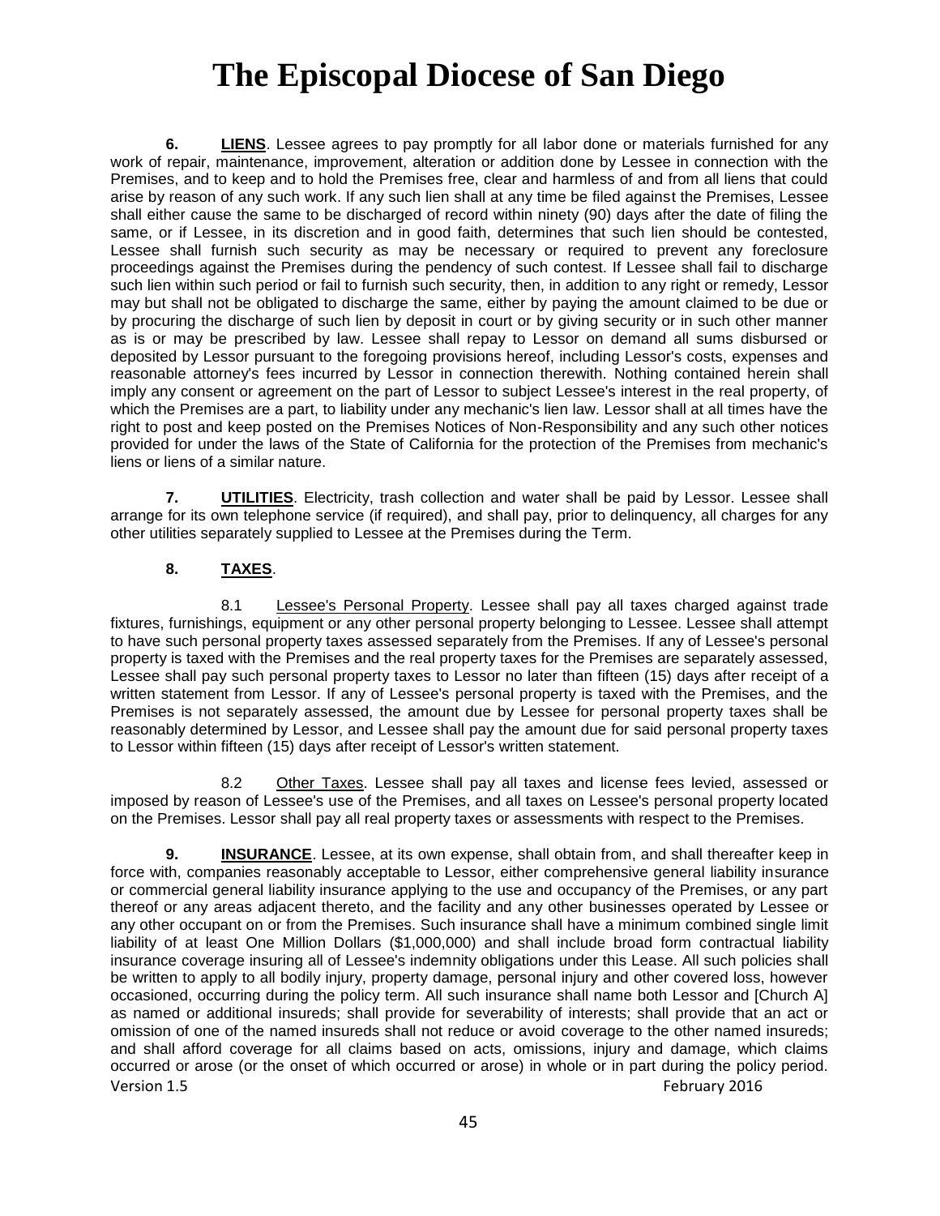**6. LIENS**. Lessee agrees to pay promptly for all labor done or materials furnished for any work of repair, maintenance, improvement, alteration or addition done by Lessee in connection with the Premises, and to keep and to hold the Premises free, clear and harmless of and from all liens that could arise by reason of any such work. If any such lien shall at any time be filed against the Premises, Lessee shall either cause the same to be discharged of record within ninety (90) days after the date of filing the same, or if Lessee, in its discretion and in good faith, determines that such lien should be contested, Lessee shall furnish such security as may be necessary or required to prevent any foreclosure proceedings against the Premises during the pendency of such contest. If Lessee shall fail to discharge such lien within such period or fail to furnish such security, then, in addition to any right or remedy, Lessor may but shall not be obligated to discharge the same, either by paying the amount claimed to be due or by procuring the discharge of such lien by deposit in court or by giving security or in such other manner as is or may be prescribed by law. Lessee shall repay to Lessor on demand all sums disbursed or deposited by Lessor pursuant to the foregoing provisions hereof, including Lessor's costs, expenses and reasonable attorney's fees incurred by Lessor in connection therewith. Nothing contained herein shall imply any consent or agreement on the part of Lessor to subject Lessee's interest in the real property, of which the Premises are a part, to liability under any mechanic's lien law. Lessor shall at all times have the right to post and keep posted on the Premises Notices of Non-Responsibility and any such other notices provided for under the laws of the State of California for the protection of the Premises from mechanic's liens or liens of a similar nature.

**7. UTILITIES**. Electricity, trash collection and water shall be paid by Lessor. Lessee shall arrange for its own telephone service (if required), and shall pay, prior to delinquency, all charges for any other utilities separately supplied to Lessee at the Premises during the Term.

**8. TAXES**.

8.1 Lessee's Personal Property. Lessee shall pay all taxes charged against trade fixtures, furnishings, equipment or any other personal property belonging to Lessee. Lessee shall attempt to have such personal property taxes assessed separately from the Premises. If any of Lessee's personal property is taxed with the Premises and the real property taxes for the Premises are separately assessed, Lessee shall pay such personal property taxes to Lessor no later than fifteen (15) days after receipt of a written statement from Lessor. If any of Lessee's personal property is taxed with the Premises, and the Premises is not separately assessed, the amount due by Lessee for personal property taxes shall be reasonably determined by Lessor, and Lessee shall pay the amount due for said personal property taxes to Lessor within fifteen (15) days after receipt of Lessor's written statement.

8.2 Other Taxes. Lessee shall pay all taxes and license fees levied, assessed or imposed by reason of Lessee's use of the Premises, and all taxes on Lessee's personal property located on the Premises. Lessor shall pay all real property taxes or assessments with respect to the Premises.

**9. INSURANCE**. Lessee, at its own expense, shall obtain from, and shall thereafter keep in force with, companies reasonably acceptable to Lessor, either comprehensive general liability insurance or commercial general liability insurance applying to the use and occupancy of the Premises, or any part thereof or any areas adjacent thereto, and the facility and any other businesses operated by Lessee or any other occupant on or from the Premises. Such insurance shall have a minimum combined single limit liability of at least One Million Dollars ($1,000,000) and shall include broad form contractual liability insurance coverage insuring all of Lessee's indemnity obligations under this Lease. All such policies shall be written to apply to all bodily injury, property damage, personal injury and other covered loss, however occasioned, occurring during the policy term. All such insurance shall name both Lessor and [Church A] as named or additional insureds; shall provide for severability of interests; shall provide that an act or omission of one of the named insureds shall not reduce or avoid coverage to the other named insureds; and shall afford coverage for all claims based on acts, omissions, injury and damage, which claims occurred or arose (or the onset of which occurred or arose) in whole or in part during the policy period.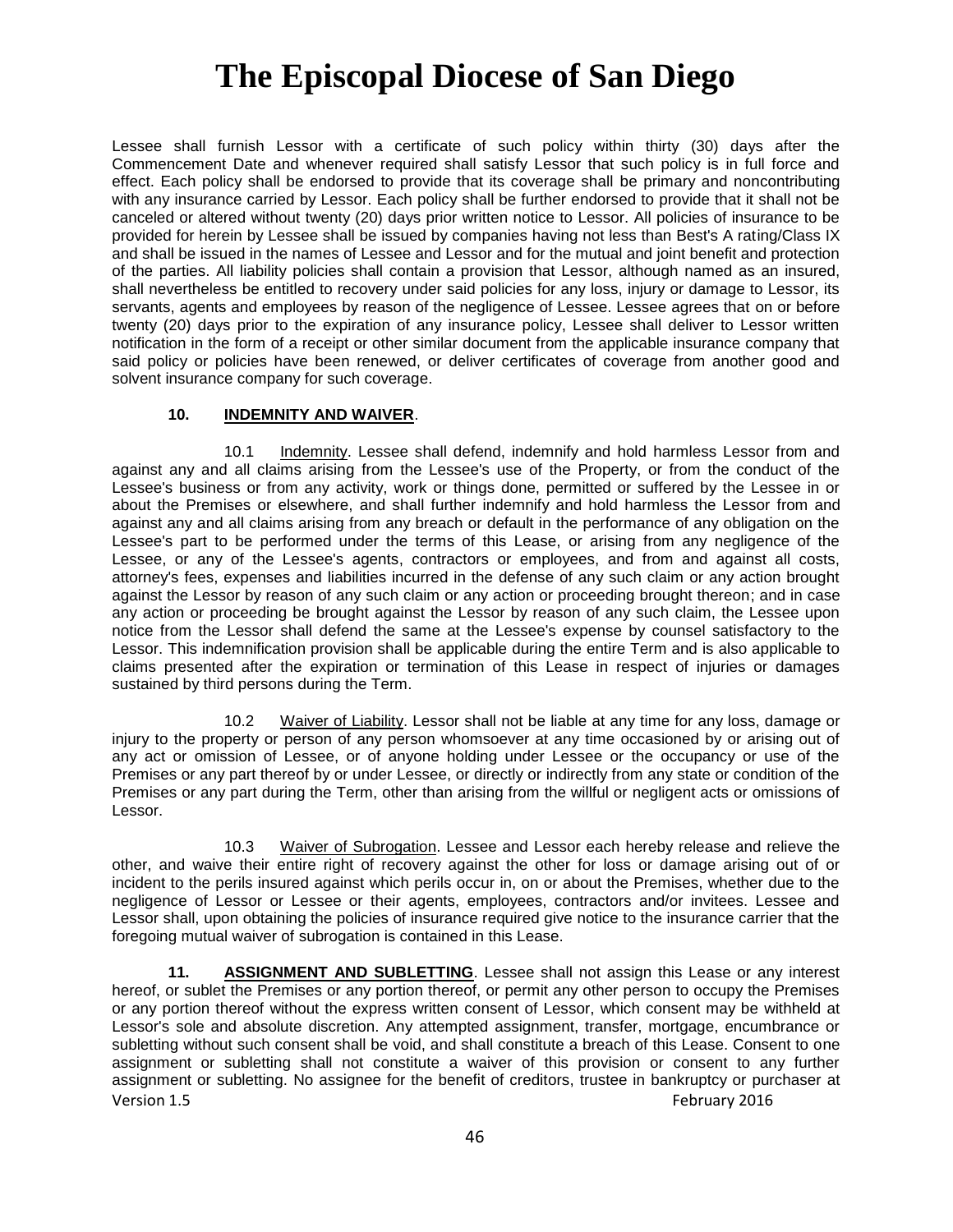Lessee shall furnish Lessor with a certificate of such policy within thirty (30) days after the Commencement Date and whenever required shall satisfy Lessor that such policy is in full force and effect. Each policy shall be endorsed to provide that its coverage shall be primary and noncontributing with any insurance carried by Lessor. Each policy shall be further endorsed to provide that it shall not be canceled or altered without twenty (20) days prior written notice to Lessor. All policies of insurance to be provided for herein by Lessee shall be issued by companies having not less than Best's A rating/Class IX and shall be issued in the names of Lessee and Lessor and for the mutual and joint benefit and protection of the parties. All liability policies shall contain a provision that Lessor, although named as an insured, shall nevertheless be entitled to recovery under said policies for any loss, injury or damage to Lessor, its servants, agents and employees by reason of the negligence of Lessee. Lessee agrees that on or before twenty (20) days prior to the expiration of any insurance policy, Lessee shall deliver to Lessor written notification in the form of a receipt or other similar document from the applicable insurance company that said policy or policies have been renewed, or deliver certificates of coverage from another good and solvent insurance company for such coverage.

**10. INDEMNITY AND WAIVER**.

10.1 Indemnity. Lessee shall defend, indemnify and hold harmless Lessor from and against any and all claims arising from the Lessee's use of the Property, or from the conduct of the Lessee's business or from any activity, work or things done, permitted or suffered by the Lessee in or about the Premises or elsewhere, and shall further indemnify and hold harmless the Lessor from and against any and all claims arising from any breach or default in the performance of any obligation on the Lessee's part to be performed under the terms of this Lease, or arising from any negligence of the Lessee, or any of the Lessee's agents, contractors or employees, and from and against all costs, attorney's fees, expenses and liabilities incurred in the defense of any such claim or any action brought against the Lessor by reason of any such claim or any action or proceeding brought thereon; and in case any action or proceeding be brought against the Lessor by reason of any such claim, the Lessee upon notice from the Lessor shall defend the same at the Lessee's expense by counsel satisfactory to the Lessor. This indemnification provision shall be applicable during the entire Term and is also applicable to claims presented after the expiration or termination of this Lease in respect of injuries or damages sustained by third persons during the Term.

10.2 Waiver of Liability. Lessor shall not be liable at any time for any loss, damage or injury to the property or person of any person whomsoever at any time occasioned by or arising out of any act or omission of Lessee, or of anyone holding under Lessee or the occupancy or use of the Premises or any part thereof by or under Lessee, or directly or indirectly from any state or condition of the Premises or any part during the Term, other than arising from the willful or negligent acts or omissions of Lessor.

10.3 Waiver of Subrogation. Lessee and Lessor each hereby release and relieve the other, and waive their entire right of recovery against the other for loss or damage arising out of or incident to the perils insured against which perils occur in, on or about the Premises, whether due to the negligence of Lessor or Lessee or their agents, employees, contractors and/or invitees. Lessee and Lessor shall, upon obtaining the policies of insurance required give notice to the insurance carrier that the foregoing mutual waiver of subrogation is contained in this Lease.

**11. ASSIGNMENT AND SUBLETTING**. Lessee shall not assign this Lease or any interest hereof, or sublet the Premises or any portion thereof, or permit any other person to occupy the Premises or any portion thereof without the express written consent of Lessor, which consent may be withheld at Lessor's sole and absolute discretion. Any attempted assignment, transfer, mortgage, encumbrance or subletting without such consent shall be void, and shall constitute a breach of this Lease. Consent to one assignment or subletting shall not constitute a waiver of this provision or consent to any further assignment or subletting. No assignee for the benefit of creditors, trustee in bankruptcy or purchaser at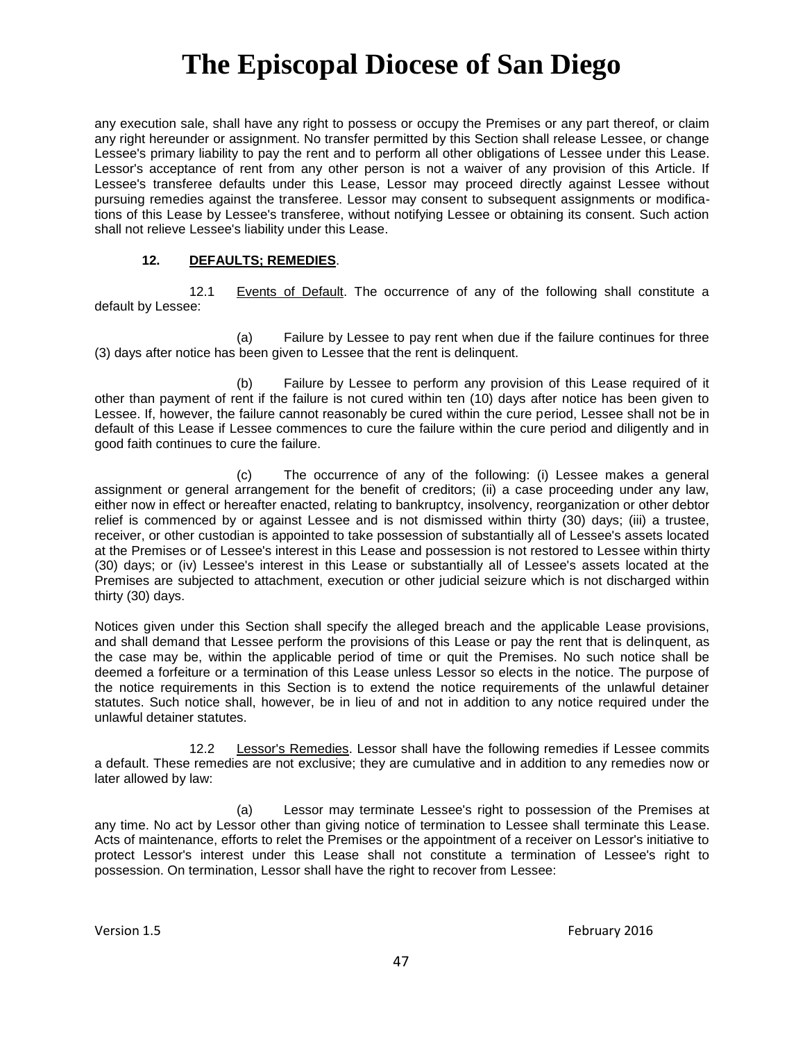any execution sale, shall have any right to possess or occupy the Premises or any part thereof, or claim any right hereunder or assignment. No transfer permitted by this Section shall release Lessee, or change Lessee's primary liability to pay the rent and to perform all other obligations of Lessee under this Lease. Lessor's acceptance of rent from any other person is not a waiver of any provision of this Article. If Lessee's transferee defaults under this Lease, Lessor may proceed directly against Lessee without pursuing remedies against the transferee. Lessor may consent to subsequent assignments or modifications of this Lease by Lessee's transferee, without notifying Lessee or obtaining its consent. Such action shall not relieve Lessee's liability under this Lease.

**12. DEFAULTS; REMEDIES**.

12.1 Events of Default. The occurrence of any of the following shall constitute a default by Lessee:

(a) Failure by Lessee to pay rent when due if the failure continues for three (3) days after notice has been given to Lessee that the rent is delinquent.

(b) Failure by Lessee to perform any provision of this Lease required of it other than payment of rent if the failure is not cured within ten (10) days after notice has been given to Lessee. If, however, the failure cannot reasonably be cured within the cure period, Lessee shall not be in default of this Lease if Lessee commences to cure the failure within the cure period and diligently and in good faith continues to cure the failure.

(c) The occurrence of any of the following: (i) Lessee makes a general assignment or general arrangement for the benefit of creditors; (ii) a case proceeding under any law, either now in effect or hereafter enacted, relating to bankruptcy, insolvency, reorganization or other debtor relief is commenced by or against Lessee and is not dismissed within thirty (30) days; (iii) a trustee, receiver, or other custodian is appointed to take possession of substantially all of Lessee's assets located at the Premises or of Lessee's interest in this Lease and possession is not restored to Lessee within thirty (30) days; or (iv) Lessee's interest in this Lease or substantially all of Lessee's assets located at the Premises are subjected to attachment, execution or other judicial seizure which is not discharged within thirty (30) days.

Notices given under this Section shall specify the alleged breach and the applicable Lease provisions, and shall demand that Lessee perform the provisions of this Lease or pay the rent that is delinquent, as the case may be, within the applicable period of time or quit the Premises. No such notice shall be deemed a forfeiture or a termination of this Lease unless Lessor so elects in the notice. The purpose of the notice requirements in this Section is to extend the notice requirements of the unlawful detainer statutes. Such notice shall, however, be in lieu of and not in addition to any notice required under the unlawful detainer statutes.

12.2 Lessor's Remedies. Lessor shall have the following remedies if Lessee commits a default. These remedies are not exclusive; they are cumulative and in addition to any remedies now or later allowed by law:

(a) Lessor may terminate Lessee's right to possession of the Premises at any time. No act by Lessor other than giving notice of termination to Lessee shall terminate this Lease. Acts of maintenance, efforts to relet the Premises or the appointment of a receiver on Lessor's initiative to protect Lessor's interest under this Lease shall not constitute a termination of Lessee's right to possession. On termination, Lessor shall have the right to recover from Lessee: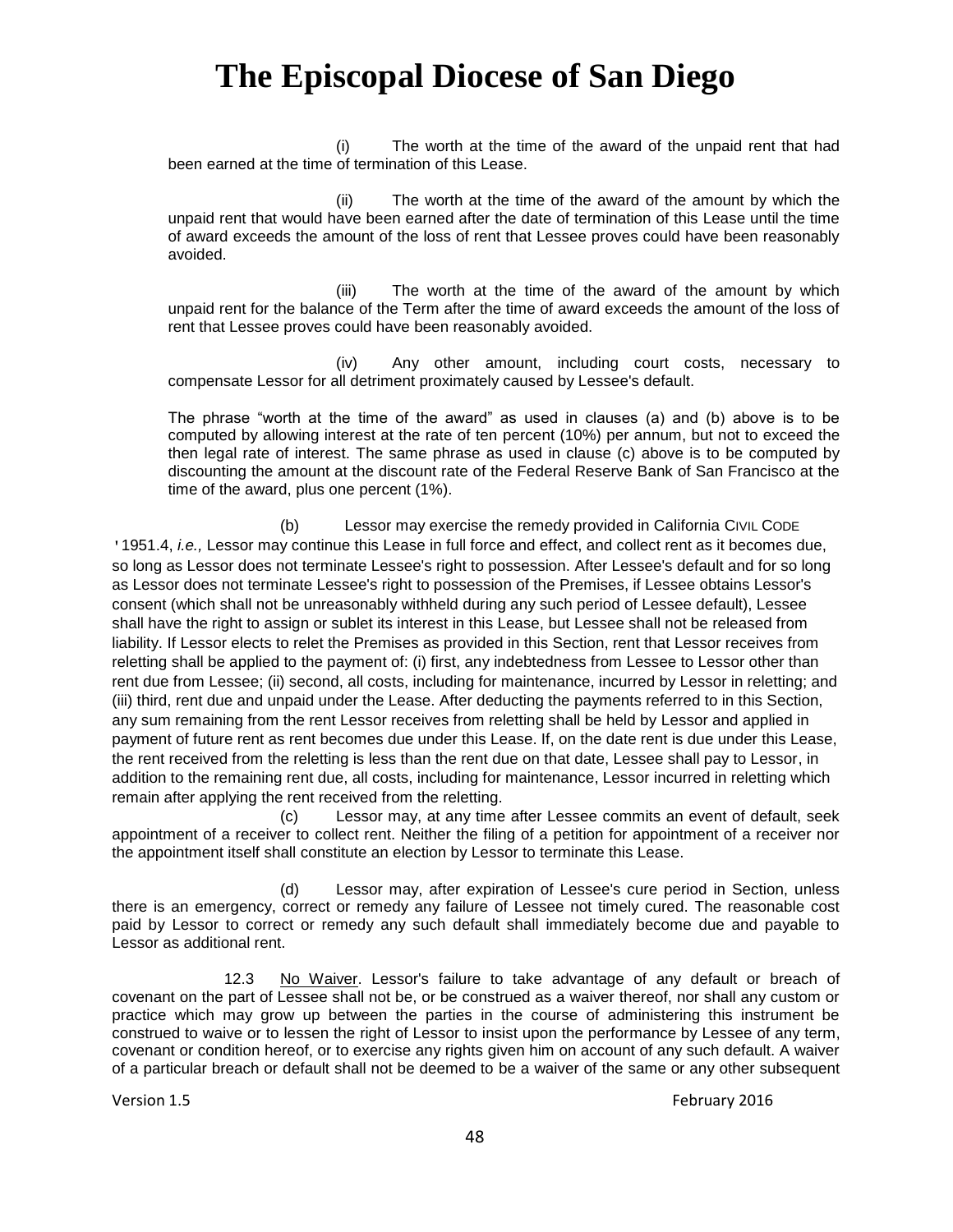# The Episcopal Diocese of San Diego

(i) The worth at the time of the award of the unpaid rent that had been earned at the time of termination of this Lease.

(ii) The worth at the time of the award of the amount by which the unpaid rent that would have been earned after the date of termination of this Lease until the time of award exceeds the amount of the loss of rent that Lessee proves could have been reasonably avoided.

(iii) The worth at the time of the award of the amount by which unpaid rent for the balance of the Term after the time of award exceeds the amount of the loss of rent that Lessee proves could have been reasonably avoided.

(iv) Any other amount, including court costs, necessary to compensate Lessor for all detriment proximately caused by Lessee's default.

The phrase "worth at the time of the award" as used in clauses (a) and (b) above is to be computed by allowing interest at the rate of ten percent (10%) per annum, but not to exceed the then legal rate of interest. The same phrase as used in clause (c) above is to be computed by discounting the amount at the discount rate of the Federal Reserve Bank of San Francisco at the time of the award, plus one percent (1%).

(b) Lessor may exercise the remedy provided in California CIVIL CODE '1951.4, *i.e.,* Lessor may continue this Lease in full force and effect, and collect rent as it becomes due, so long as Lessor does not terminate Lessee's right to possession. After Lessee's default and for so long as Lessor does not terminate Lessee's right to possession of the Premises, if Lessee obtains Lessor's consent (which shall not be unreasonably withheld during any such period of Lessee default), Lessee shall have the right to assign or sublet its interest in this Lease, but Lessee shall not be released from liability. If Lessor elects to relet the Premises as provided in this Section, rent that Lessor receives from reletting shall be applied to the payment of: (i) first, any indebtedness from Lessee to Lessor other than rent due from Lessee; (ii) second, all costs, including for maintenance, incurred by Lessor in reletting; and (iii) third, rent due and unpaid under the Lease. After deducting the payments referred to in this Section, any sum remaining from the rent Lessor receives from reletting shall be held by Lessor and applied in payment of future rent as rent becomes due under this Lease. If, on the date rent is due under this Lease, the rent received from the reletting is less than the rent due on that date, Lessee shall pay to Lessor, in addition to the remaining rent due, all costs, including for maintenance, Lessor incurred in reletting which remain after applying the rent received from the reletting.

(c) Lessor may, at any time after Lessee commits an event of default, seek appointment of a receiver to collect rent. Neither the filing of a petition for appointment of a receiver nor the appointment itself shall constitute an election by Lessor to terminate this Lease.

(d) Lessor may, after expiration of Lessee's cure period in Section, unless there is an emergency, correct or remedy any failure of Lessee not timely cured. The reasonable cost paid by Lessor to correct or remedy any such default shall immediately become due and payable to Lessor as additional rent.

12.3 No Waiver. Lessor's failure to take advantage of any default or breach of covenant on the part of Lessee shall not be, or be construed as a waiver thereof, nor shall any custom or practice which may grow up between the parties in the course of administering this instrument be construed to waive or to lessen the right of Lessor to insist upon the performance by Lessee of any term, covenant or condition hereof, or to exercise any rights given him on account of any such default. A waiver of a particular breach or default shall not be deemed to be a waiver of the same or any other subsequent

Version 1.5 February 2016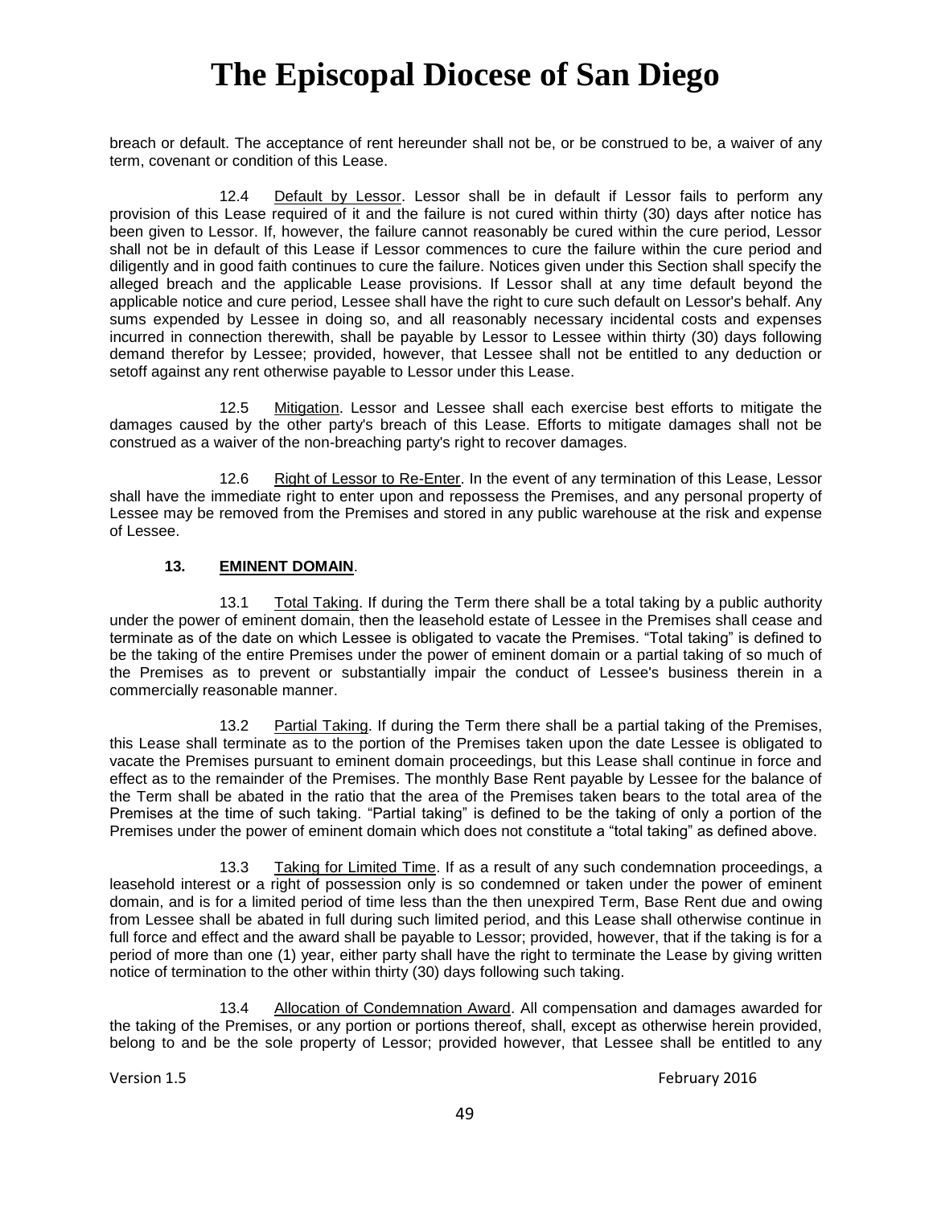breach or default. The acceptance of rent hereunder shall not be, or be construed to be, a waiver of any term, covenant or condition of this Lease.

12.4 Default by Lessor. Lessor shall be in default if Lessor fails to perform any provision of this Lease required of it and the failure is not cured within thirty (30) days after notice has been given to Lessor. If, however, the failure cannot reasonably be cured within the cure period, Lessor shall not be in default of this Lease if Lessor commences to cure the failure within the cure period and diligently and in good faith continues to cure the failure. Notices given under this Section shall specify the alleged breach and the applicable Lease provisions. If Lessor shall at any time default beyond the applicable notice and cure period, Lessee shall have the right to cure such default on Lessor's behalf. Any sums expended by Lessee in doing so, and all reasonably necessary incidental costs and expenses incurred in connection therewith, shall be payable by Lessor to Lessee within thirty (30) days following demand therefor by Lessee; provided, however, that Lessee shall not be entitled to any deduction or setoff against any rent otherwise payable to Lessor under this Lease.

12.5 Mitigation. Lessor and Lessee shall each exercise best efforts to mitigate the damages caused by the other party's breach of this Lease. Efforts to mitigate damages shall not be construed as a waiver of the non-breaching party's right to recover damages.

12.6 Right of Lessor to Re-Enter. In the event of any termination of this Lease, Lessor shall have the immediate right to enter upon and repossess the Premises, and any personal property of Lessee may be removed from the Premises and stored in any public warehouse at the risk and expense of Lessee.

**13. EMINENT DOMAIN.**

13.1 Total Taking. If during the Term there shall be a total taking by a public authority under the power of eminent domain, then the leasehold estate of Lessee in the Premises shall cease and terminate as of the date on which Lessee is obligated to vacate the Premises. "Total taking" is defined to be the taking of the entire Premises under the power of eminent domain or a partial taking of so much of the Premises as to prevent or substantially impair the conduct of Lessee's business therein in a commercially reasonable manner.

13.2 Partial Taking. If during the Term there shall be a partial taking of the Premises, this Lease shall terminate as to the portion of the Premises taken upon the date Lessee is obligated to vacate the Premises pursuant to eminent domain proceedings, but this Lease shall continue in force and effect as to the remainder of the Premises. The monthly Base Rent payable by Lessee for the balance of the Term shall be abated in the ratio that the area of the Premises taken bears to the total area of the Premises at the time of such taking. "Partial taking" is defined to be the taking of only a portion of the Premises under the power of eminent domain which does not constitute a "total taking" as defined above.

13.3 Taking for Limited Time. If as a result of any such condemnation proceedings, a leasehold interest or a right of possession only is so condemned or taken under the power of eminent domain, and is for a limited period of time less than the then unexpired Term, Base Rent due and owing from Lessee shall be abated in full during such limited period, and this Lease shall otherwise continue in full force and effect and the award shall be payable to Lessor; provided, however, that if the taking is for a period of more than one (1) year, either party shall have the right to terminate the Lease by giving written notice of termination to the other within thirty (30) days following such taking.

13.4 Allocation of Condemnation Award. All compensation and damages awarded for the taking of the Premises, or any portion or portions thereof, shall, except as otherwise herein provided, belong to and be the sole property of Lessor; provided however, that Lessee shall be entitled to any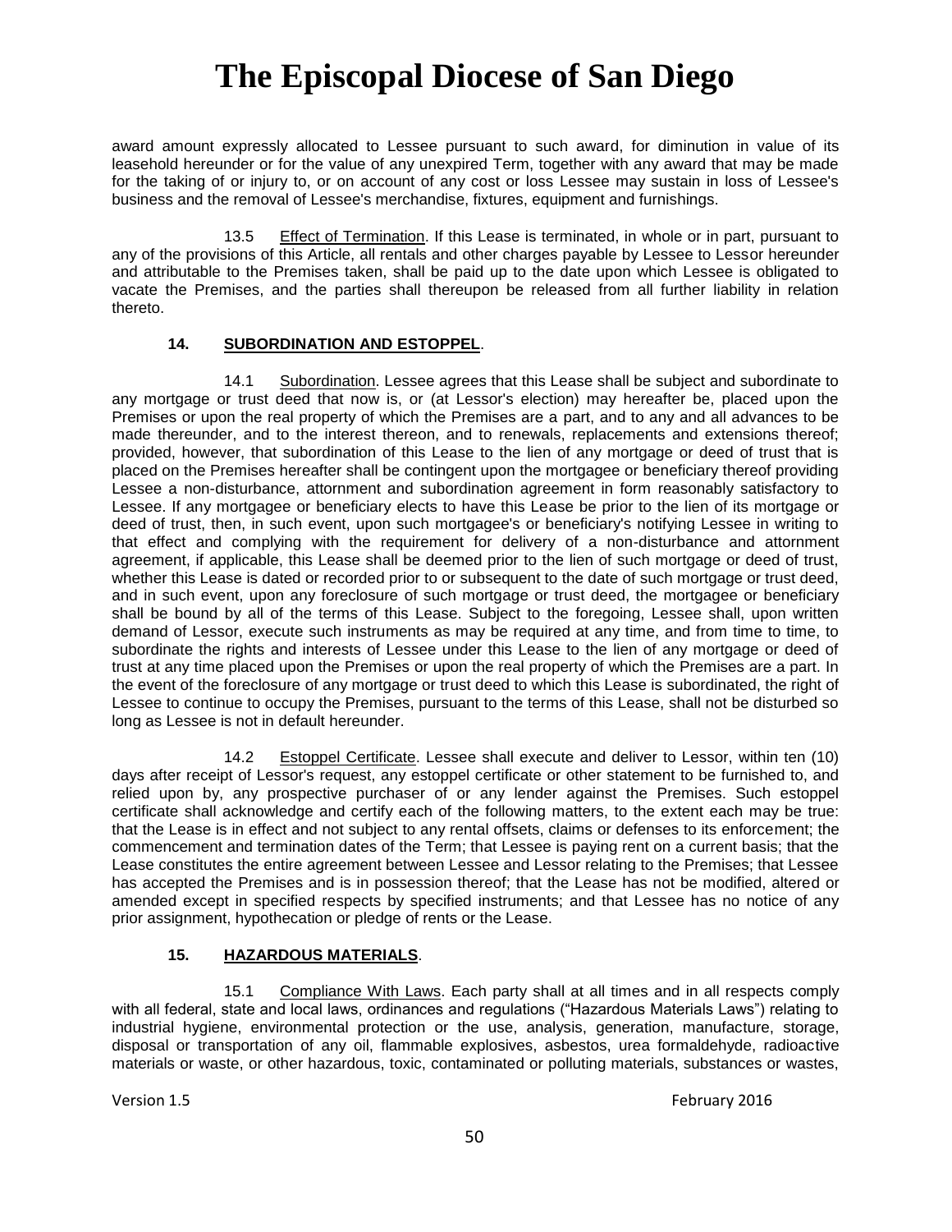award amount expressly allocated to Lessee pursuant to such award, for diminution in value of its leasehold hereunder or for the value of any unexpired Term, together with any award that may be made for the taking of or injury to, or on account of any cost or loss Lessee may sustain in loss of Lessee's business and the removal of Lessee's merchandise, fixtures, equipment and furnishings.

13.5 Effect of Termination. If this Lease is terminated, in whole or in part, pursuant to any of the provisions of this Article, all rentals and other charges payable by Lessee to Lessor hereunder and attributable to the Premises taken, shall be paid up to the date upon which Lessee is obligated to vacate the Premises, and the parties shall thereupon be released from all further liability in relation thereto.

### 14. SUBORDINATION AND ESTOPPEL.

14.1 Subordination. Lessee agrees that this Lease shall be subject and subordinate to any mortgage or trust deed that now is, or (at Lessor's election) may hereafter be, placed upon the Premises or upon the real property of which the Premises are a part, and to any and all advances to be made thereunder, and to the interest thereon, and to renewals, replacements and extensions thereof; provided, however, that subordination of this Lease to the lien of any mortgage or deed of trust that is placed on the Premises hereafter shall be contingent upon the mortgagee or beneficiary thereof providing Lessee a non-disturbance, attornment and subordination agreement in form reasonably satisfactory to Lessee. If any mortgagee or beneficiary elects to have this Lease be prior to the lien of its mortgage or deed of trust, then, in such event, upon such mortgagee's or beneficiary's notifying Lessee in writing to that effect and complying with the requirement for delivery of a non-disturbance and attornment agreement, if applicable, this Lease shall be deemed prior to the lien of such mortgage or deed of trust, whether this Lease is dated or recorded prior to or subsequent to the date of such mortgage or trust deed, and in such event, upon any foreclosure of such mortgage or trust deed, the mortgagee or beneficiary shall be bound by all of the terms of this Lease. Subject to the foregoing, Lessee shall, upon written demand of Lessor, execute such instruments as may be required at any time, and from time to time, to subordinate the rights and interests of Lessee under this Lease to the lien of any mortgage or deed of trust at any time placed upon the Premises or upon the real property of which the Premises are a part. In the event of the foreclosure of any mortgage or trust deed to which this Lease is subordinated, the right of Lessee to continue to occupy the Premises, pursuant to the terms of this Lease, shall not be disturbed so long as Lessee is not in default hereunder.

14.2 Estoppel Certificate. Lessee shall execute and deliver to Lessor, within ten (10) days after receipt of Lessor's request, any estoppel certificate or other statement to be furnished to, and relied upon by, any prospective purchaser of or any lender against the Premises. Such estoppel certificate shall acknowledge and certify each of the following matters, to the extent each may be true: that the Lease is in effect and not subject to any rental offsets, claims or defenses to its enforcement; the commencement and termination dates of the Term; that Lessee is paying rent on a current basis; that the Lease constitutes the entire agreement between Lessee and Lessor relating to the Premises; that Lessee has accepted the Premises and is in possession thereof; that the Lease has not be modified, altered or amended except in specified respects by specified instruments; and that Lessee has no notice of any prior assignment, hypothecation or pledge of rents or the Lease.

### 15. HAZARDOUS MATERIALS.

15.1 Compliance With Laws. Each party shall at all times and in all respects comply with all federal, state and local laws, ordinances and regulations ("Hazardous Materials Laws") relating to industrial hygiene, environmental protection or the use, analysis, generation, manufacture, storage, disposal or transportation of any oil, flammable explosives, asbestos, urea formaldehyde, radioactive materials or waste, or other hazardous, toxic, contaminated or polluting materials, substances or wastes,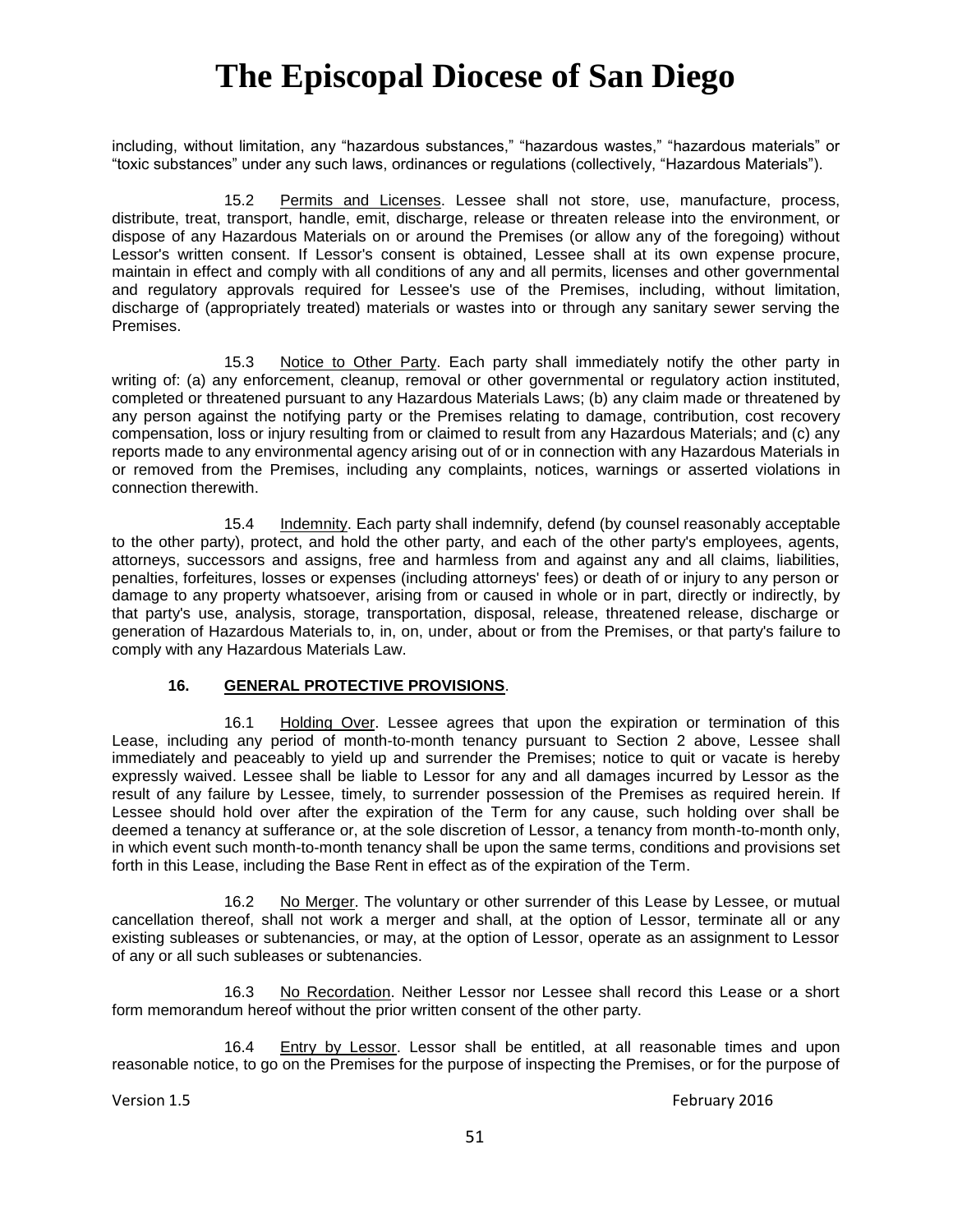including, without limitation, any "hazardous substances," "hazardous wastes," "hazardous materials" or "toxic substances" under any such laws, ordinances or regulations (collectively, "Hazardous Materials").

15.2 Permits and Licenses. Lessee shall not store, use, manufacture, process, distribute, treat, transport, handle, emit, discharge, release or threaten release into the environment, or dispose of any Hazardous Materials on or around the Premises (or allow any of the foregoing) without Lessor's written consent. If Lessor's consent is obtained, Lessee shall at its own expense procure, maintain in effect and comply with all conditions of any and all permits, licenses and other governmental and regulatory approvals required for Lessee's use of the Premises, including, without limitation, discharge of (appropriately treated) materials or wastes into or through any sanitary sewer serving the Premises.

15.3 Notice to Other Party. Each party shall immediately notify the other party in writing of: (a) any enforcement, cleanup, removal or other governmental or regulatory action instituted, completed or threatened pursuant to any Hazardous Materials Laws; (b) any claim made or threatened by any person against the notifying party or the Premises relating to damage, contribution, cost recovery compensation, loss or injury resulting from or claimed to result from any Hazardous Materials; and (c) any reports made to any environmental agency arising out of or in connection with any Hazardous Materials in or removed from the Premises, including any complaints, notices, warnings or asserted violations in connection therewith.

15.4 Indemnity. Each party shall indemnify, defend (by counsel reasonably acceptable to the other party), protect, and hold the other party, and each of the other party's employees, agents, attorneys, successors and assigns, free and harmless from and against any and all claims, liabilities, penalties, forfeitures, losses or expenses (including attorneys' fees) or death of or injury to any person or damage to any property whatsoever, arising from or caused in whole or in part, directly or indirectly, by that party's use, analysis, storage, transportation, disposal, release, threatened release, discharge or generation of Hazardous Materials to, in, on, under, about or from the Premises, or that party's failure to comply with any Hazardous Materials Law.

## 16. GENERAL PROTECTIVE PROVISIONS.

16.1 Holding Over. Lessee agrees that upon the expiration or termination of this Lease, including any period of month-to-month tenancy pursuant to Section 2 above, Lessee shall immediately and peaceably to yield up and surrender the Premises; notice to quit or vacate is hereby expressly waived. Lessee shall be liable to Lessor for any and all damages incurred by Lessor as the result of any failure by Lessee, timely, to surrender possession of the Premises as required herein. If Lessee should hold over after the expiration of the Term for any cause, such holding over shall be deemed a tenancy at sufferance or, at the sole discretion of Lessor, a tenancy from month-to-month only, in which event such month-to-month tenancy shall be upon the same terms, conditions and provisions set forth in this Lease, including the Base Rent in effect as of the expiration of the Term.

16.2 No Merger. The voluntary or other surrender of this Lease by Lessee, or mutual cancellation thereof, shall not work a merger and shall, at the option of Lessor, terminate all or any existing subleases or subtenancies, or may, at the option of Lessor, operate as an assignment to Lessor of any or all such subleases or subtenancies.

16.3 No Recordation. Neither Lessor nor Lessee shall record this Lease or a short form memorandum hereof without the prior written consent of the other party.

16.4 Entry by Lessor. Lessor shall be entitled, at all reasonable times and upon reasonable notice, to go on the Premises for the purpose of inspecting the Premises, or for the purpose of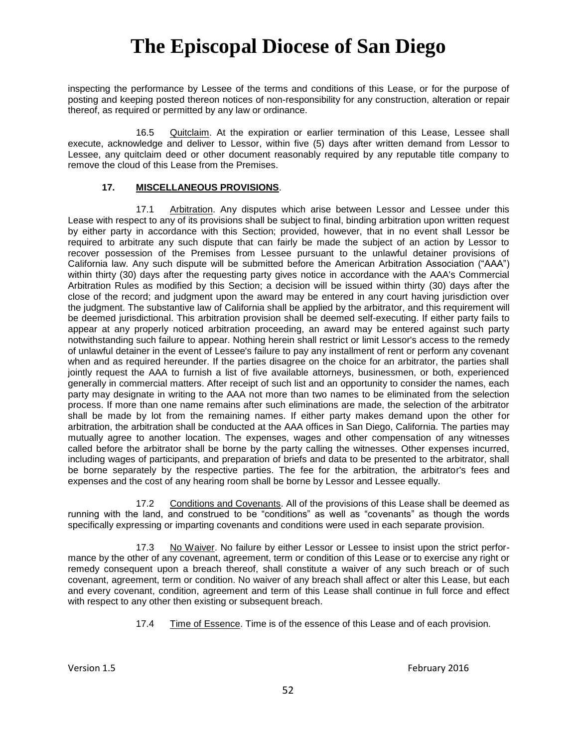inspecting the performance by Lessee of the terms and conditions of this Lease, or for the purpose of posting and keeping posted thereon notices of non-responsibility for any construction, alteration or repair thereof, as required or permitted by any law or ordinance.

16.5 Quitclaim. At the expiration or earlier termination of this Lease, Lessee shall execute, acknowledge and deliver to Lessor, within five (5) days after written demand from Lessor to Lessee, any quitclaim deed or other document reasonably required by any reputable title company to remove the cloud of this Lease from the Premises.

**17. MISCELLANEOUS PROVISIONS**.

17.1 Arbitration. Any disputes which arise between Lessor and Lessee under this Lease with respect to any of its provisions shall be subject to final, binding arbitration upon written request by either party in accordance with this Section; provided, however, that in no event shall Lessor be required to arbitrate any such dispute that can fairly be made the subject of an action by Lessor to recover possession of the Premises from Lessee pursuant to the unlawful detainer provisions of California law. Any such dispute will be submitted before the American Arbitration Association ("AAA") within thirty (30) days after the requesting party gives notice in accordance with the AAA's Commercial Arbitration Rules as modified by this Section; a decision will be issued within thirty (30) days after the close of the record; and judgment upon the award may be entered in any court having jurisdiction over the judgment. The substantive law of California shall be applied by the arbitrator, and this requirement will be deemed jurisdictional. This arbitration provision shall be deemed self-executing. If either party fails to appear at any properly noticed arbitration proceeding, an award may be entered against such party notwithstanding such failure to appear. Nothing herein shall restrict or limit Lessor's access to the remedy of unlawful detainer in the event of Lessee's failure to pay any installment of rent or perform any covenant when and as required hereunder. If the parties disagree on the choice for an arbitrator, the parties shall jointly request the AAA to furnish a list of five available attorneys, businessmen, or both, experienced generally in commercial matters. After receipt of such list and an opportunity to consider the names, each party may designate in writing to the AAA not more than two names to be eliminated from the selection process. If more than one name remains after such eliminations are made, the selection of the arbitrator shall be made by lot from the remaining names. If either party makes demand upon the other for arbitration, the arbitration shall be conducted at the AAA offices in San Diego, California. The parties may mutually agree to another location. The expenses, wages and other compensation of any witnesses called before the arbitrator shall be borne by the party calling the witnesses. Other expenses incurred, including wages of participants, and preparation of briefs and data to be presented to the arbitrator, shall be borne separately by the respective parties. The fee for the arbitration, the arbitrator's fees and expenses and the cost of any hearing room shall be borne by Lessor and Lessee equally.

17.2 Conditions and Covenants. All of the provisions of this Lease shall be deemed as running with the land, and construed to be "conditions" as well as "covenants" as though the words specifically expressing or imparting covenants and conditions were used in each separate provision.

17.3 No Waiver. No failure by either Lessor or Lessee to insist upon the strict performance by the other of any covenant, agreement, term or condition of this Lease or to exercise any right or remedy consequent upon a breach thereof, shall constitute a waiver of any such breach or of such covenant, agreement, term or condition. No waiver of any breach shall affect or alter this Lease, but each and every covenant, condition, agreement and term of this Lease shall continue in full force and effect with respect to any other then existing or subsequent breach.

17.4 Time of Essence. Time is of the essence of this Lease and of each provision.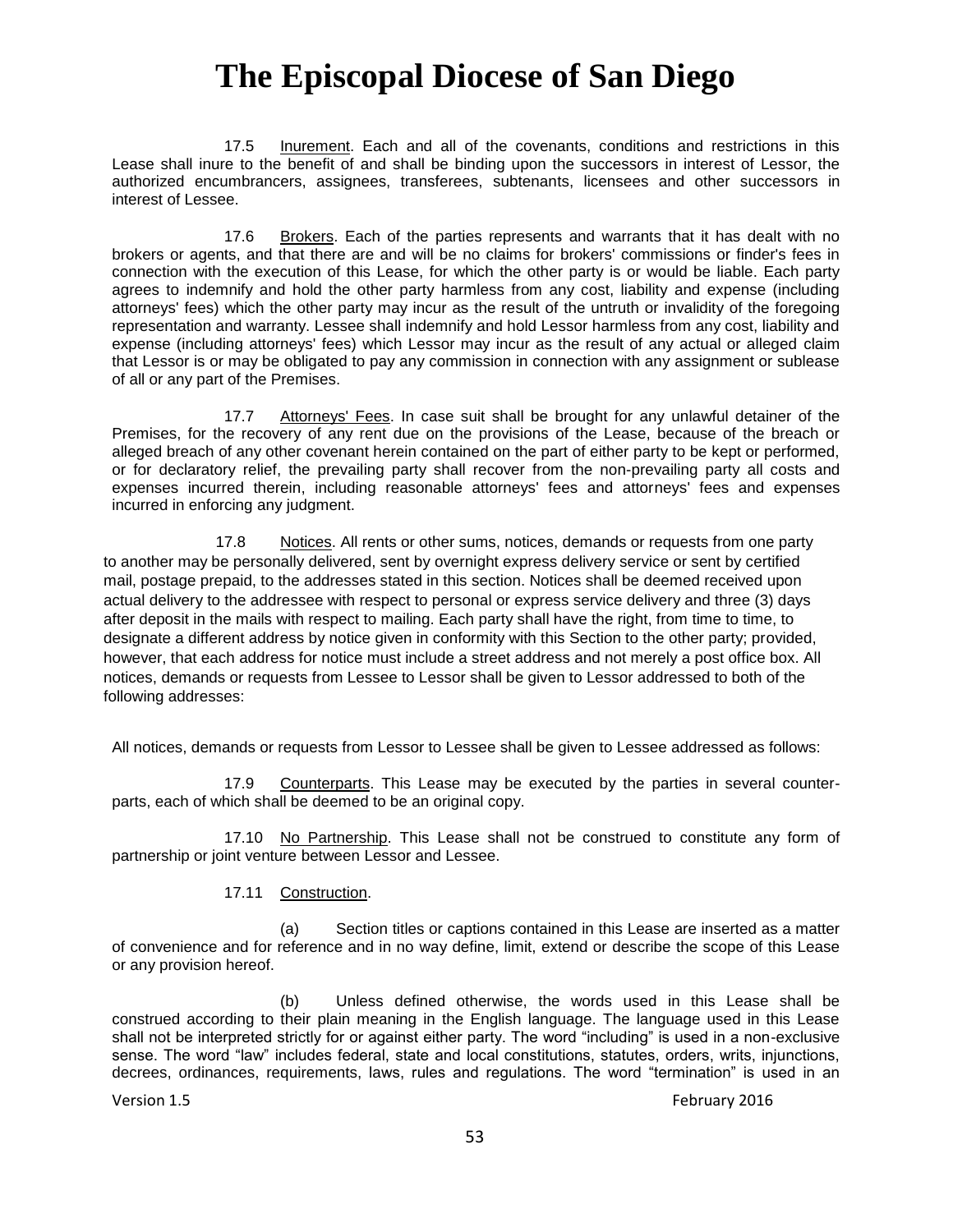17.5 Inurement. Each and all of the covenants, conditions and restrictions in this Lease shall inure to the benefit of and shall be binding upon the successors in interest of Lessor, the authorized encumbrancers, assignees, transferees, subtenants, licensees and other successors in interest of Lessee.

17.6 Brokers. Each of the parties represents and warrants that it has dealt with no brokers or agents, and that there are and will be no claims for brokers' commissions or finder's fees in connection with the execution of this Lease, for which the other party is or would be liable. Each party agrees to indemnify and hold the other party harmless from any cost, liability and expense (including attorneys' fees) which the other party may incur as the result of the untruth or invalidity of the foregoing representation and warranty. Lessee shall indemnify and hold Lessor harmless from any cost, liability and expense (including attorneys' fees) which Lessor may incur as the result of any actual or alleged claim that Lessor is or may be obligated to pay any commission in connection with any assignment or sublease of all or any part of the Premises.

17.7 Attorneys' Fees. In case suit shall be brought for any unlawful detainer of the Premises, for the recovery of any rent due on the provisions of the Lease, because of the breach or alleged breach of any other covenant herein contained on the part of either party to be kept or performed, or for declaratory relief, the prevailing party shall recover from the non-prevailing party all costs and expenses incurred therein, including reasonable attorneys' fees and attorneys' fees and expenses incurred in enforcing any judgment.

17.8 Notices. All rents or other sums, notices, demands or requests from one party to another may be personally delivered, sent by overnight express delivery service or sent by certified mail, postage prepaid, to the addresses stated in this section. Notices shall be deemed received upon actual delivery to the addressee with respect to personal or express service delivery and three (3) days after deposit in the mails with respect to mailing. Each party shall have the right, from time to time, to designate a different address by notice given in conformity with this Section to the other party; provided, however, that each address for notice must include a street address and not merely a post office box. All notices, demands or requests from Lessee to Lessor shall be given to Lessor addressed to both of the following addresses:

All notices, demands or requests from Lessor to Lessee shall be given to Lessee addressed as follows:

17.9 Counterparts. This Lease may be executed by the parties in several counterparts, each of which shall be deemed to be an original copy.

17.10 No Partnership. This Lease shall not be construed to constitute any form of partnership or joint venture between Lessor and Lessee.

17.11 Construction.

(a) Section titles or captions contained in this Lease are inserted as a matter of convenience and for reference and in no way define, limit, extend or describe the scope of this Lease or any provision hereof.

(b) Unless defined otherwise, the words used in this Lease shall be construed according to their plain meaning in the English language. The language used in this Lease shall not be interpreted strictly for or against either party. The word "including" is used in a non-exclusive sense. The word "law" includes federal, state and local constitutions, statutes, orders, writs, injunctions, decrees, ordinances, requirements, laws, rules and regulations. The word "termination" is used in an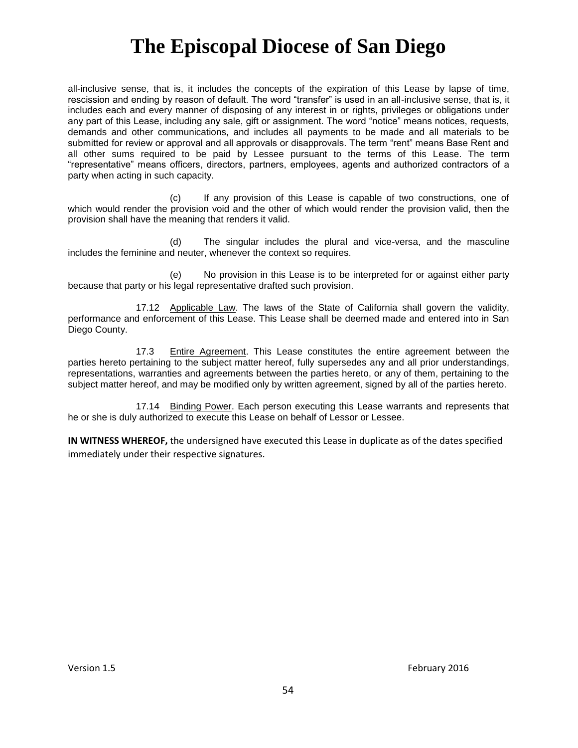all-inclusive sense, that is, it includes the concepts of the expiration of this Lease by lapse of time, rescission and ending by reason of default. The word "transfer" is used in an all-inclusive sense, that is, it includes each and every manner of disposing of any interest in or rights, privileges or obligations under any part of this Lease, including any sale, gift or assignment. The word "notice" means notices, requests, demands and other communications, and includes all payments to be made and all materials to be submitted for review or approval and all approvals or disapprovals. The term "rent" means Base Rent and all other sums required to be paid by Lessee pursuant to the terms of this Lease. The term "representative" means officers, directors, partners, employees, agents and authorized contractors of a party when acting in such capacity.

(c) If any provision of this Lease is capable of two constructions, one of which would render the provision void and the other of which would render the provision valid, then the provision shall have the meaning that renders it valid.

(d) The singular includes the plural and vice-versa, and the masculine includes the feminine and neuter, whenever the context so requires.

(e) No provision in this Lease is to be interpreted for or against either party because that party or his legal representative drafted such provision.

17.12 Applicable Law. The laws of the State of California shall govern the validity, performance and enforcement of this Lease. This Lease shall be deemed made and entered into in San Diego County.

17.3 Entire Agreement. This Lease constitutes the entire agreement between the parties hereto pertaining to the subject matter hereof, fully supersedes any and all prior understandings, representations, warranties and agreements between the parties hereto, or any of them, pertaining to the subject matter hereof, and may be modified only by written agreement, signed by all of the parties hereto.

17.14 Binding Power. Each person executing this Lease warrants and represents that he or she is duly authorized to execute this Lease on behalf of Lessor or Lessee.

**IN WITNESS WHEREOF,** the undersigned have executed this Lease in duplicate as of the dates specified immediately under their respective signatures.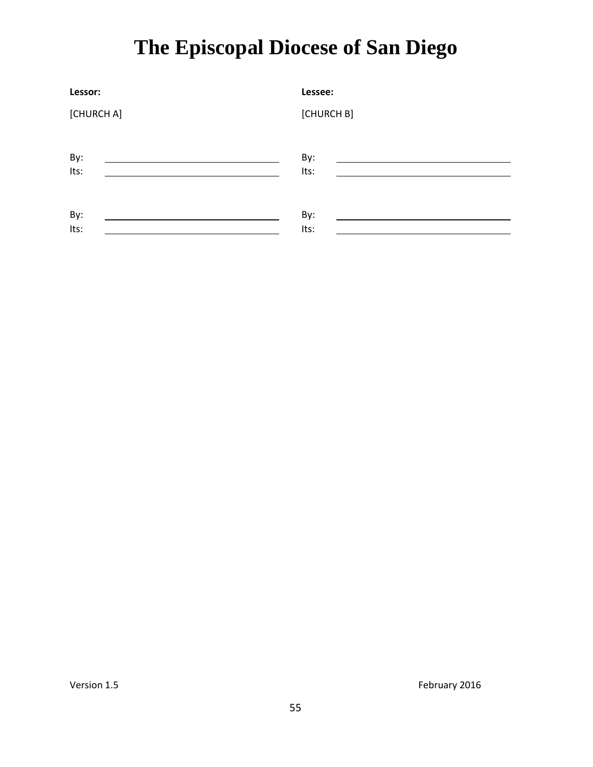# The Episcopal Diocese of San Diego

| **Lessor:** | | **Lessee:** | |
|---|---|---|---|
| [CHURCH A] | | [CHURCH B] | |
| By: | ______________________ | By: | ______________________ |
| Its: | ______________________ | Its: | ______________________ |
| By: | ______________________ | By: | ______________________ |
| Its: | ______________________ | Its: | ______________________ |

Version 1.5 February 2016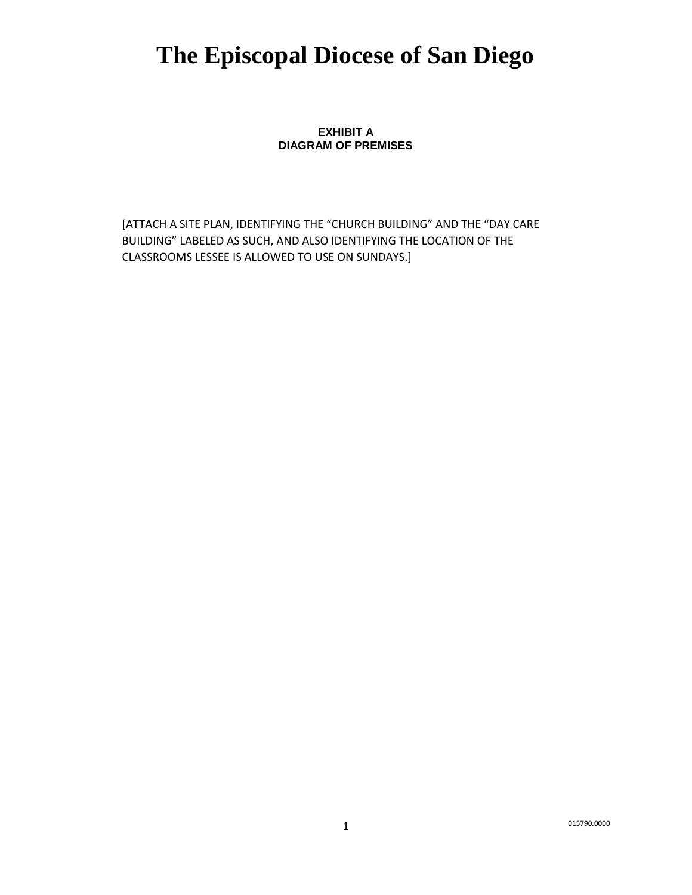# The Episcopal Diocese of San Diego

**EXHIBIT A**
**DIAGRAM OF PREMISES**

[ATTACH A SITE PLAN, IDENTIFYING THE “CHURCH BUILDING” AND THE “DAY CARE BUILDING” LABELED AS SUCH, AND ALSO IDENTIFYING THE LOCATION OF THE CLASSROOMS LESSEE IS ALLOWED TO USE ON SUNDAYS.]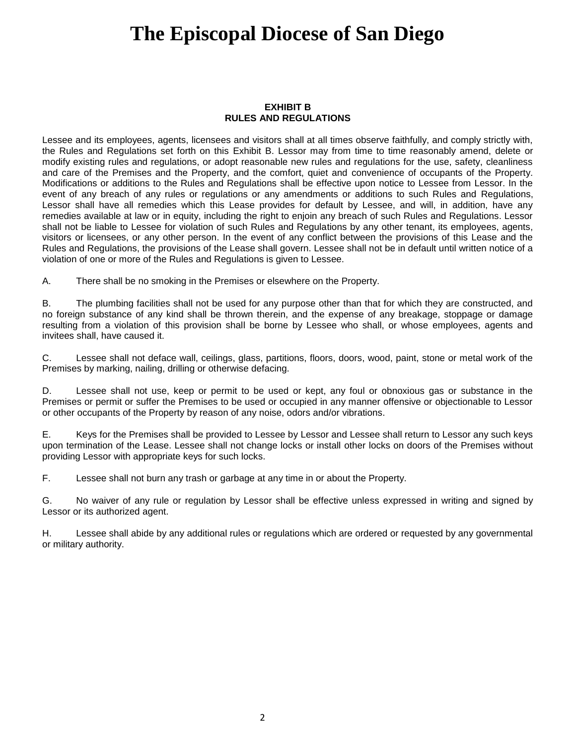# The Episcopal Diocese of San Diego

**EXHIBIT B**
**RULES AND REGULATIONS**

Lessee and its employees, agents, licensees and visitors shall at all times observe faithfully, and comply strictly with, the Rules and Regulations set forth on this Exhibit B. Lessor may from time to time reasonably amend, delete or modify existing rules and regulations, or adopt reasonable new rules and regulations for the use, safety, cleanliness and care of the Premises and the Property, and the comfort, quiet and convenience of occupants of the Property. Modifications or additions to the Rules and Regulations shall be effective upon notice to Lessee from Lessor. In the event of any breach of any rules or regulations or any amendments or additions to such Rules and Regulations, Lessor shall have all remedies which this Lease provides for default by Lessee, and will, in addition, have any remedies available at law or in equity, including the right to enjoin any breach of such Rules and Regulations. Lessor shall not be liable to Lessee for violation of such Rules and Regulations by any other tenant, its employees, agents, visitors or licensees, or any other person. In the event of any conflict between the provisions of this Lease and the Rules and Regulations, the provisions of the Lease shall govern. Lessee shall not be in default until written notice of a violation of one or more of the Rules and Regulations is given to Lessee.

A. There shall be no smoking in the Premises or elsewhere on the Property.

B. The plumbing facilities shall not be used for any purpose other than that for which they are constructed, and no foreign substance of any kind shall be thrown therein, and the expense of any breakage, stoppage or damage resulting from a violation of this provision shall be borne by Lessee who shall, or whose employees, agents and invitees shall, have caused it.

C. Lessee shall not deface wall, ceilings, glass, partitions, floors, doors, wood, paint, stone or metal work of the Premises by marking, nailing, drilling or otherwise defacing.

D. Lessee shall not use, keep or permit to be used or kept, any foul or obnoxious gas or substance in the Premises or permit or suffer the Premises to be used or occupied in any manner offensive or objectionable to Lessor or other occupants of the Property by reason of any noise, odors and/or vibrations.

E. Keys for the Premises shall be provided to Lessee by Lessor and Lessee shall return to Lessor any such keys upon termination of the Lease. Lessee shall not change locks or install other locks on doors of the Premises without providing Lessor with appropriate keys for such locks.

F. Lessee shall not burn any trash or garbage at any time in or about the Property.

G. No waiver of any rule or regulation by Lessor shall be effective unless expressed in writing and signed by Lessor or its authorized agent.

H. Lessee shall abide by any additional rules or regulations which are ordered or requested by any governmental or military authority.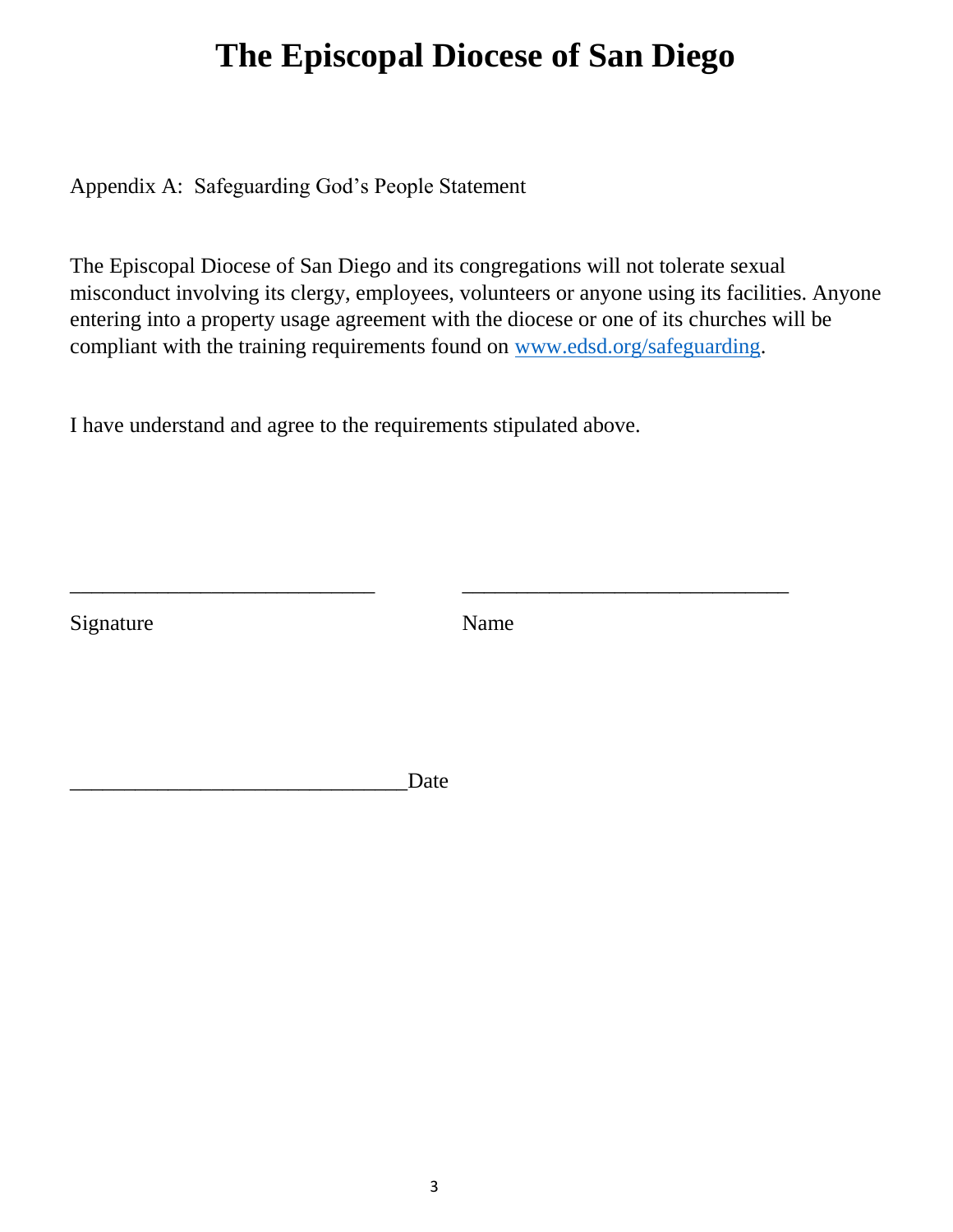# The Episcopal Diocese of San Diego

Appendix A: Safeguarding God's People Statement

The Episcopal Diocese of San Diego and its congregations will not tolerate sexual misconduct involving its clergy, employees, volunteers or anyone using its facilities. Anyone entering into a property usage agreement with the diocese or one of its churches will be compliant with the training requirements found on [www.edsd.org/safeguarding](www.edsd.org/safeguarding).

I have understand and agree to the requirements stipulated above.

_____________________________ _______________________________

Signature Name

________________________________Date